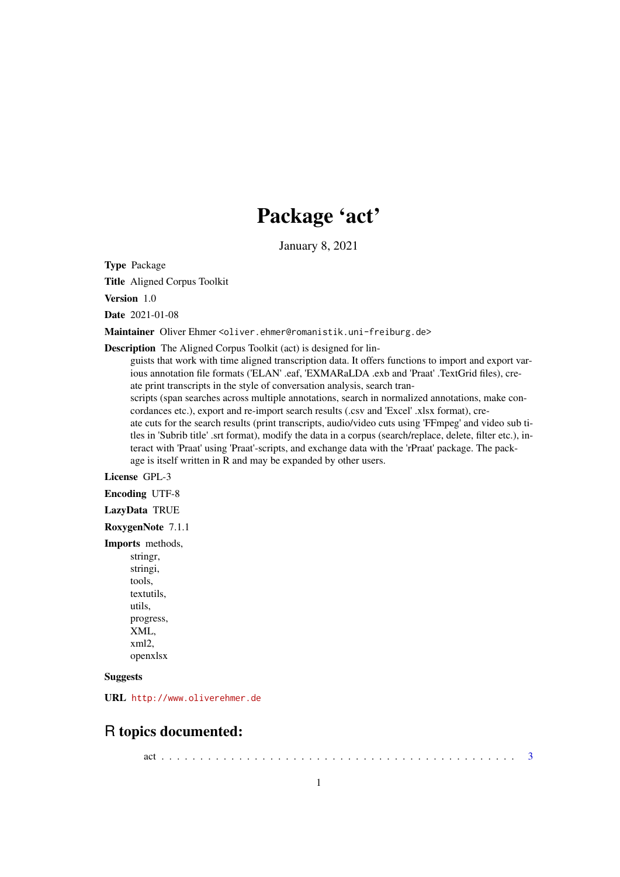# Package 'act'

January 8, 2021

**Type** Package

**Title** Aligned Corpus Toolkit

**Version** 1.0

**Date** 2021-01-08

**Maintainer** Oliver Ehmer <oliver.ehmer@romanistik.uni-freiburg.de>

**Description** The Aligned Corpus Toolkit (act) is designed for linguists that work with time aligned transcription data. It offers functions to import and export various annotation file formats ('ELAN' .eaf, 'EXMARaLDA .exb and 'Praat' .TextGrid files), create print transcripts in the style of conversation analysis, search transcripts (span searches across multiple annotations, search in normalized annotations, make concordances etc.), export and re-import search results (.csv and 'Excel' .xlsx format), create cuts for the search results (print transcripts, audio/video cuts using 'FFmpeg' and video sub titles in 'Subrib title' .srt format), modify the data in a corpus (search/replace, delete, filter etc.), interact with 'Praat' using 'Praat'-scripts, and exchange data with the 'rPraat' package. The package is itself written in R and may be expanded by other users.

**License** GPL-3

**Encoding** UTF-8

**LazyData** TRUE

**RoxygenNote** 7.1.1

**Imports** methods,
stringr,
stringi,
tools,
textutils,
utils,
progress,
XML,
xml2,
openxlsx

**Suggests**

**URL** http://www.oliverehmer.de

## R topics documented:

act . . . . . . . . . . . . . . . . . . . . . . . . . . . . . . . . . . . . . . . . . . . . 3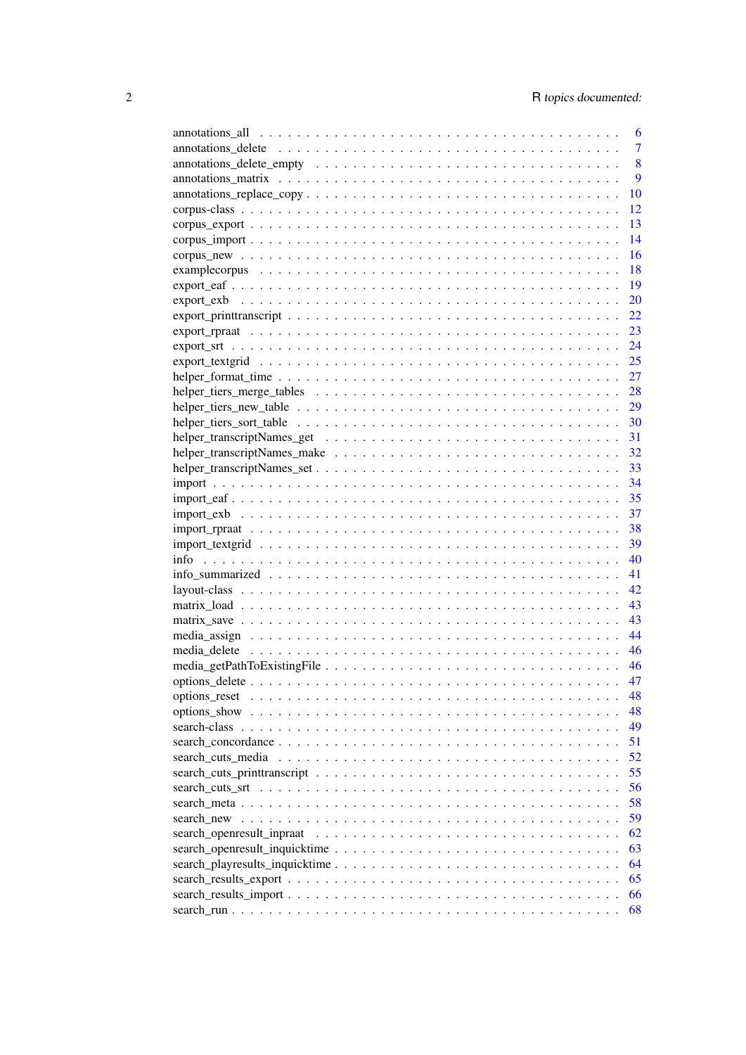annotations_all . . . . . . . . . . . . . . . . . . . . . . . . . . . . . . . . . . . . 6
annotations_delete . . . . . . . . . . . . . . . . . . . . . . . . . . . . . . . . . . . 7
annotations_delete_empty . . . . . . . . . . . . . . . . . . . . . . . . . . . . . . . . 8
annotations_matrix . . . . . . . . . . . . . . . . . . . . . . . . . . . . . . . . . . . 9
annotations_replace_copy . . . . . . . . . . . . . . . . . . . . . . . . . . . . . . . . 10
corpus-class . . . . . . . . . . . . . . . . . . . . . . . . . . . . . . . . . . . . . . 12
corpus_export . . . . . . . . . . . . . . . . . . . . . . . . . . . . . . . . . . . . . 13
corpus_import . . . . . . . . . . . . . . . . . . . . . . . . . . . . . . . . . . . . . 14
corpus_new . . . . . . . . . . . . . . . . . . . . . . . . . . . . . . . . . . . . . . 16
examplecorpus . . . . . . . . . . . . . . . . . . . . . . . . . . . . . . . . . . . . . 18
export_eaf . . . . . . . . . . . . . . . . . . . . . . . . . . . . . . . . . . . . . . . 19
export_exb . . . . . . . . . . . . . . . . . . . . . . . . . . . . . . . . . . . . . . . 20
export_printtranscript . . . . . . . . . . . . . . . . . . . . . . . . . . . . . . . . . 22
export_rpraat . . . . . . . . . . . . . . . . . . . . . . . . . . . . . . . . . . . . . 23
export_srt . . . . . . . . . . . . . . . . . . . . . . . . . . . . . . . . . . . . . . . 24
export_textgrid . . . . . . . . . . . . . . . . . . . . . . . . . . . . . . . . . . . . 25
helper_format_time . . . . . . . . . . . . . . . . . . . . . . . . . . . . . . . . . . 27
helper_tiers_merge_tables . . . . . . . . . . . . . . . . . . . . . . . . . . . . . . 28
helper_tiers_new_table . . . . . . . . . . . . . . . . . . . . . . . . . . . . . . . . 29
helper_tiers_sort_table . . . . . . . . . . . . . . . . . . . . . . . . . . . . . . . . 30
helper_transcriptNames_get . . . . . . . . . . . . . . . . . . . . . . . . . . . . . . 31
helper_transcriptNames_make . . . . . . . . . . . . . . . . . . . . . . . . . . . . . 32
helper_transcriptNames_set . . . . . . . . . . . . . . . . . . . . . . . . . . . . . . 33
import . . . . . . . . . . . . . . . . . . . . . . . . . . . . . . . . . . . . . . . . . 34
import_eaf . . . . . . . . . . . . . . . . . . . . . . . . . . . . . . . . . . . . . . . 35
import_exb . . . . . . . . . . . . . . . . . . . . . . . . . . . . . . . . . . . . . . . 37
import_rpraat . . . . . . . . . . . . . . . . . . . . . . . . . . . . . . . . . . . . . 38
import_textgrid . . . . . . . . . . . . . . . . . . . . . . . . . . . . . . . . . . . . 39
info . . . . . . . . . . . . . . . . . . . . . . . . . . . . . . . . . . . . . . . . . . 40
info_summarized . . . . . . . . . . . . . . . . . . . . . . . . . . . . . . . . . . . . 41
layout-class . . . . . . . . . . . . . . . . . . . . . . . . . . . . . . . . . . . . . . 42
matrix_load . . . . . . . . . . . . . . . . . . . . . . . . . . . . . . . . . . . . . . 43
matrix_save . . . . . . . . . . . . . . . . . . . . . . . . . . . . . . . . . . . . . . 43
media_assign . . . . . . . . . . . . . . . . . . . . . . . . . . . . . . . . . . . . . 44
media_delete . . . . . . . . . . . . . . . . . . . . . . . . . . . . . . . . . . . . . 46
media_getPathToExistingFile . . . . . . . . . . . . . . . . . . . . . . . . . . . . . 46
options_delete . . . . . . . . . . . . . . . . . . . . . . . . . . . . . . . . . . . . 47
options_reset . . . . . . . . . . . . . . . . . . . . . . . . . . . . . . . . . . . . . 48
options_show . . . . . . . . . . . . . . . . . . . . . . . . . . . . . . . . . . . . . 48
search-class . . . . . . . . . . . . . . . . . . . . . . . . . . . . . . . . . . . . . . 49
search_concordance . . . . . . . . . . . . . . . . . . . . . . . . . . . . . . . . . . 51
search_cuts_media . . . . . . . . . . . . . . . . . . . . . . . . . . . . . . . . . . . 52
search_cuts_printtranscript . . . . . . . . . . . . . . . . . . . . . . . . . . . . . . 55
search_cuts_srt . . . . . . . . . . . . . . . . . . . . . . . . . . . . . . . . . . . . 56
search_meta . . . . . . . . . . . . . . . . . . . . . . . . . . . . . . . . . . . . . . 58
search_new . . . . . . . . . . . . . . . . . . . . . . . . . . . . . . . . . . . . . . 59
search_openresult_inpraat . . . . . . . . . . . . . . . . . . . . . . . . . . . . . . 62
search_openresult_inquicktime . . . . . . . . . . . . . . . . . . . . . . . . . . . . 63
search_playresults_inquicktime . . . . . . . . . . . . . . . . . . . . . . . . . . . . 64
search_results_export . . . . . . . . . . . . . . . . . . . . . . . . . . . . . . . . . 65
search_results_import . . . . . . . . . . . . . . . . . . . . . . . . . . . . . . . . . 66
search_run . . . . . . . . . . . . . . . . . . . . . . . . . . . . . . . . . . . . . . . 68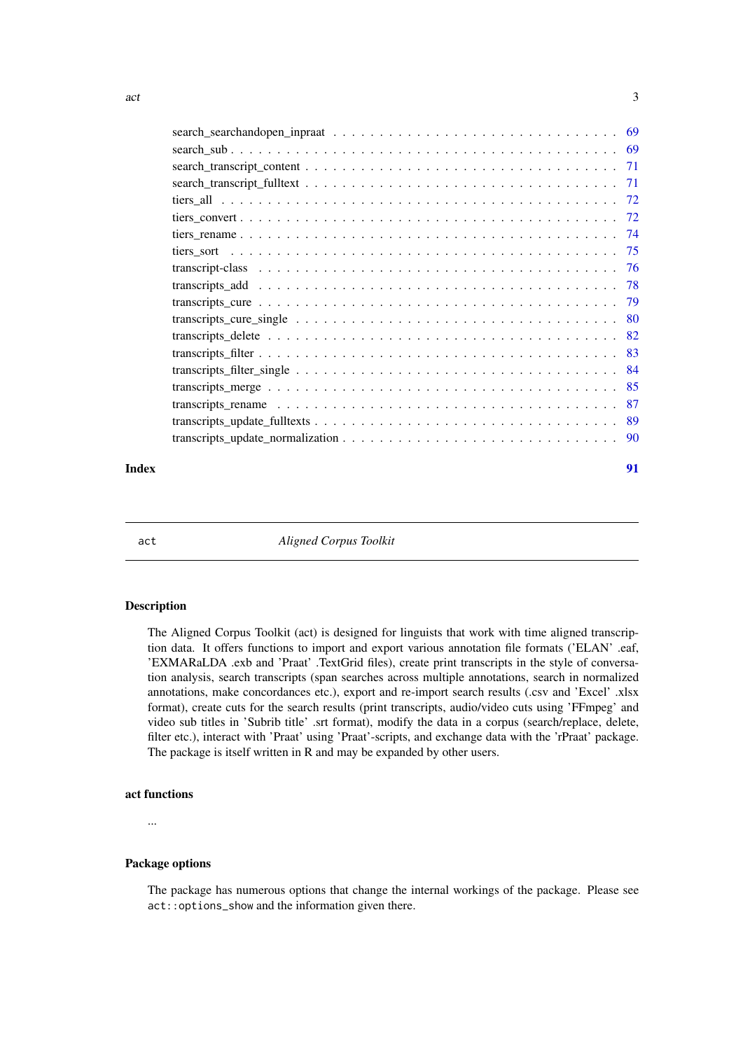search_searchandopen_inpraat . . . . . . . . . . . . . . . . . . . . . . . . . . . . . 69
search_sub . . . . . . . . . . . . . . . . . . . . . . . . . . . . . . . . . . . . . . . 69
search_transcript_content . . . . . . . . . . . . . . . . . . . . . . . . . . . . . . . 71
search_transcript_fulltext . . . . . . . . . . . . . . . . . . . . . . . . . . . . . . . 71
tiers_all . . . . . . . . . . . . . . . . . . . . . . . . . . . . . . . . . . . . . . . . 72
tiers_convert . . . . . . . . . . . . . . . . . . . . . . . . . . . . . . . . . . . . . . 72
tiers_rename . . . . . . . . . . . . . . . . . . . . . . . . . . . . . . . . . . . . . . 74
tiers_sort . . . . . . . . . . . . . . . . . . . . . . . . . . . . . . . . . . . . . . . 75
transcript-class . . . . . . . . . . . . . . . . . . . . . . . . . . . . . . . . . . . . 76
transcripts_add . . . . . . . . . . . . . . . . . . . . . . . . . . . . . . . . . . . . 78
transcripts_cure . . . . . . . . . . . . . . . . . . . . . . . . . . . . . . . . . . . . 79
transcripts_cure_single . . . . . . . . . . . . . . . . . . . . . . . . . . . . . . . . 80
transcripts_delete . . . . . . . . . . . . . . . . . . . . . . . . . . . . . . . . . . . 82
transcripts_filter . . . . . . . . . . . . . . . . . . . . . . . . . . . . . . . . . . . 83
transcripts_filter_single . . . . . . . . . . . . . . . . . . . . . . . . . . . . . . . 84
transcripts_merge . . . . . . . . . . . . . . . . . . . . . . . . . . . . . . . . . . . 85
transcripts_rename . . . . . . . . . . . . . . . . . . . . . . . . . . . . . . . . . . . 87
transcripts_update_fulltexts . . . . . . . . . . . . . . . . . . . . . . . . . . . . . . 89
transcripts_update_normalization . . . . . . . . . . . . . . . . . . . . . . . . . . . . 90

**Index** **91**

---

act *Aligned Corpus Toolkit*

---

## Description

The Aligned Corpus Toolkit (act) is designed for linguists that work with time aligned transcription data. It offers functions to import and export various annotation file formats ('ELAN' .eaf, 'EXMARaLDA .exb and 'Praat' .TextGrid files), create print transcripts in the style of conversation analysis, search transcripts (span searches across multiple annotations, search in normalized annotations, make concordances etc.), export and re-import search results (.csv and 'Excel' .xlsx format), create cuts for the search results (print transcripts, audio/video cuts using 'FFmpeg' and video sub titles in 'Subrib title' .srt format), modify the data in a corpus (search/replace, delete, filter etc.), interact with 'Praat' using 'Praat'-scripts, and exchange data with the 'rPraat' package. The package is itself written in R and may be expanded by other users.

## act functions

...

## Package options

The package has numerous options that change the internal workings of the package. Please see `act::options_show` and the information given there.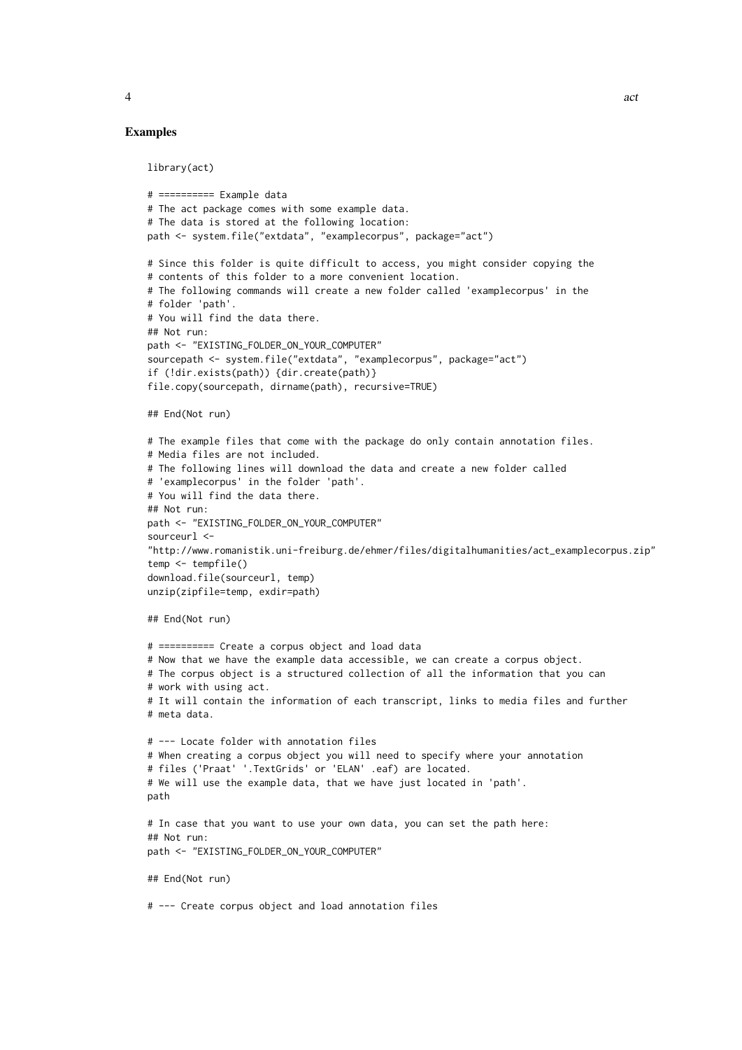### Examples

```
library(act)

# ========== Example data
# The act package comes with some example data.
# The data is stored at the following location:
path <- system.file("extdata", "examplecorpus", package="act")

# Since this folder is quite difficult to access, you might consider copying the
# contents of this folder to a more convenient location.
# The following commands will create a new folder called 'examplecorpus' in the
# folder 'path'.
# You will find the data there.
## Not run:
path <- "EXISTING_FOLDER_ON_YOUR_COMPUTER"
sourcepath <- system.file("extdata", "examplecorpus", package="act")
if (!dir.exists(path)) {dir.create(path)}
file.copy(sourcepath, dirname(path), recursive=TRUE)

## End(Not run)

# The example files that come with the package do only contain annotation files.
# Media files are not included.
# The following lines will download the data and create a new folder called
# 'examplecorpus' in the folder 'path'.
# You will find the data there.
## Not run:
path <- "EXISTING_FOLDER_ON_YOUR_COMPUTER"
sourceurl <-
"http://www.romanistik.uni-freiburg.de/ehmer/files/digitalhumanities/act_examplecorpus.zip"
temp <- tempfile()
download.file(sourceurl, temp)
unzip(zipfile=temp, exdir=path)

## End(Not run)

# ========== Create a corpus object and load data
# Now that we have the example data accessible, we can create a corpus object.
# The corpus object is a structured collection of all the information that you can
# work with using act.
# It will contain the information of each transcript, links to media files and further
# meta data.

# --- Locate folder with annotation files
# When creating a corpus object you will need to specify where your annotation
# files ('Praat' '.TextGrids' or 'ELAN' .eaf) are located.
# We will use the example data, that we have just located in 'path'.
path

# In case that you want to use your own data, you can set the path here:
## Not run:
path <- "EXISTING_FOLDER_ON_YOUR_COMPUTER"

## End(Not run)

# --- Create corpus object and load annotation files
```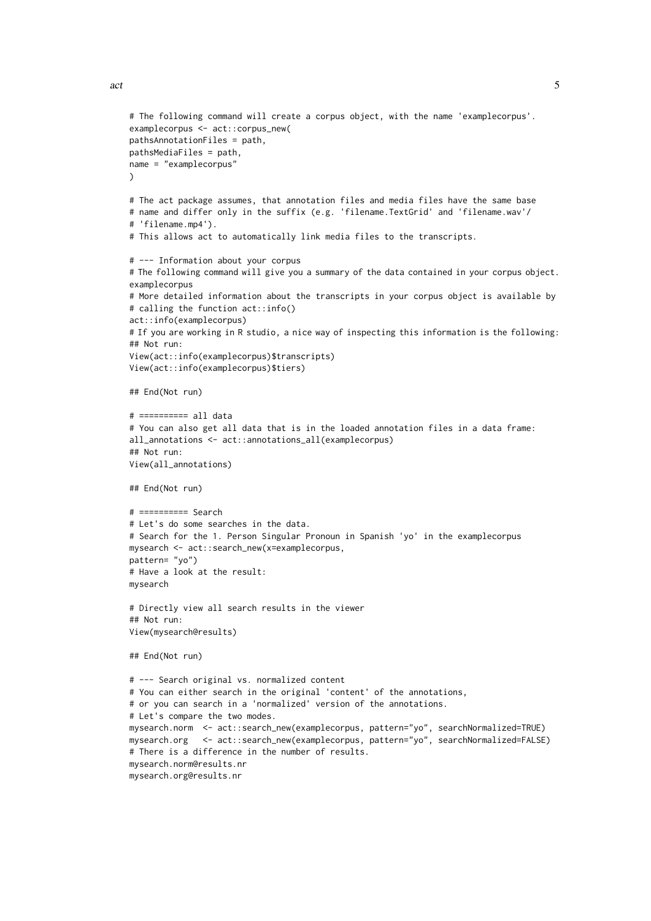```
# The following command will create a corpus object, with the name 'examplecorpus'.
examplecorpus <- act::corpus_new(
pathsAnnotationFiles = path,
pathsMediaFiles = path,
name = "examplecorpus"
)

# The act package assumes, that annotation files and media files have the same base
# name and differ only in the suffix (e.g. 'filename.TextGrid' and 'filename.wav'/
# 'filename.mp4').
# This allows act to automatically link media files to the transcripts.

# --- Information about your corpus
# The following command will give you a summary of the data contained in your corpus object.
examplecorpus
# More detailed information about the transcripts in your corpus object is available by
# calling the function act::info()
act::info(examplecorpus)
# If you are working in R studio, a nice way of inspecting this information is the following:
## Not run:
View(act::info(examplecorpus)$transcripts)
View(act::info(examplecorpus)$tiers)

## End(Not run)

# ========== all data
# You can also get all data that is in the loaded annotation files in a data frame:
all_annotations <- act::annotations_all(examplecorpus)
## Not run:
View(all_annotations)

## End(Not run)

# ========== Search
# Let's do some searches in the data.
# Search for the 1. Person Singular Pronoun in Spanish 'yo' in the examplecorpus
mysearch <- act::search_new(x=examplecorpus,
pattern= "yo")
# Have a look at the result:
mysearch

# Directly view all search results in the viewer
## Not run:
View(mysearch@results)

## End(Not run)

# --- Search original vs. normalized content
# You can either search in the original 'content' of the annotations,
# or you can search in a 'normalized' version of the annotations.
# Let's compare the two modes.
mysearch.norm  <- act::search_new(examplecorpus, pattern="yo", searchNormalized=TRUE)
mysearch.org   <- act::search_new(examplecorpus, pattern="yo", searchNormalized=FALSE)
# There is a difference in the number of results.
mysearch.norm@results.nr
mysearch.org@results.nr
```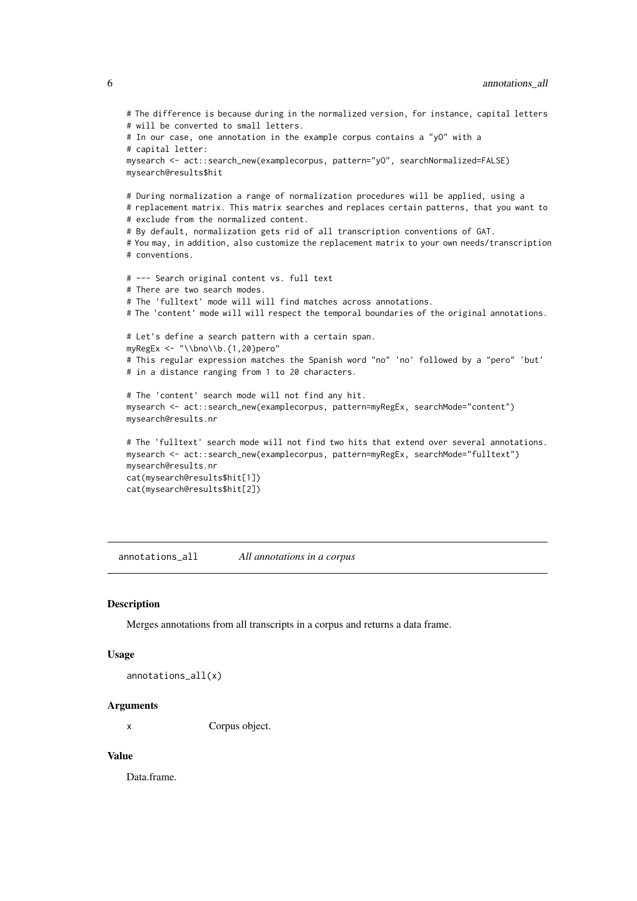```
# The difference is because during in the normalized version, for instance, capital letters
# will be converted to small letters.
# In our case, one annotation in the example corpus contains a "yO" with a
# capital letter:
mysearch <- act::search_new(examplecorpus, pattern="yO", searchNormalized=FALSE)
mysearch@results$hit

# During normalization a range of normalization procedures will be applied, using a
# replacement matrix. This matrix searches and replaces certain patterns, that you want to
# exclude from the normalized content.
# By default, normalization gets rid of all transcription conventions of GAT.
# You may, in addition, also customize the replacement matrix to your own needs/transcription
# conventions.

# --- Search original content vs. full text
# There are two search modes.
# The 'fulltext' mode will will find matches across annotations.
# The 'content' mode will will respect the temporal boundaries of the original annotations.

# Let's define a search pattern with a certain span.
myRegEx <- "\\bno\\b.{1,20}pero"
# This regular expression matches the Spanish word "no" 'no' followed by a "pero" 'but'
# in a distance ranging from 1 to 20 characters.

# The 'content' search mode will not find any hit.
mysearch <- act::search_new(examplecorpus, pattern=myRegEx, searchMode="content")
mysearch@results.nr

# The 'fulltext' search mode will not find two hits that extend over several annotations.
mysearch <- act::search_new(examplecorpus, pattern=myRegEx, searchMode="fulltext")
mysearch@results.nr
cat(mysearch@results$hit[1])
cat(mysearch@results$hit[2])
```

---

## annotations_all — *All annotations in a corpus*

### Description

Merges annotations from all transcripts in a corpus and returns a data frame.

### Usage

```
annotations_all(x)
```

### Arguments

| | |
|---|---|
| x | Corpus object. |

### Value

Data.frame.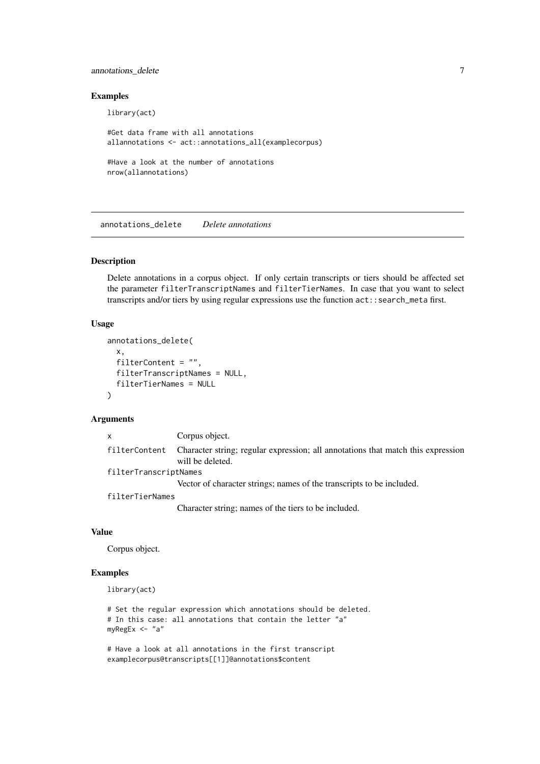### Examples

```
library(act)

#Get data frame with all annotations
allannotations <- act::annotations_all(examplecorpus)

#Have a look at the number of annotations
nrow(allannotations)
```

## annotations_delete *Delete annotations*

### Description

Delete annotations in a corpus object. If only certain transcripts or tiers should be affected set the parameter `filterTranscriptNames` and `filterTierNames`. In case that you want to select transcripts and/or tiers by using regular expressions use the function `act::search_meta` first.

### Usage

```
annotations_delete(
  x,
  filterContent = "",
  filterTranscriptNames = NULL,
  filterTierNames = NULL
)
```

### Arguments

| Argument | Description |
|---|---|
| `x` | Corpus object. |
| `filterContent` | Character string; regular expression; all annotations that match this expression will be deleted. |
| `filterTranscriptNames` | Vector of character strings; names of the transcripts to be included. |
| `filterTierNames` | Character string; names of the tiers to be included. |

### Value

Corpus object.

### Examples

```
library(act)

# Set the regular expression which annotations should be deleted.
# In this case: all annotations that contain the letter "a"
myRegEx <- "a"

# Have a look at all annotations in the first transcript
examplecorpus@transcripts[[1]]@annotations$content
```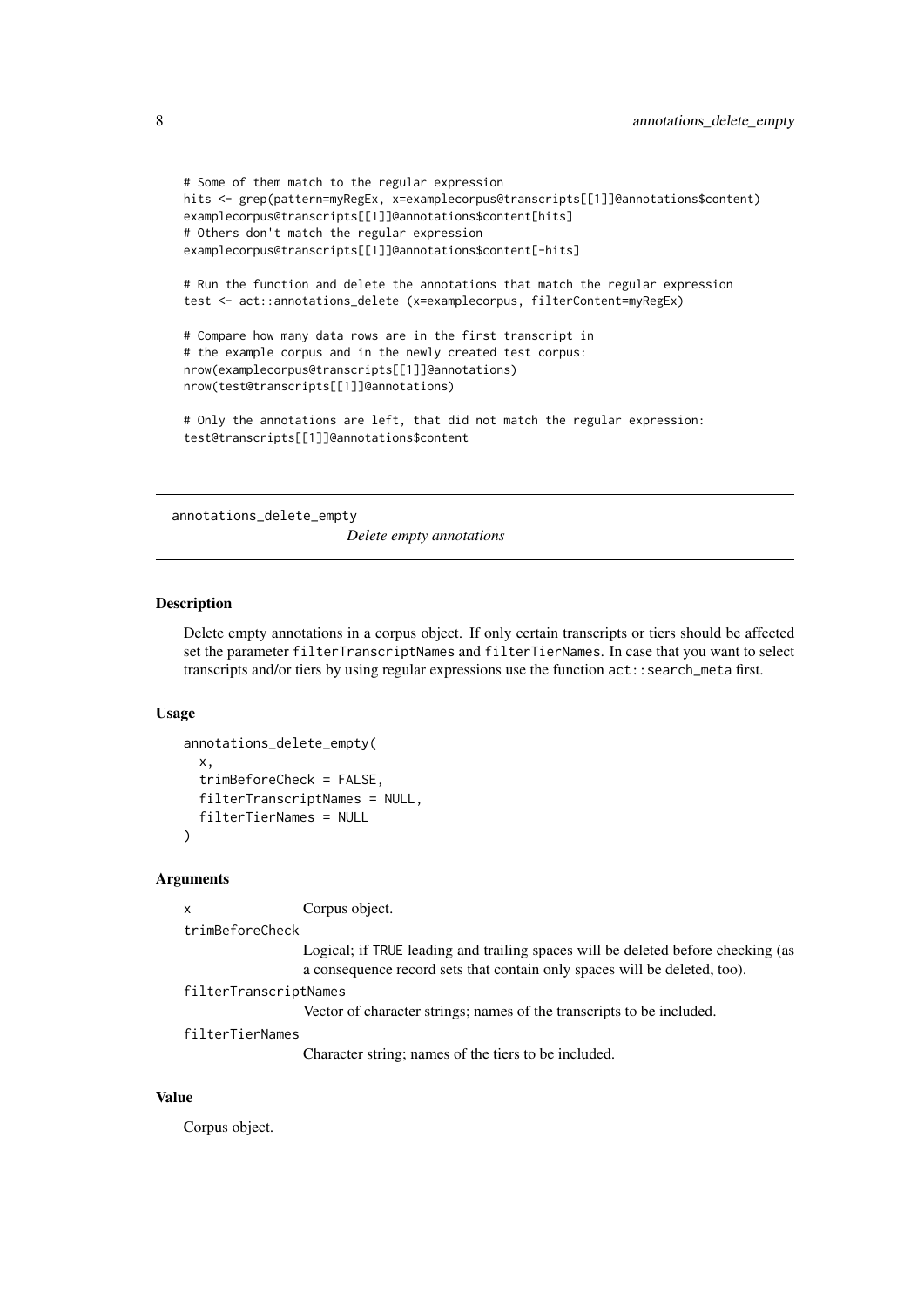```
# Some of them match to the regular expression
hits <- grep(pattern=myRegEx, x=examplecorpus@transcripts[[1]]@annotations$content)
examplecorpus@transcripts[[1]]@annotations$content[hits]
# Others don't match the regular expression
examplecorpus@transcripts[[1]]@annotations$content[-hits]

# Run the function and delete the annotations that match the regular expression
test <- act::annotations_delete (x=examplecorpus, filterContent=myRegEx)

# Compare how many data rows are in the first transcript in
# the example corpus and in the newly created test corpus:
nrow(examplecorpus@transcripts[[1]]@annotations)
nrow(test@transcripts[[1]]@annotations)

# Only the annotations are left, that did not match the regular expression:
test@transcripts[[1]]@annotations$content
```

## annotations_delete_empty    *Delete empty annotations*

### Description

Delete empty annotations in a corpus object. If only certain transcripts or tiers should be affected set the parameter `filterTranscriptNames` and `filterTierNames`. In case that you want to select transcripts and/or tiers by using regular expressions use the function `act::search_meta` first.

### Usage

```
annotations_delete_empty(
  x,
  trimBeforeCheck = FALSE,
  filterTranscriptNames = NULL,
  filterTierNames = NULL
)
```

### Arguments

`x` Corpus object.

`trimBeforeCheck` Logical; if `TRUE` leading and trailing spaces will be deleted before checking (as a consequence record sets that contain only spaces will be deleted, too).

`filterTranscriptNames` Vector of character strings; names of the transcripts to be included.

`filterTierNames` Character string; names of the tiers to be included.

### Value

Corpus object.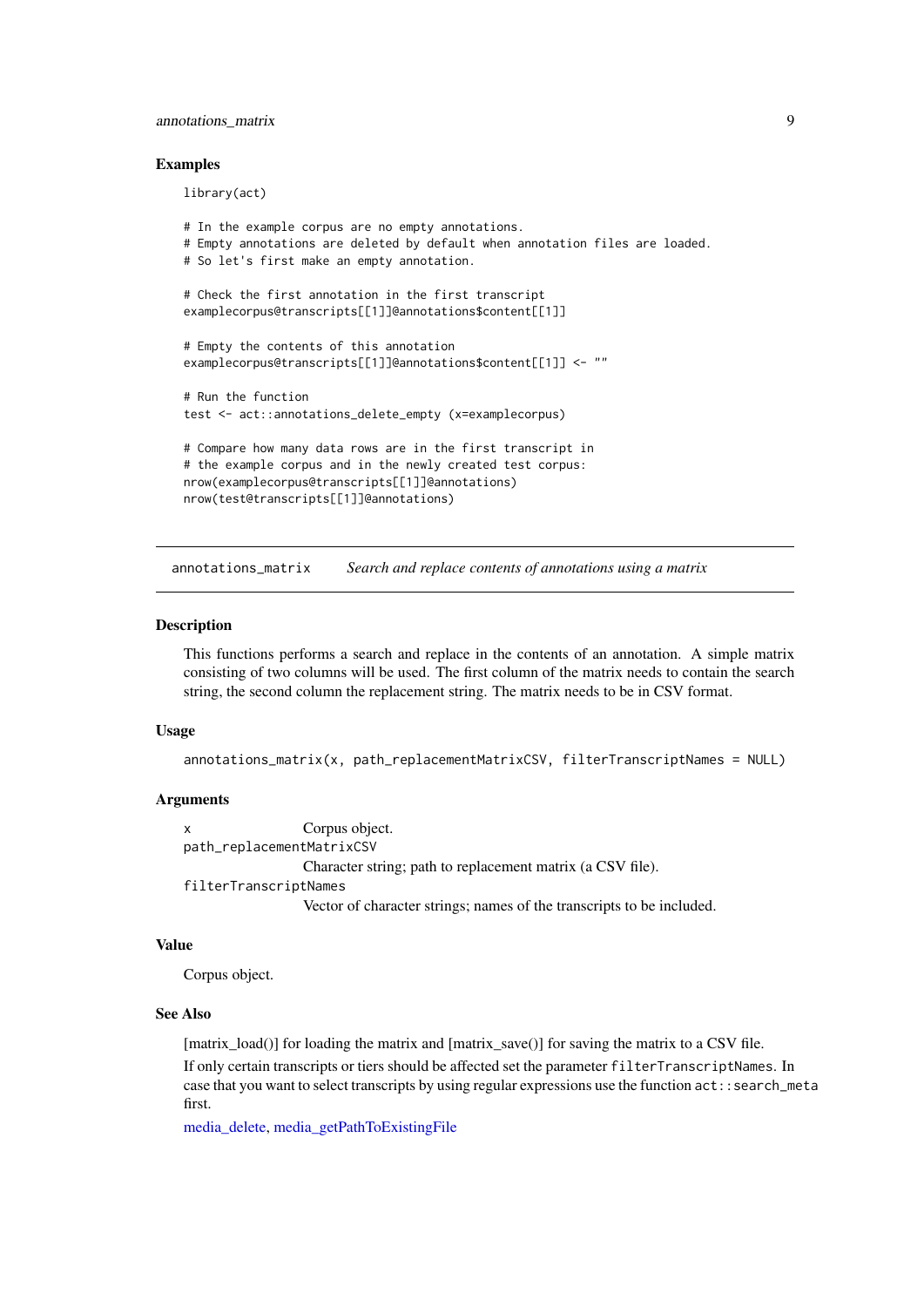### Examples

```
library(act)

# In the example corpus are no empty annotations.
# Empty annotations are deleted by default when annotation files are loaded.
# So let's first make an empty annotation.

# Check the first annotation in the first transcript
examplecorpus@transcripts[[1]]@annotations$content[[1]]

# Empty the contents of this annotation
examplecorpus@transcripts[[1]]@annotations$content[[1]] <- ""

# Run the function
test <- act::annotations_delete_empty (x=examplecorpus)

# Compare how many data rows are in the first transcript in
# the example corpus and in the newly created test corpus:
nrow(examplecorpus@transcripts[[1]]@annotations)
nrow(test@transcripts[[1]]@annotations)
```

---

## annotations_matrix — *Search and replace contents of annotations using a matrix*

### Description

This functions performs a search and replace in the contents of an annotation. A simple matrix consisting of two columns will be used. The first column of the matrix needs to contain the search string, the second column the replacement string. The matrix needs to be in CSV format.

### Usage

```
annotations_matrix(x, path_replacementMatrixCSV, filterTranscriptNames = NULL)
```

### Arguments

- `x` — Corpus object.
- `path_replacementMatrixCSV` — Character string; path to replacement matrix (a CSV file).
- `filterTranscriptNames` — Vector of character strings; names of the transcripts to be included.

### Value

Corpus object.

### See Also

[matrix_load()] for loading the matrix and [matrix_save()] for saving the matrix to a CSV file.

If only certain transcripts or tiers should be affected set the parameter `filterTranscriptNames`. In case that you want to select transcripts by using regular expressions use the function `act::search_meta` first.

media_delete, media_getPathToExistingFile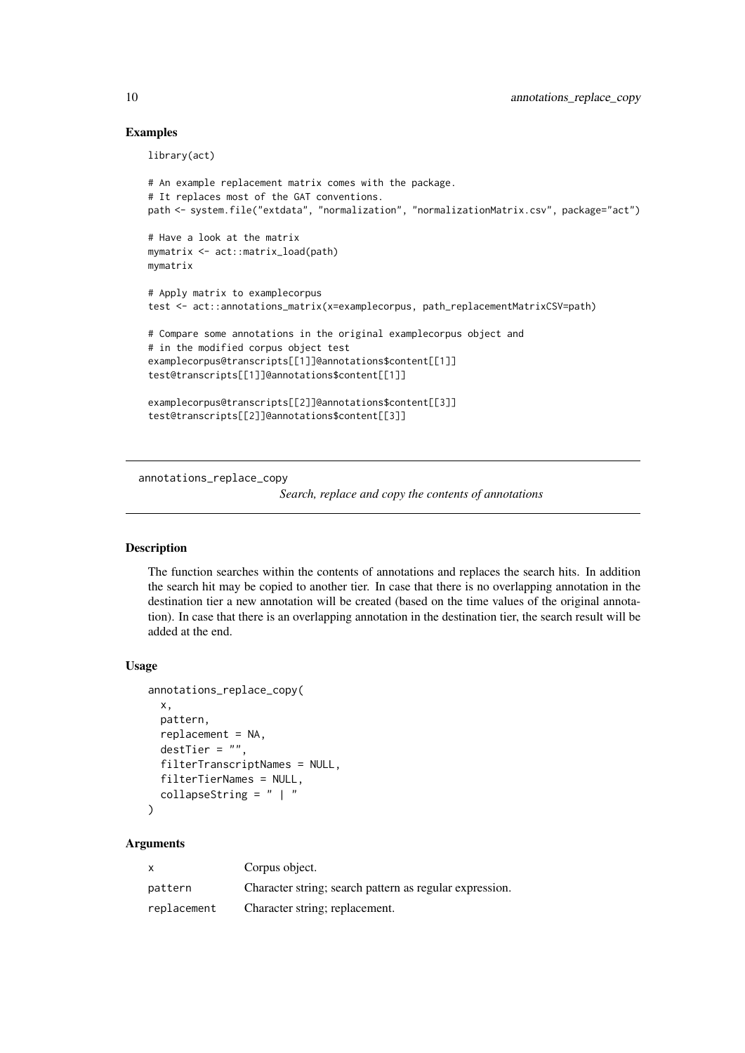### Examples

```
library(act)

# An example replacement matrix comes with the package.
# It replaces most of the GAT conventions.
path <- system.file("extdata", "normalization", "normalizationMatrix.csv", package="act")

# Have a look at the matrix
mymatrix <- act::matrix_load(path)
mymatrix

# Apply matrix to examplecorpus
test <- act::annotations_matrix(x=examplecorpus, path_replacementMatrixCSV=path)

# Compare some annotations in the original examplecorpus object and
# in the modified corpus object test
examplecorpus@transcripts[[1]]@annotations$content[[1]]
test@transcripts[[1]]@annotations$content[[1]]

examplecorpus@transcripts[[2]]@annotations$content[[3]]
test@transcripts[[2]]@annotations$content[[3]]
```

---

## annotations_replace_copy

*Search, replace and copy the contents of annotations*

---

### Description

The function searches within the contents of annotations and replaces the search hits. In addition the search hit may be copied to another tier. In case that there is no overlapping annotation in the destination tier a new annotation will be created (based on the time values of the original annotation). In case that there is an overlapping annotation in the destination tier, the search result will be added at the end.

### Usage

```
annotations_replace_copy(
  x,
  pattern,
  replacement = NA,
  destTier = "",
  filterTranscriptNames = NULL,
  filterTierNames = NULL,
  collapseString = " | "
)
```

### Arguments

| | |
|---|---|
| x | Corpus object. |
| pattern | Character string; search pattern as regular expression. |
| replacement | Character string; replacement. |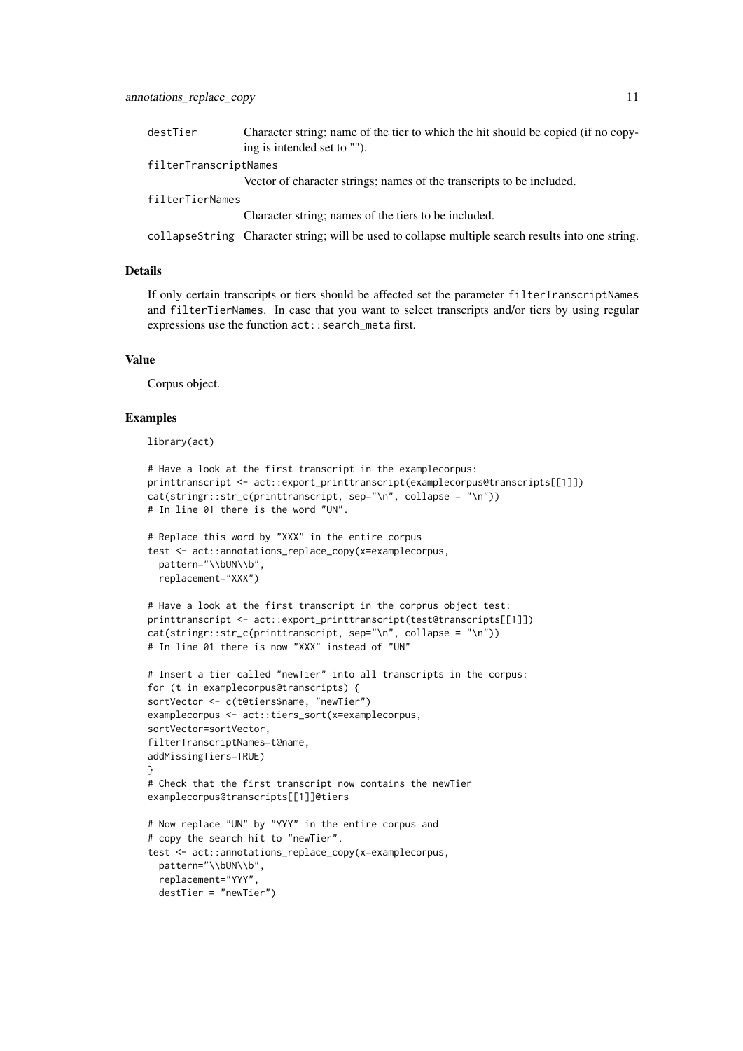destTier Character string; name of the tier to which the hit should be copied (if no copying is intended set to "").

filterTranscriptNames
Vector of character strings; names of the transcripts to be included.

filterTierNames
Character string; names of the tiers to be included.

collapseString Character string; will be used to collapse multiple search results into one string.

## Details

If only certain transcripts or tiers should be affected set the parameter `filterTranscriptNames` and `filterTierNames`. In case that you want to select transcripts and/or tiers by using regular expressions use the function `act::search_meta` first.

## Value

Corpus object.

## Examples

```
library(act)

# Have a look at the first transcript in the examplecorpus:
printtranscript <- act::export_printtranscript(examplecorpus@transcripts[[1]])
cat(stringr::str_c(printtranscript, sep="\n", collapse = "\n"))
# In line 01 there is the word "UN".

# Replace this word by "XXX" in the entire corpus
test <- act::annotations_replace_copy(x=examplecorpus,
  pattern="\\bUN\\b",
  replacement="XXX")

# Have a look at the first transcript in the corprus object test:
printtranscript <- act::export_printtranscript(test@transcripts[[1]])
cat(stringr::str_c(printtranscript, sep="\n", collapse = "\n"))
# In line 01 there is now "XXX" instead of "UN"

# Insert a tier called "newTier" into all transcripts in the corpus:
for (t in examplecorpus@transcripts) {
sortVector <- c(t@tiers$name, "newTier")
examplecorpus <- act::tiers_sort(x=examplecorpus,
sortVector=sortVector,
filterTranscriptNames=t@name,
addMissingTiers=TRUE)
}
# Check that the first transcript now contains the newTier
examplecorpus@transcripts[[1]]@tiers

# Now replace "UN" by "YYY" in the entire corpus and
# copy the search hit to "newTier".
test <- act::annotations_replace_copy(x=examplecorpus,
  pattern="\\bUN\\b",
  replacement="YYY",
  destTier = "newTier")
```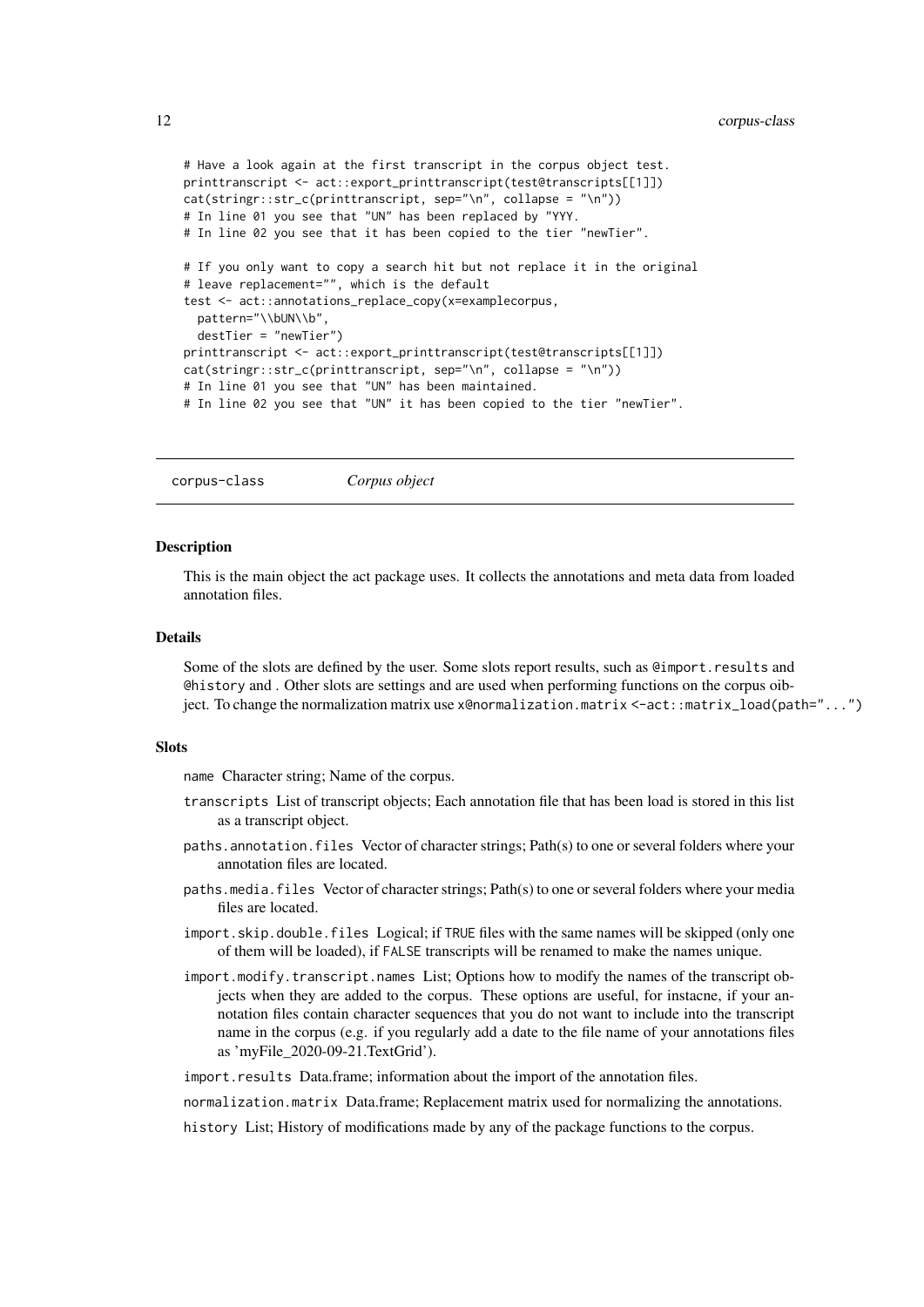```
# Have a look again at the first transcript in the corpus object test.
printtranscript <- act::export_printtranscript(test@transcripts[[1]])
cat(stringr::str_c(printtranscript, sep="\n", collapse = "\n"))
# In line 01 you see that "UN" has been replaced by "YYY.
# In line 02 you see that it has been copied to the tier "newTier".

# If you only want to copy a search hit but not replace it in the original
# leave replacement="", which is the default
test <- act::annotations_replace_copy(x=examplecorpus,
  pattern="\\bUN\\b",
  destTier = "newTier")
printtranscript <- act::export_printtranscript(test@transcripts[[1]])
cat(stringr::str_c(printtranscript, sep="\n", collapse = "\n"))
# In line 01 you see that "UN" has been maintained.
# In line 02 you see that "UN" it has been copied to the tier "newTier".
```

## corpus-class    *Corpus object*

### Description

This is the main object the act package uses. It collects the annotations and meta data from loaded annotation files.

### Details

Some of the slots are defined by the user. Some slots report results, such as `@import.results` and `@history` and . Other slots are settings and are used when performing functions on the corpus oibject. To change the normalization matrix use `x@normalization.matrix <-act::matrix_load(path="...")`

### Slots

`name` Character string; Name of the corpus.

`transcripts` List of transcript objects; Each annotation file that has been load is stored in this list as a transcript object.

`paths.annotation.files` Vector of character strings; Path(s) to one or several folders where your annotation files are located.

`paths.media.files` Vector of character strings; Path(s) to one or several folders where your media files are located.

`import.skip.double.files` Logical; if `TRUE` files with the same names will be skipped (only one of them will be loaded), if `FALSE` transcripts will be renamed to make the names unique.

`import.modify.transcript.names` List; Options how to modify the names of the transcript objects when they are added to the corpus. These options are useful, for instacne, if your annotation files contain character sequences that you do not want to include into the transcript name in the corpus (e.g. if you regularly add a date to the file name of your annotations files as 'myFile_2020-09-21.TextGrid').

`import.results` Data.frame; information about the import of the annotation files.

`normalization.matrix` Data.frame; Replacement matrix used for normalizing the annotations.

`history` List; History of modifications made by any of the package functions to the corpus.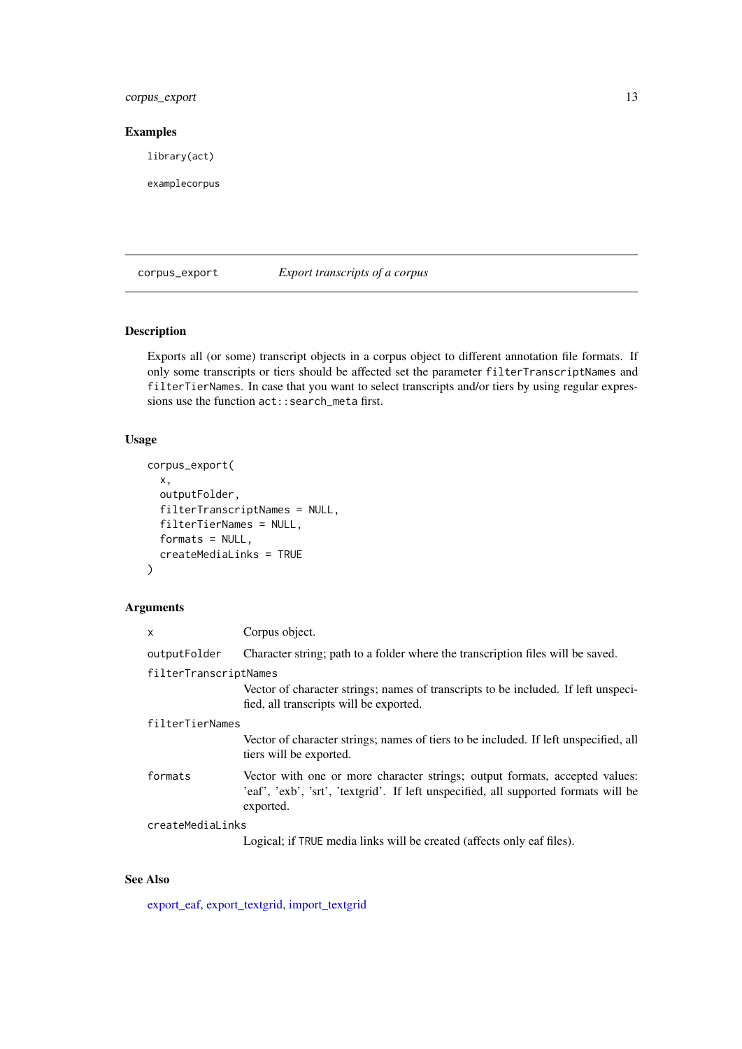### Examples

```
library(act)

examplecorpus
```

## corpus_export — *Export transcripts of a corpus*

### Description

Exports all (or some) transcript objects in a corpus object to different annotation file formats. If only some transcripts or tiers should be affected set the parameter `filterTranscriptNames` and `filterTierNames`. In case that you want to select transcripts and/or tiers by using regular expressions use the function `act::search_meta` first.

### Usage

```
corpus_export(
  x,
  outputFolder,
  filterTranscriptNames = NULL,
  filterTierNames = NULL,
  formats = NULL,
  createMediaLinks = TRUE
)
```

### Arguments

| | |
|---|---|
| `x` | Corpus object. |
| `outputFolder` | Character string; path to a folder where the transcription files will be saved. |
| `filterTranscriptNames` | Vector of character strings; names of transcripts to be included. If left unspecified, all transcripts will be exported. |
| `filterTierNames` | Vector of character strings; names of tiers to be included. If left unspecified, all tiers will be exported. |
| `formats` | Vector with one or more character strings; output formats, accepted values: 'eaf', 'exb', 'srt', 'textgrid'. If left unspecified, all supported formats will be exported. |
| `createMediaLinks` | Logical; if `TRUE` media links will be created (affects only eaf files). |

### See Also

export_eaf, export_textgrid, import_textgrid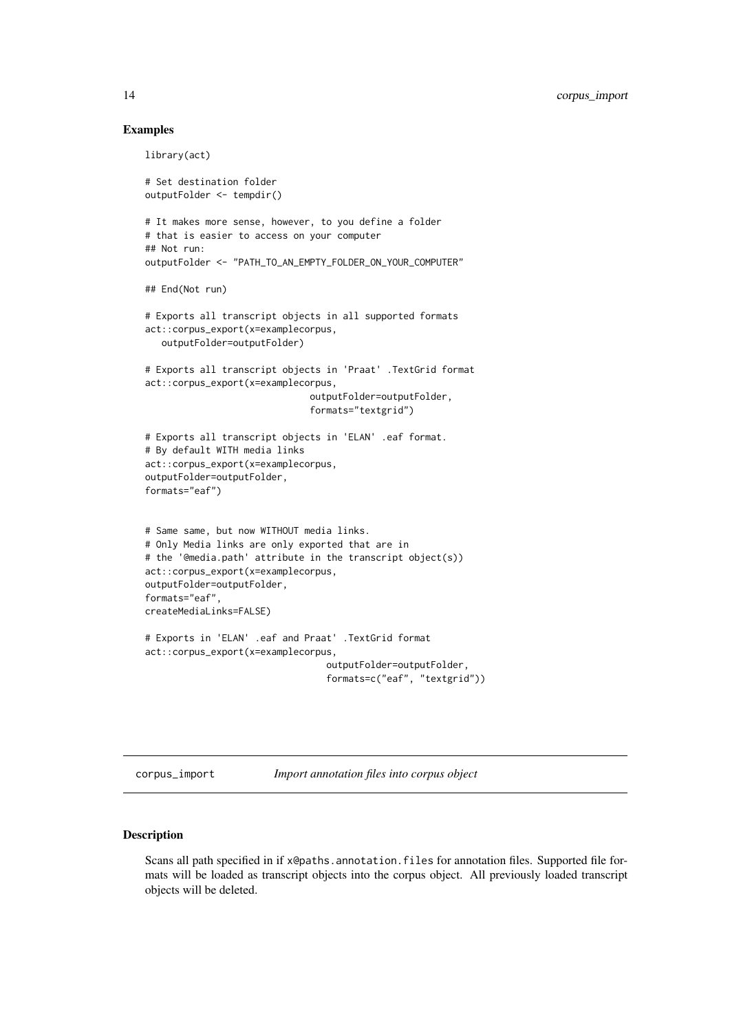### Examples

```
library(act)

# Set destination folder
outputFolder <- tempdir()

# It makes more sense, however, to you define a folder
# that is easier to access on your computer
## Not run:
outputFolder <- "PATH_TO_AN_EMPTY_FOLDER_ON_YOUR_COMPUTER"

## End(Not run)

# Exports all transcript objects in all supported formats
act::corpus_export(x=examplecorpus,
   outputFolder=outputFolder)

# Exports all transcript objects in 'Praat' .TextGrid format
act::corpus_export(x=examplecorpus,
                              outputFolder=outputFolder,
                              formats="textgrid")

# Exports all transcript objects in 'ELAN' .eaf format.
# By default WITH media links
act::corpus_export(x=examplecorpus,
outputFolder=outputFolder,
formats="eaf")


# Same same, but now WITHOUT media links.
# Only Media links are only exported that are in
# the '@media.path' attribute in the transcript object(s))
act::corpus_export(x=examplecorpus,
outputFolder=outputFolder,
formats="eaf",
createMediaLinks=FALSE)

# Exports in 'ELAN' .eaf and Praat' .TextGrid format
act::corpus_export(x=examplecorpus,
                                 outputFolder=outputFolder,
                                 formats=c("eaf", "textgrid"))
```

## corpus_import    *Import annotation files into corpus object*

### Description

Scans all path specified in if `x@paths.annotation.files` for annotation files. Supported file formats will be loaded as transcript objects into the corpus object. All previously loaded transcript objects will be deleted.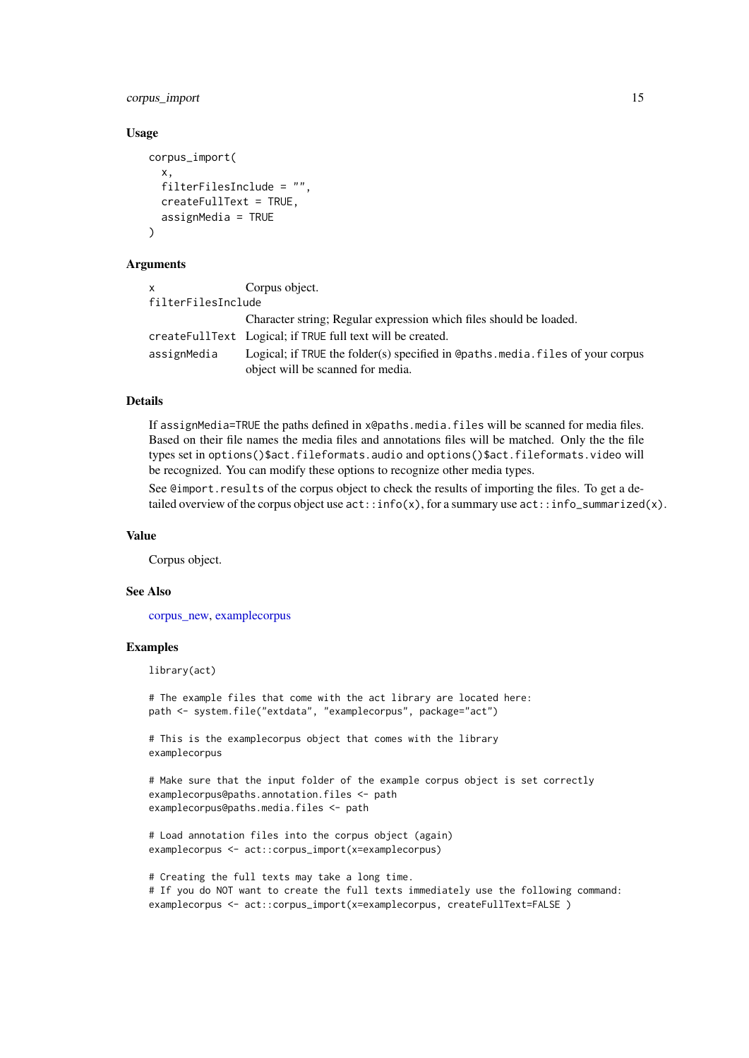### Usage

```
corpus_import(
  x,
  filterFilesInclude = "",
  createFullText = TRUE,
  assignMedia = TRUE
)
```

### Arguments

| | |
|---|---|
| `x` | Corpus object. |
| `filterFilesInclude` | Character string; Regular expression which files should be loaded. |
| `createFullText` | Logical; if `TRUE` full text will be created. |
| `assignMedia` | Logical; if `TRUE` the folder(s) specified in `@paths.media.files` of your corpus object will be scanned for media. |

### Details

If `assignMedia=TRUE` the paths defined in `x@paths.media.files` will be scanned for media files. Based on their file names the media files and annotations files will be matched. Only the the file types set in `options()$act.fileformats.audio` and `options()$act.fileformats.video` will be recognized. You can modify these options to recognize other media types.

See `@import.results` of the corpus object to check the results of importing the files. To get a detailed overview of the corpus object use `act::info(x)`, for a summary use `act::info_summarized(x)`.

### Value

Corpus object.

### See Also

corpus_new, examplecorpus

### Examples

```
library(act)

# The example files that come with the act library are located here:
path <- system.file("extdata", "examplecorpus", package="act")

# This is the examplecorpus object that comes with the library
examplecorpus

# Make sure that the input folder of the example corpus object is set correctly
examplecorpus@paths.annotation.files <- path
examplecorpus@paths.media.files <- path

# Load annotation files into the corpus object (again)
examplecorpus <- act::corpus_import(x=examplecorpus)

# Creating the full texts may take a long time.
# If you do NOT want to create the full texts immediately use the following command:
examplecorpus <- act::corpus_import(x=examplecorpus, createFullText=FALSE )
```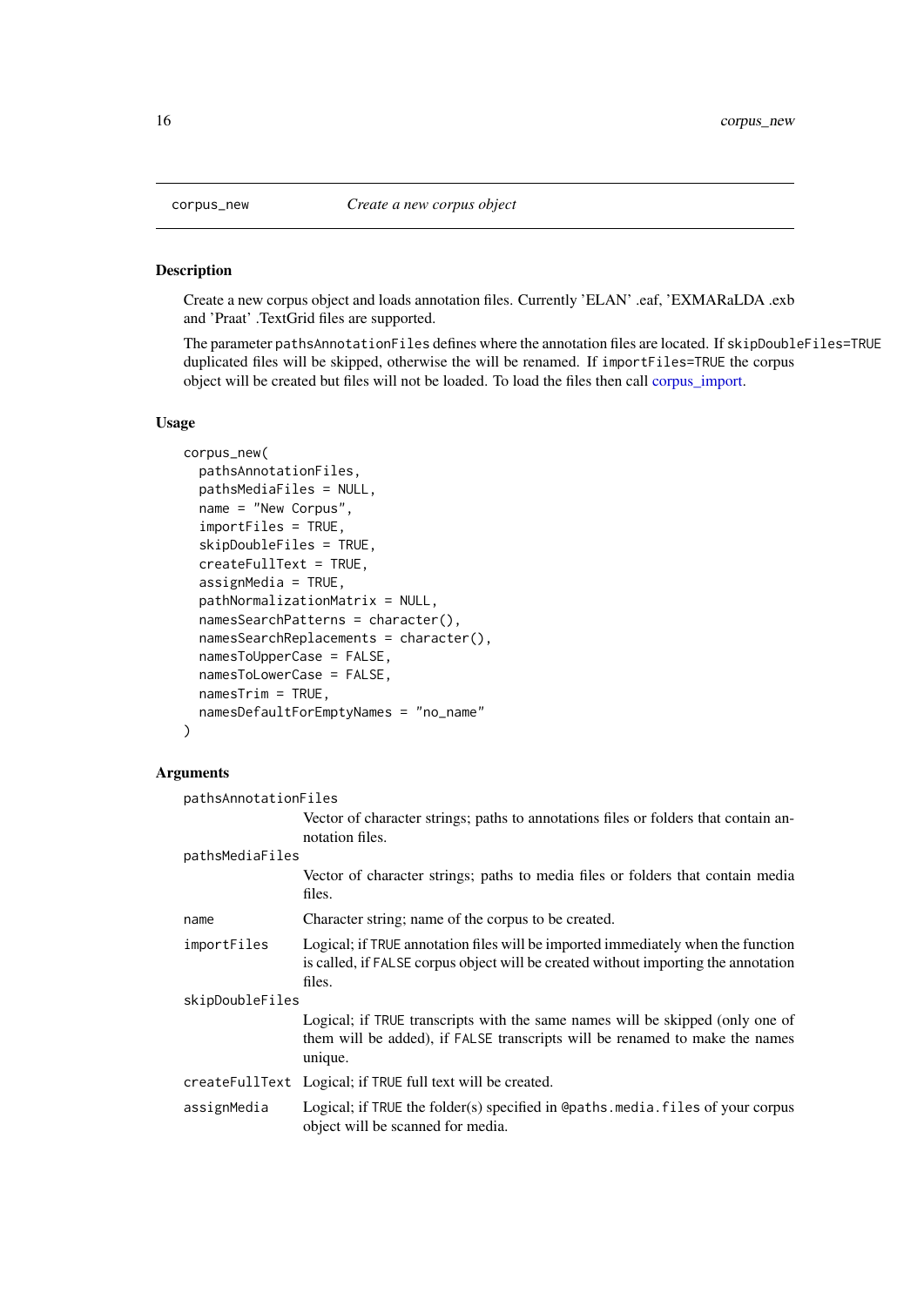corpus_new *Create a new corpus object*

### Description

Create a new corpus object and loads annotation files. Currently 'ELAN' .eaf, 'EXMARaLDA .exb and 'Praat' .TextGrid files are supported.

The parameter `pathsAnnotationFiles` defines where the annotation files are located. If `skipDoubleFiles=TRUE` duplicated files will be skipped, otherwise the will be renamed. If `importFiles=TRUE` the corpus object will be created but files will not be loaded. To load the files then call corpus_import.

### Usage

```
corpus_new(
  pathsAnnotationFiles,
  pathsMediaFiles = NULL,
  name = "New Corpus",
  importFiles = TRUE,
  skipDoubleFiles = TRUE,
  createFullText = TRUE,
  assignMedia = TRUE,
  pathNormalizationMatrix = NULL,
  namesSearchPatterns = character(),
  namesSearchReplacements = character(),
  namesToUpperCase = FALSE,
  namesToLowerCase = FALSE,
  namesTrim = TRUE,
  namesDefaultForEmptyNames = "no_name"
)
```

### Arguments

`pathsAnnotationFiles`
: Vector of character strings; paths to annotations files or folders that contain annotation files.

`pathsMediaFiles`
: Vector of character strings; paths to media files or folders that contain media files.

`name`
: Character string; name of the corpus to be created.

`importFiles`
: Logical; if `TRUE` annotation files will be imported immediately when the function is called, if `FALSE` corpus object will be created without importing the annotation files.

`skipDoubleFiles`
: Logical; if `TRUE` transcripts with the same names will be skipped (only one of them will be added), if `FALSE` transcripts will be renamed to make the names unique.

`createFullText`
: Logical; if `TRUE` full text will be created.

`assignMedia`
: Logical; if `TRUE` the folder(s) specified in `@paths.media.files` of your corpus object will be scanned for media.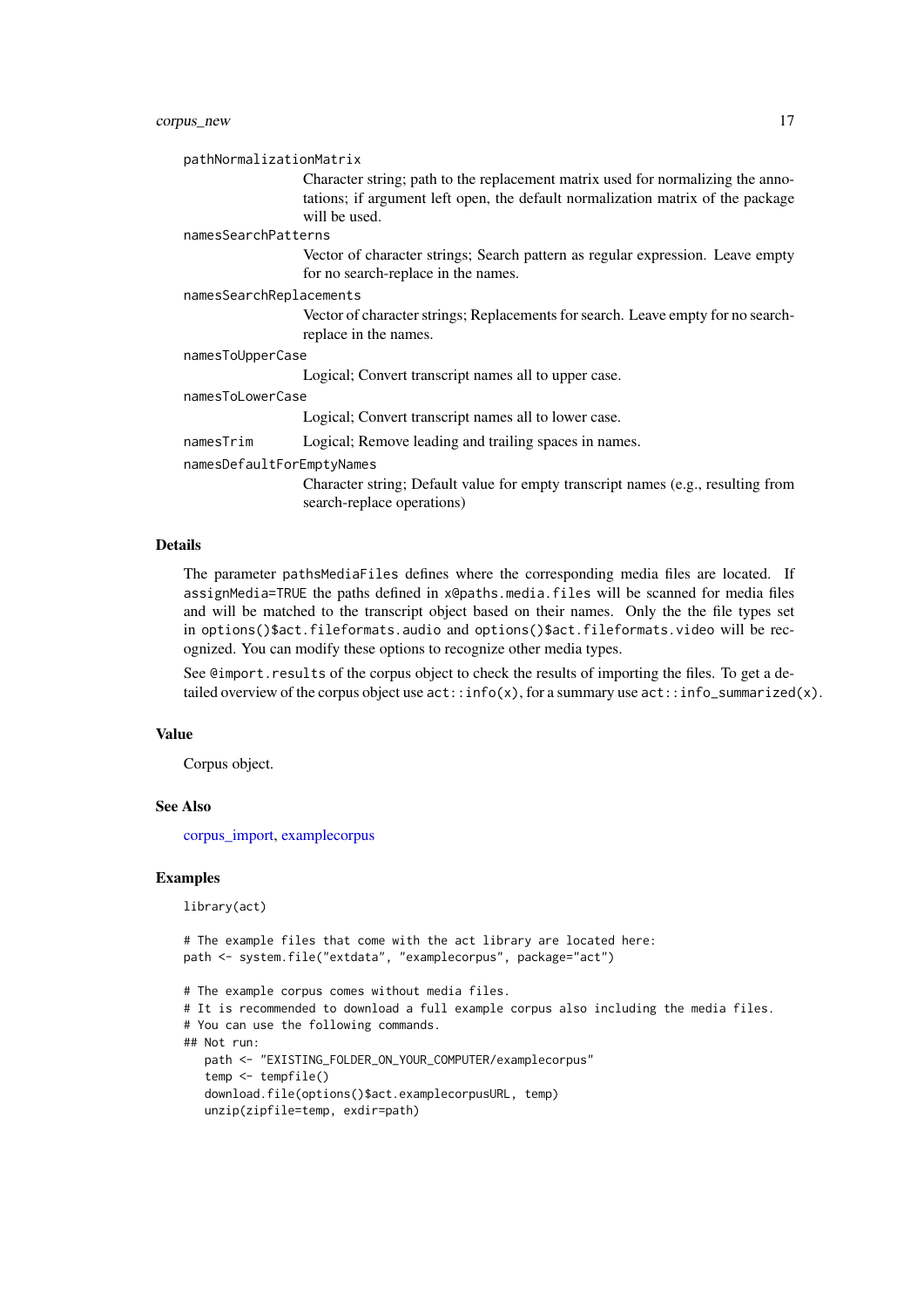`pathNormalizationMatrix`
: Character string; path to the replacement matrix used for normalizing the annotations; if argument left open, the default normalization matrix of the package will be used.

`namesSearchPatterns`
: Vector of character strings; Search pattern as regular expression. Leave empty for no search-replace in the names.

`namesSearchReplacements`
: Vector of character strings; Replacements for search. Leave empty for no search-replace in the names.

`namesToUpperCase`
: Logical; Convert transcript names all to upper case.

`namesToLowerCase`
: Logical; Convert transcript names all to lower case.

`namesTrim`
: Logical; Remove leading and trailing spaces in names.

`namesDefaultForEmptyNames`
: Character string; Default value for empty transcript names (e.g., resulting from search-replace operations)

### Details

The parameter `pathsMediaFiles` defines where the corresponding media files are located. If `assignMedia=TRUE` the paths defined in `x@paths.media.files` will be scanned for media files and will be matched to the transcript object based on their names. Only the the file types set in `options()$act.fileformats.audio` and `options()$act.fileformats.video` will be recognized. You can modify these options to recognize other media types.

See `@import.results` of the corpus object to check the results of importing the files. To get a detailed overview of the corpus object use `act::info(x)`, for a summary use `act::info_summarized(x)`.

### Value

Corpus object.

### See Also

corpus_import, examplecorpus

### Examples

```
library(act)

# The example files that come with the act library are located here:
path <- system.file("extdata", "examplecorpus", package="act")

# The example corpus comes without media files.
# It is recommended to download a full example corpus also including the media files.
# You can use the following commands.
## Not run:
   path <- "EXISTING_FOLDER_ON_YOUR_COMPUTER/examplecorpus"
   temp <- tempfile()
   download.file(options()$act.examplecorpusURL, temp)
   unzip(zipfile=temp, exdir=path)
```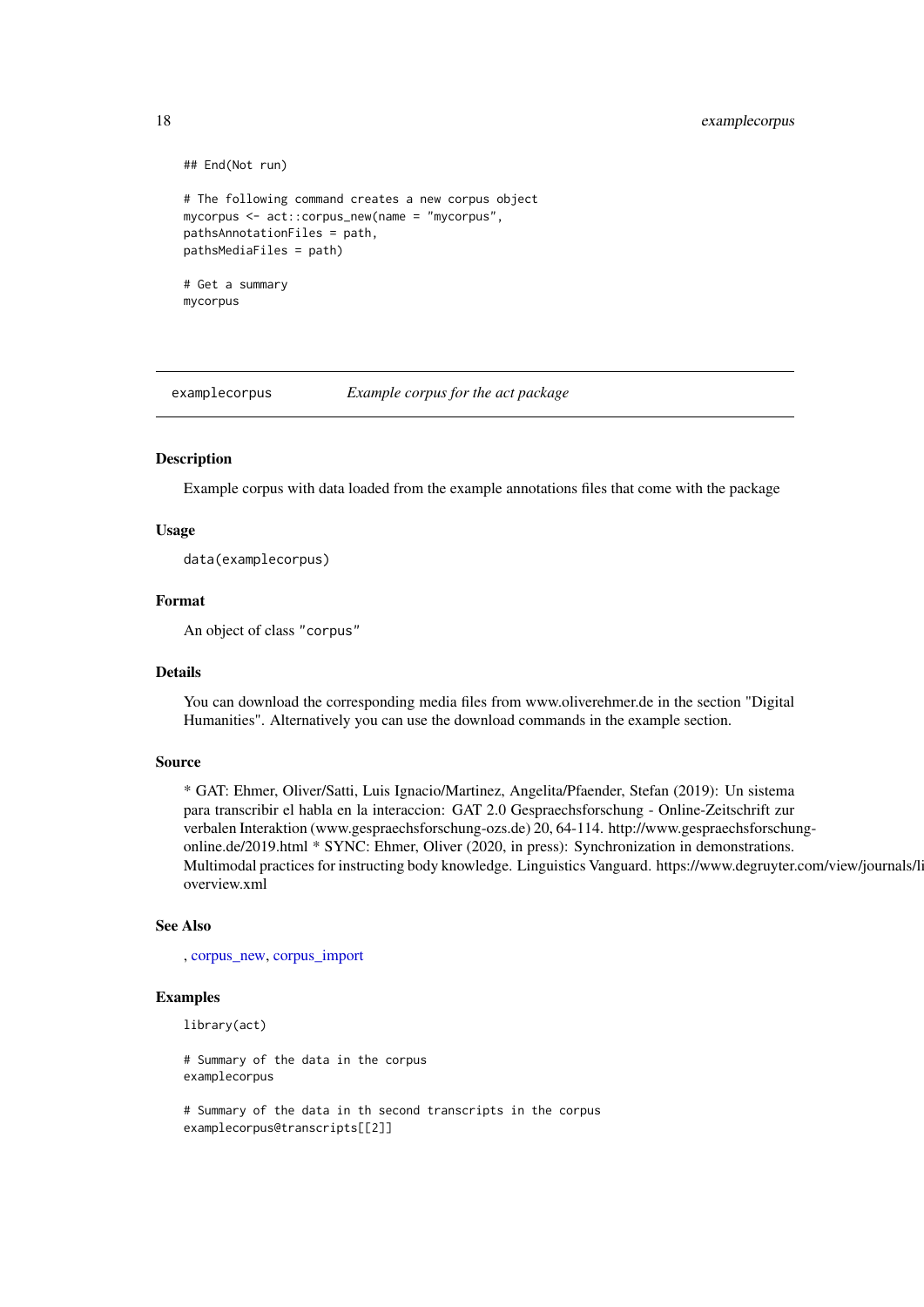```
## End(Not run)

# The following command creates a new corpus object
mycorpus <- act::corpus_new(name = "mycorpus",
pathsAnnotationFiles = path,
pathsMediaFiles = path)

# Get a summary
mycorpus
```

---

## examplecorpus *Example corpus for the act package*

---

### Description

Example corpus with data loaded from the example annotations files that come with the package

### Usage

```
data(examplecorpus)
```

### Format

An object of class "corpus"

### Details

You can download the corresponding media files from www.oliverehmer.de in the section "Digital Humanities". Alternatively you can use the download commands in the example section.

### Source

* GAT: Ehmer, Oliver/Satti, Luis Ignacio/Martinez, Angelita/Pfaender, Stefan (2019): Un sistema para transcribir el habla en la interaccion: GAT 2.0 Gespraechsforschung - Online-Zeitschrift zur verbalen Interaktion (www.gespraechsforschung-ozs.de) 20, 64-114. http://www.gespraechsforschung-online.de/2019.html * SYNC: Ehmer, Oliver (2020, in press): Synchronization in demonstrations. Multimodal practices for instructing body knowledge. Linguistics Vanguard. https://www.degruyter.com/view/journals/li overview.xml

### See Also

, corpus_new, corpus_import

### Examples

```
library(act)

# Summary of the data in the corpus
examplecorpus

# Summary of the data in th second transcripts in the corpus
examplecorpus@transcripts[[2]]
```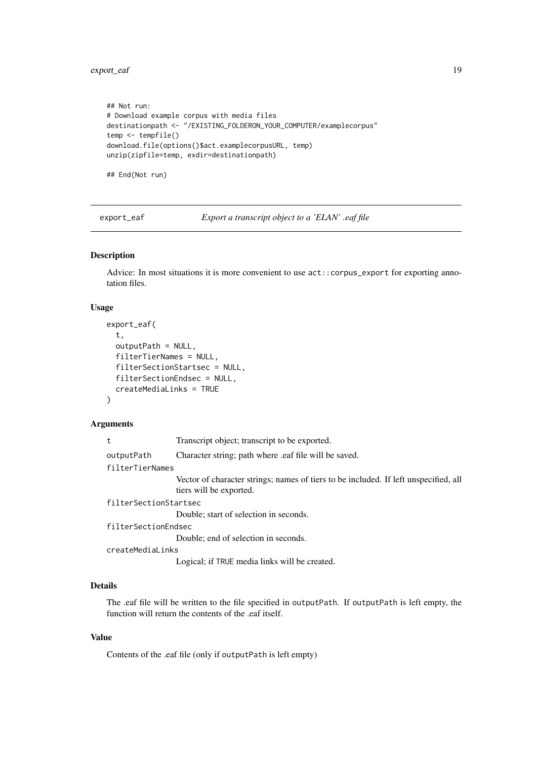```
## Not run:
# Download example corpus with media files
destinationpath <- "/EXISTING_FOLDERON_YOUR_COMPUTER/examplecorpus"
temp <- tempfile()
download.file(options()$act.examplecorpusURL, temp)
unzip(zipfile=temp, exdir=destinationpath)

## End(Not run)
```

---

## export_eaf — *Export a transcript object to a 'ELAN' .eaf file*

### Description

Advice: In most situations it is more convenient to use `act::corpus_export` for exporting annotation files.

### Usage

```
export_eaf(
  t,
  outputPath = NULL,
  filterTierNames = NULL,
  filterSectionStartsec = NULL,
  filterSectionEndsec = NULL,
  createMediaLinks = TRUE
)
```

### Arguments

| Argument | Description |
|---|---|
| `t` | Transcript object; transcript to be exported. |
| `outputPath` | Character string; path where .eaf file will be saved. |
| `filterTierNames` | Vector of character strings; names of tiers to be included. If left unspecified, all tiers will be exported. |
| `filterSectionStartsec` | Double; start of selection in seconds. |
| `filterSectionEndsec` | Double; end of selection in seconds. |
| `createMediaLinks` | Logical; if `TRUE` media links will be created. |

### Details

The .eaf file will be written to the file specified in `outputPath`. If `outputPath` is left empty, the function will return the contents of the .eaf itself.

### Value

Contents of the .eaf file (only if `outputPath` is left empty)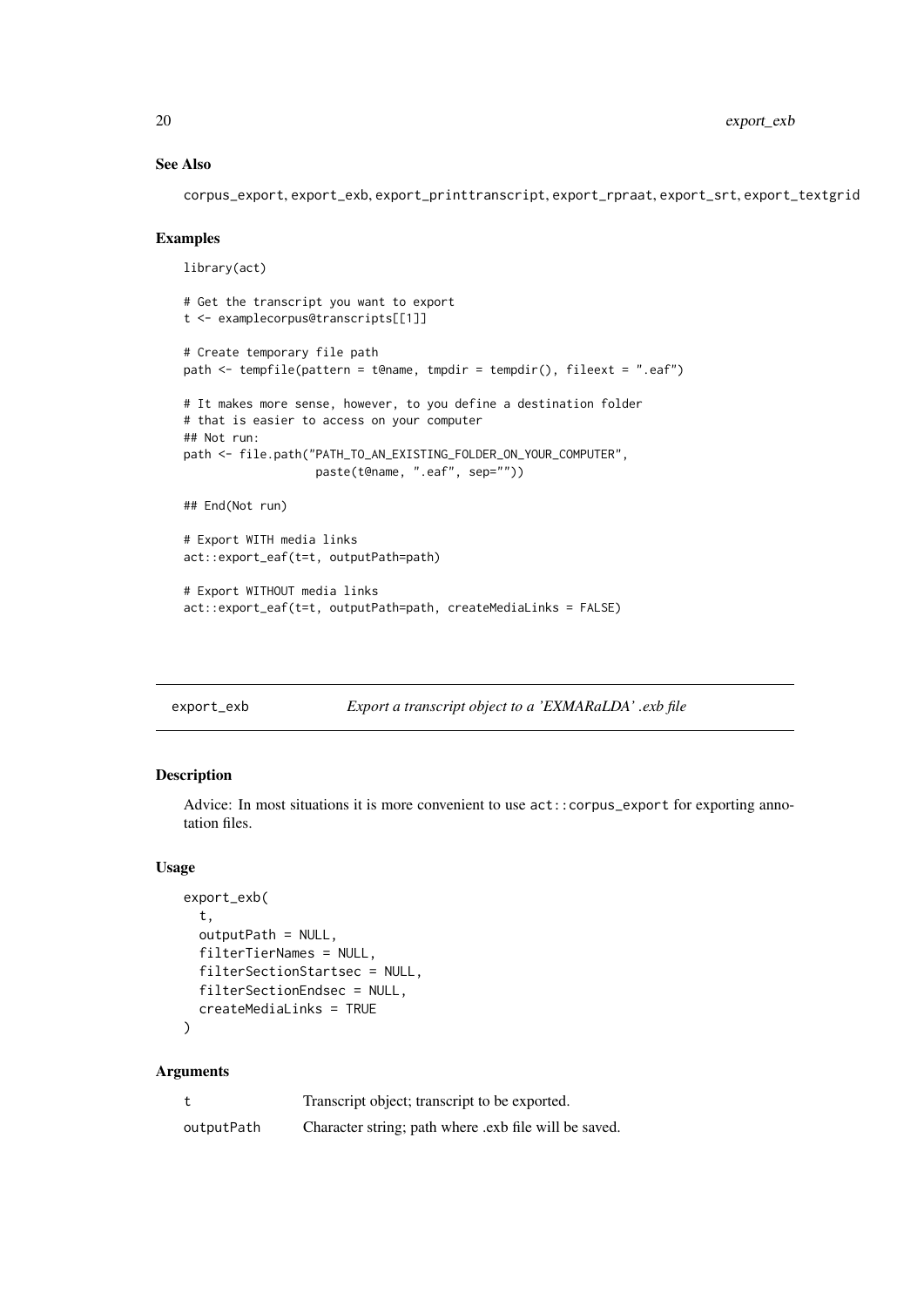### See Also

corpus_export, export_exb, export_printtranscript, export_rpraat, export_srt, export_textgrid

### Examples

```
library(act)

# Get the transcript you want to export
t <- examplecorpus@transcripts[[1]]

# Create temporary file path
path <- tempfile(pattern = t@name, tmpdir = tempdir(), fileext = ".eaf")

# It makes more sense, however, to you define a destination folder
# that is easier to access on your computer
## Not run:
path <- file.path("PATH_TO_AN_EXISTING_FOLDER_ON_YOUR_COMPUTER",
                  paste(t@name, ".eaf", sep=""))

## End(Not run)

# Export WITH media links
act::export_eaf(t=t, outputPath=path)

# Export WITHOUT media links
act::export_eaf(t=t, outputPath=path, createMediaLinks = FALSE)
```

---

## export_exb — *Export a transcript object to a 'EXMARaLDA' .exb file*

### Description

Advice: In most situations it is more convenient to use `act::corpus_export` for exporting annotation files.

### Usage

```
export_exb(
  t,
  outputPath = NULL,
  filterTierNames = NULL,
  filterSectionStartsec = NULL,
  filterSectionEndsec = NULL,
  createMediaLinks = TRUE
)
```

### Arguments

| | |
|---|---|
| t | Transcript object; transcript to be exported. |
| outputPath | Character string; path where .exb file will be saved. |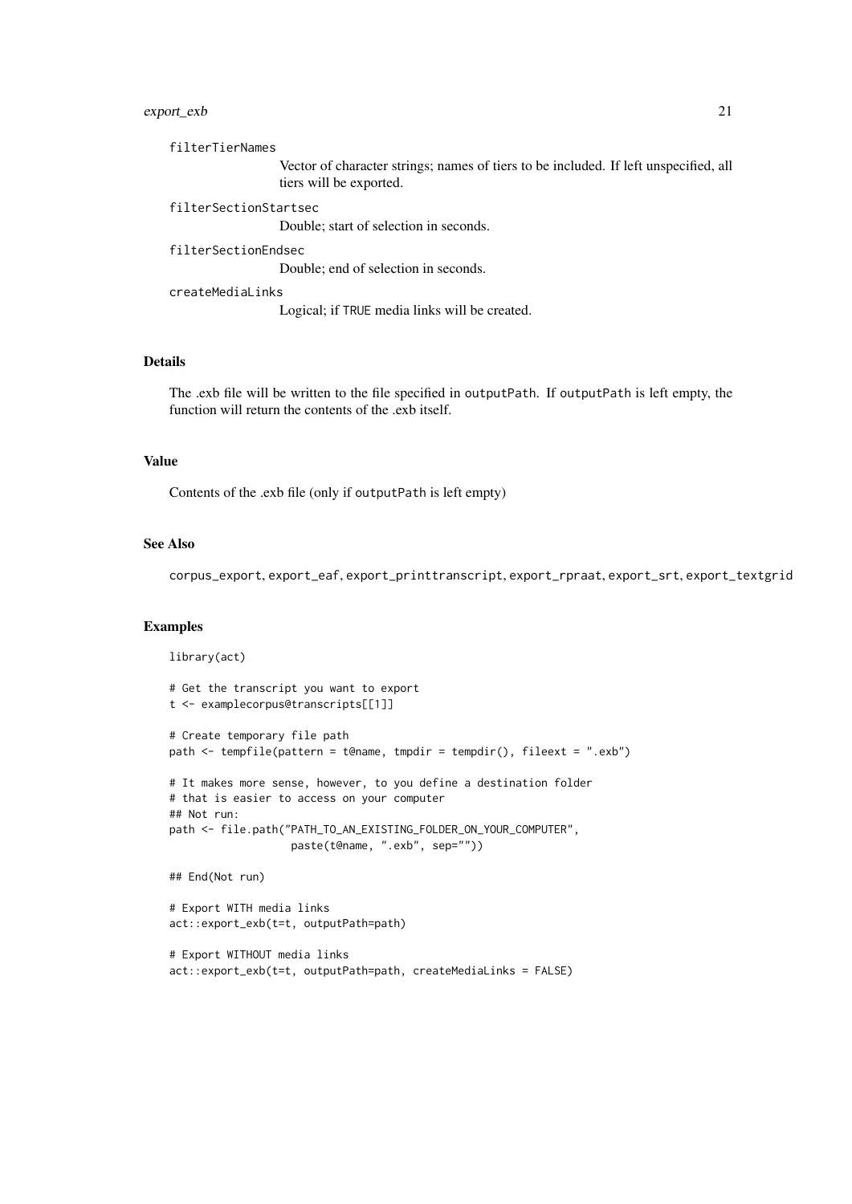filterTierNames
: Vector of character strings; names of tiers to be included. If left unspecified, all tiers will be exported.

filterSectionStartsec
: Double; start of selection in seconds.

filterSectionEndsec
: Double; end of selection in seconds.

createMediaLinks
: Logical; if TRUE media links will be created.

### Details

The .exb file will be written to the file specified in outputPath. If outputPath is left empty, the function will return the contents of the .exb itself.

### Value

Contents of the .exb file (only if outputPath is left empty)

### See Also

corpus_export, export_eaf, export_printtranscript, export_rpraat, export_srt, export_textgrid

### Examples

```
library(act)

# Get the transcript you want to export
t <- examplecorpus@transcripts[[1]]

# Create temporary file path
path <- tempfile(pattern = t@name, tmpdir = tempdir(), fileext = ".exb")

# It makes more sense, however, to you define a destination folder
# that is easier to access on your computer
## Not run:
path <- file.path("PATH_TO_AN_EXISTING_FOLDER_ON_YOUR_COMPUTER",
                  paste(t@name, ".exb", sep=""))

## End(Not run)

# Export WITH media links
act::export_exb(t=t, outputPath=path)

# Export WITHOUT media links
act::export_exb(t=t, outputPath=path, createMediaLinks = FALSE)
```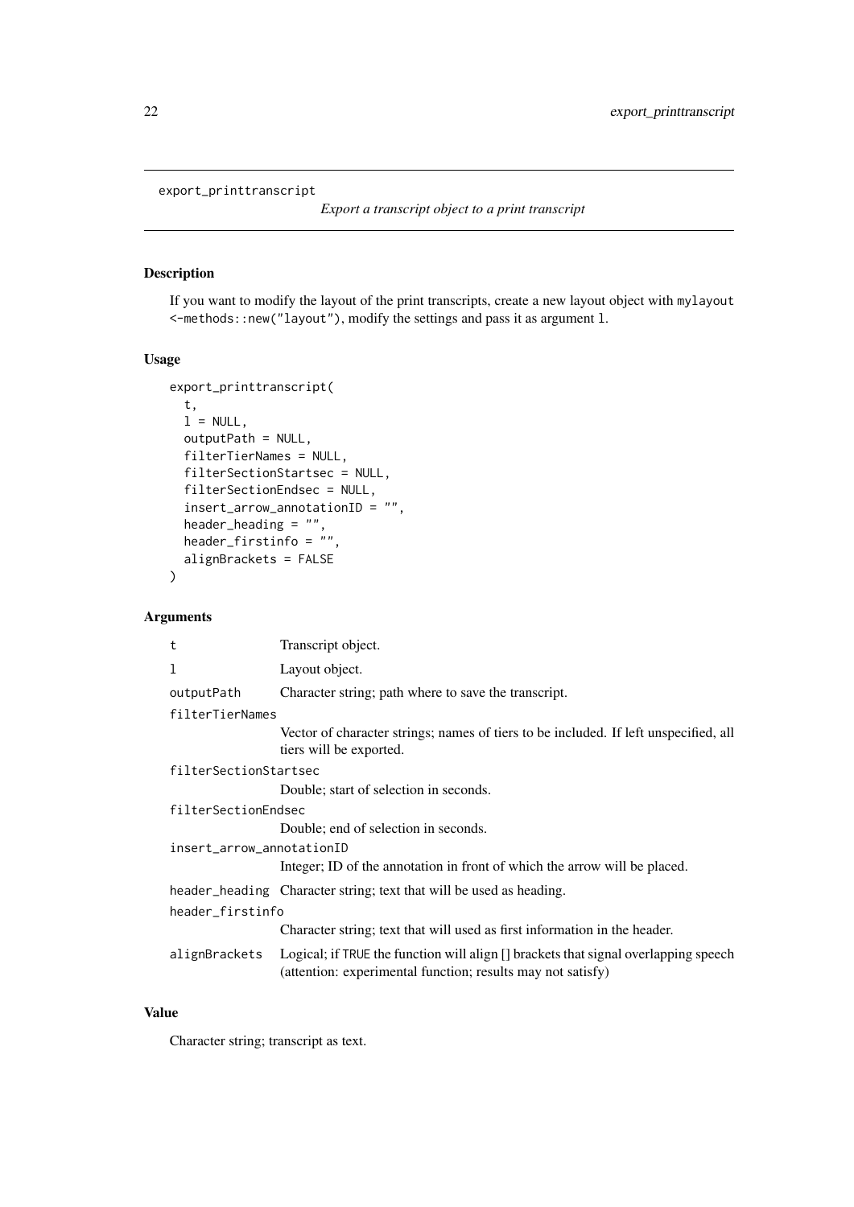export_printtranscript — *Export a transcript object to a print transcript*

## Description

If you want to modify the layout of the print transcripts, create a new layout object with `mylayout <-methods::new("layout")`, modify the settings and pass it as argument `l`.

## Usage

```
export_printtranscript(
  t,
  l = NULL,
  outputPath = NULL,
  filterTierNames = NULL,
  filterSectionStartsec = NULL,
  filterSectionEndsec = NULL,
  insert_arrow_annotationID = "",
  header_heading = "",
  header_firstinfo = "",
  alignBrackets = FALSE
)
```

## Arguments

| Argument | Description |
|---|---|
| `t` | Transcript object. |
| `l` | Layout object. |
| `outputPath` | Character string; path where to save the transcript. |
| `filterTierNames` | Vector of character strings; names of tiers to be included. If left unspecified, all tiers will be exported. |
| `filterSectionStartsec` | Double; start of selection in seconds. |
| `filterSectionEndsec` | Double; end of selection in seconds. |
| `insert_arrow_annotationID` | Integer; ID of the annotation in front of which the arrow will be placed. |
| `header_heading` | Character string; text that will be used as heading. |
| `header_firstinfo` | Character string; text that will used as first information in the header. |
| `alignBrackets` | Logical; if `TRUE` the function will align [] brackets that signal overlapping speech (attention: experimental function; results may not satisfy) |

## Value

Character string; transcript as text.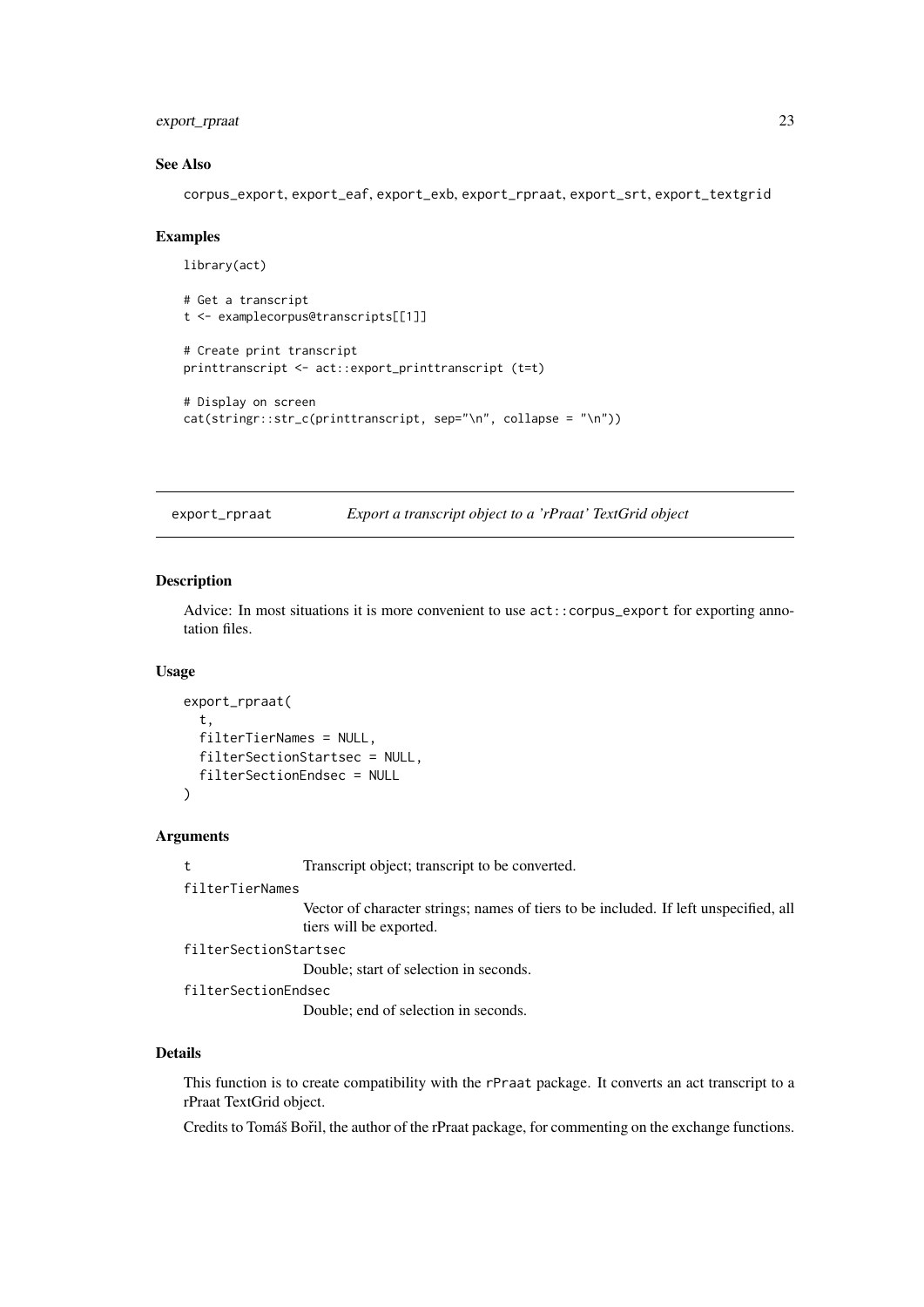### See Also

corpus_export, export_eaf, export_exb, export_rpraat, export_srt, export_textgrid

### Examples

```
library(act)

# Get a transcript
t <- examplecorpus@transcripts[[1]]

# Create print transcript
printtranscript <- act::export_printtranscript (t=t)

# Display on screen
cat(stringr::str_c(printtranscript, sep="\n", collapse = "\n"))
```

---

## export_rpraat    *Export a transcript object to a 'rPraat' TextGrid object*

### Description

Advice: In most situations it is more convenient to use `act::corpus_export` for exporting annotation files.

### Usage

```
export_rpraat(
  t,
  filterTierNames = NULL,
  filterSectionStartsec = NULL,
  filterSectionEndsec = NULL
)
```

### Arguments

| | |
|---|---|
| t | Transcript object; transcript to be converted. |
| filterTierNames | Vector of character strings; names of tiers to be included. If left unspecified, all tiers will be exported. |
| filterSectionStartsec | Double; start of selection in seconds. |
| filterSectionEndsec | Double; end of selection in seconds. |

### Details

This function is to create compatibility with the `rPraat` package. It converts an act transcript to a rPraat TextGrid object.

Credits to Tomáš Bořil, the author of the rPraat package, for commenting on the exchange functions.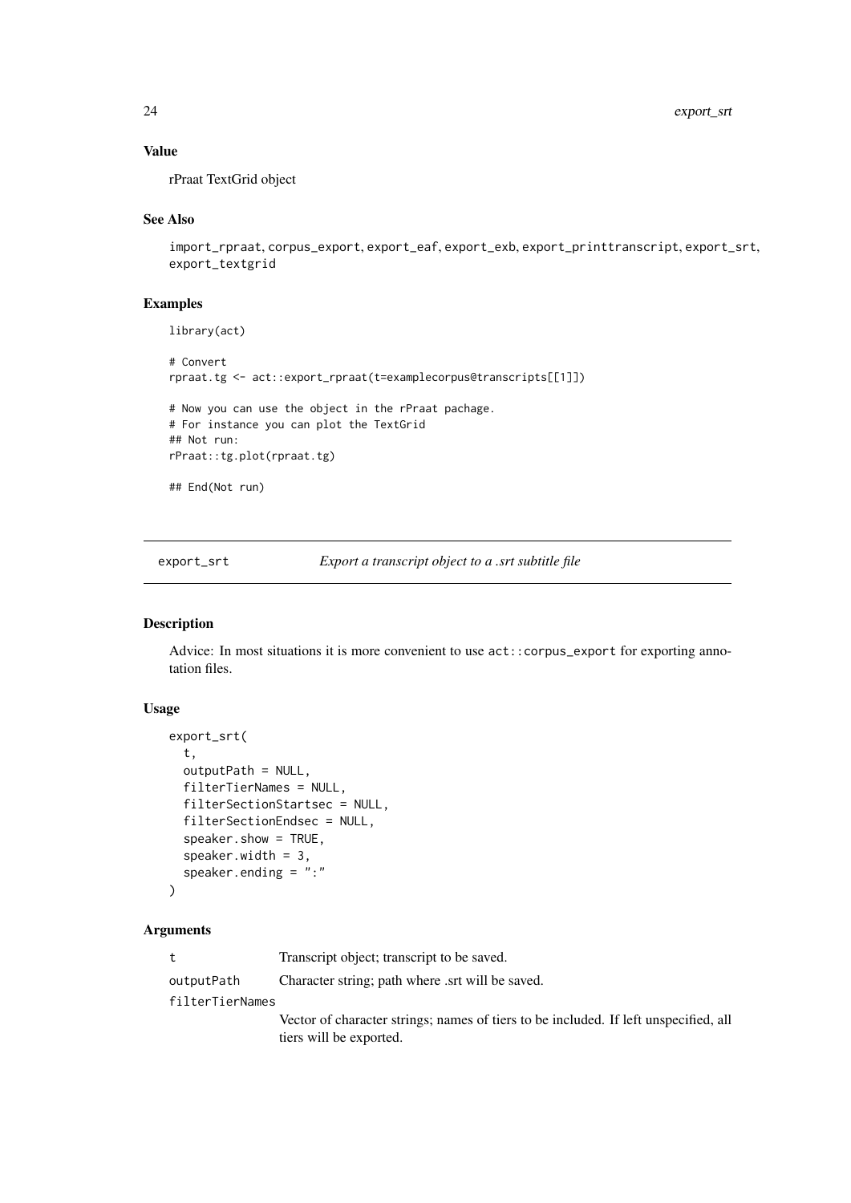### Value

rPraat TextGrid object

### See Also

import_rpraat, corpus_export, export_eaf, export_exb, export_printtranscript, export_srt, export_textgrid

### Examples

```
library(act)

# Convert
rpraat.tg <- act::export_rpraat(t=examplecorpus@transcripts[[1]])

# Now you can use the object in the rPraat pachage.
# For instance you can plot the TextGrid
## Not run:
rPraat::tg.plot(rpraat.tg)

## End(Not run)
```

---

## export_srt — *Export a transcript object to a .srt subtitle file*

### Description

Advice: In most situations it is more convenient to use act::corpus_export for exporting annotation files.

### Usage

```
export_srt(
  t,
  outputPath = NULL,
  filterTierNames = NULL,
  filterSectionStartsec = NULL,
  filterSectionEndsec = NULL,
  speaker.show = TRUE,
  speaker.width = 3,
  speaker.ending = ":"
)
```

### Arguments

| | |
|---|---|
| t | Transcript object; transcript to be saved. |
| outputPath | Character string; path where .srt will be saved. |
| filterTierNames | Vector of character strings; names of tiers to be included. If left unspecified, all tiers will be exported. |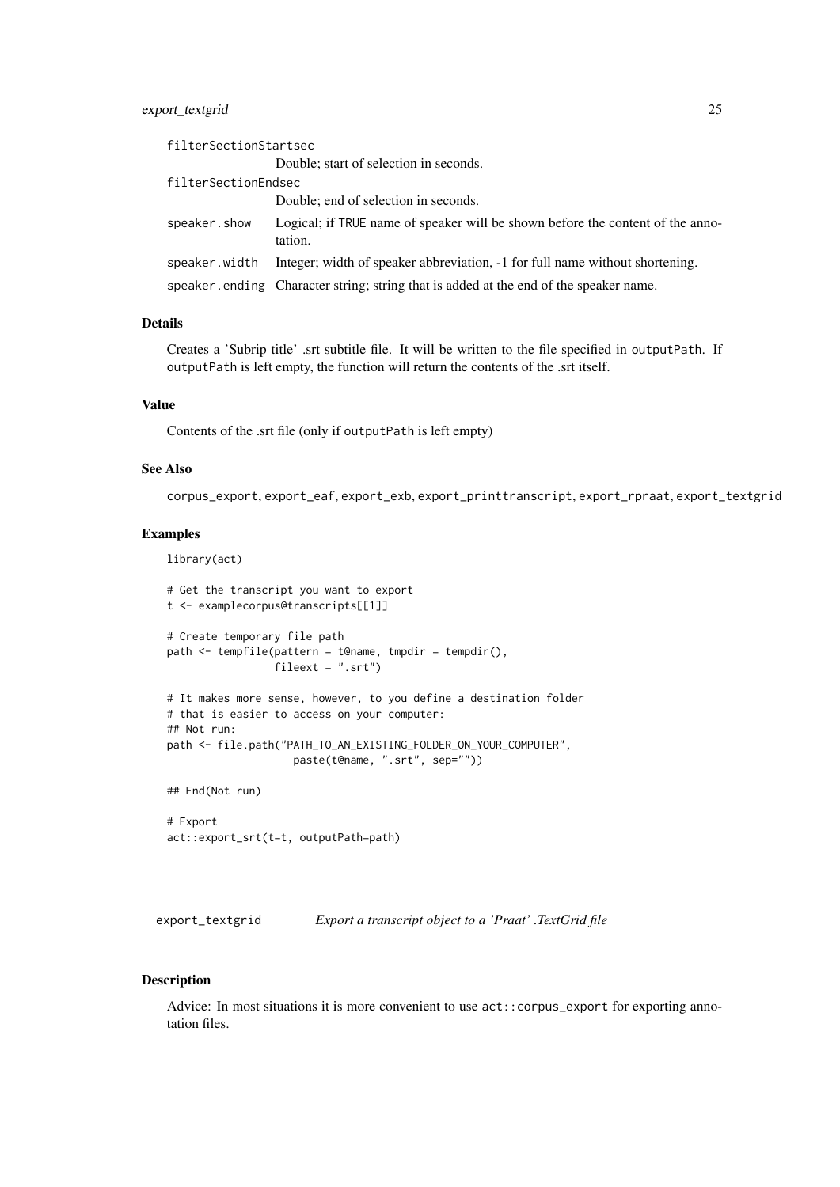| | |
|---|---|
| filterSectionStartsec | Double; start of selection in seconds. |
| filterSectionEndsec | Double; end of selection in seconds. |
| speaker.show | Logical; if TRUE name of speaker will be shown before the content of the annotation. |
| speaker.width | Integer; width of speaker abbreviation, -1 for full name without shortening. |
| speaker.ending | Character string; string that is added at the end of the speaker name. |

### Details

Creates a 'Subrip title' .srt subtitle file. It will be written to the file specified in outputPath. If outputPath is left empty, the function will return the contents of the .srt itself.

### Value

Contents of the .srt file (only if outputPath is left empty)

### See Also

corpus_export, export_eaf, export_exb, export_printtranscript, export_rpraat, export_textgrid

### Examples

```
library(act)

# Get the transcript you want to export
t <- examplecorpus@transcripts[[1]]

# Create temporary file path
path <- tempfile(pattern = t@name, tmpdir = tempdir(),
                 fileext = ".srt")

# It makes more sense, however, to you define a destination folder
# that is easier to access on your computer:
## Not run:
path <- file.path("PATH_TO_AN_EXISTING_FOLDER_ON_YOUR_COMPUTER",
                  paste(t@name, ".srt", sep=""))

## End(Not run)

# Export
act::export_srt(t=t, outputPath=path)
```

---

## export_textgrid *Export a transcript object to a 'Praat' .TextGrid file*

### Description

Advice: In most situations it is more convenient to use act::corpus_export for exporting annotation files.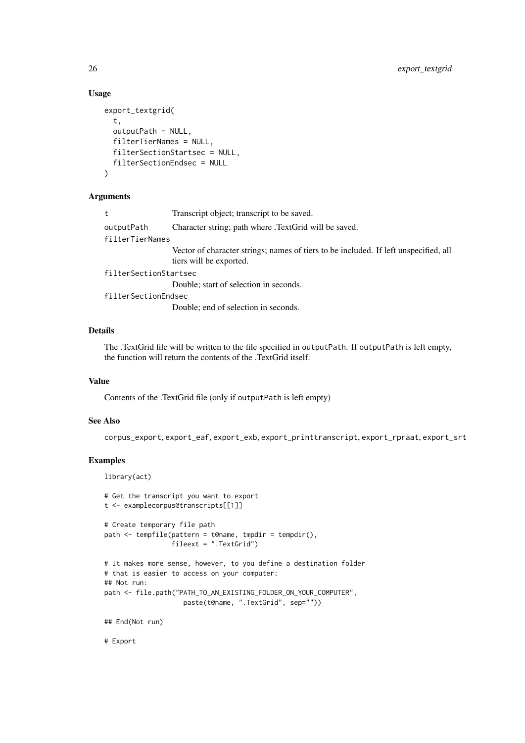### Usage

```
export_textgrid(
  t,
  outputPath = NULL,
  filterTierNames = NULL,
  filterSectionStartsec = NULL,
  filterSectionEndsec = NULL
)
```

### Arguments

| Argument | Description |
| --- | --- |
| `t` | Transcript object; transcript to be saved. |
| `outputPath` | Character string; path where .TextGrid will be saved. |
| `filterTierNames` | Vector of character strings; names of tiers to be included. If left unspecified, all tiers will be exported. |
| `filterSectionStartsec` | Double; start of selection in seconds. |
| `filterSectionEndsec` | Double; end of selection in seconds. |

### Details

The .TextGrid file will be written to the file specified in `outputPath`. If `outputPath` is left empty, the function will return the contents of the .TextGrid itself.

### Value

Contents of the .TextGrid file (only if `outputPath` is left empty)

### See Also

`corpus_export`, `export_eaf`, `export_exb`, `export_printtranscript`, `export_rpraat`, `export_srt`

### Examples

```
library(act)

# Get the transcript you want to export
t <- examplecorpus@transcripts[[1]]

# Create temporary file path
path <- tempfile(pattern = t@name, tmpdir = tempdir(),
                 fileext = ".TextGrid")

# It makes more sense, however, to you define a destination folder
# that is easier to access on your computer:
## Not run:
path <- file.path("PATH_TO_AN_EXISTING_FOLDER_ON_YOUR_COMPUTER",
                  paste(t@name, ".TextGrid", sep=""))

## End(Not run)

# Export
```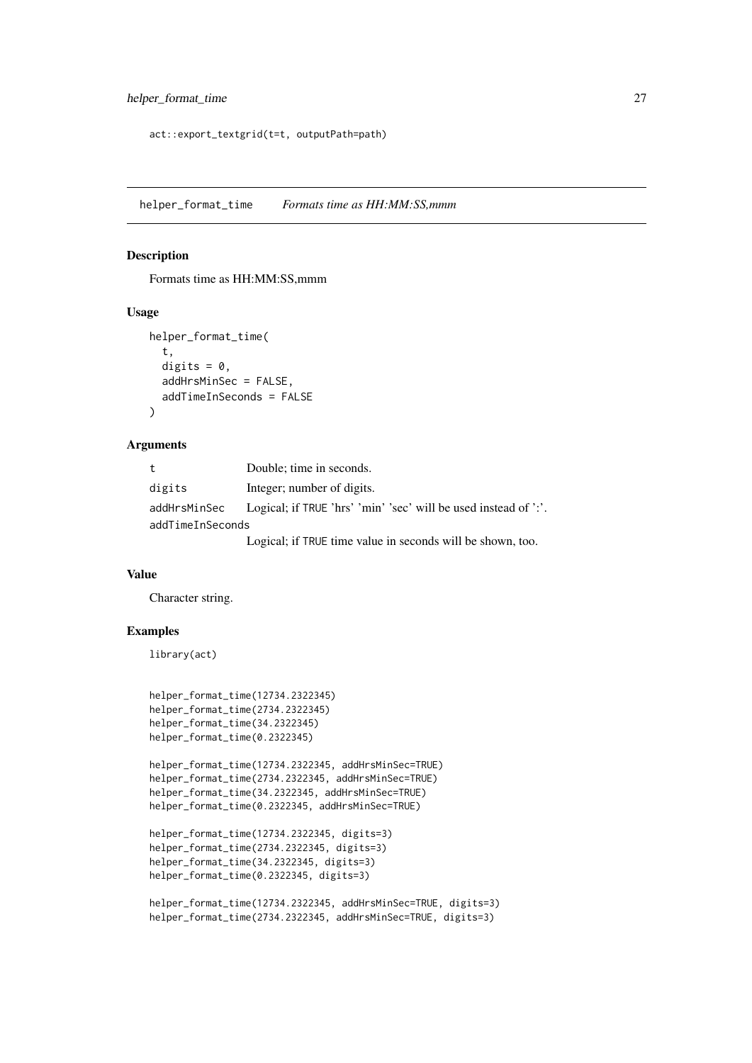```
act::export_textgrid(t=t, outputPath=path)
```

## helper_format_time *Formats time as HH:MM:SS,mmm*

### Description

Formats time as HH:MM:SS,mmm

### Usage

```
helper_format_time(
  t,
  digits = 0,
  addHrsMinSec = FALSE,
  addTimeInSeconds = FALSE
)
```

### Arguments

| | |
|---|---|
| t | Double; time in seconds. |
| digits | Integer; number of digits. |
| addHrsMinSec | Logical; if TRUE 'hrs' 'min' 'sec' will be used instead of ':'. |
| addTimeInSeconds | Logical; if TRUE time value in seconds will be shown, too. |

### Value

Character string.

### Examples

```
library(act)


helper_format_time(12734.2322345)
helper_format_time(2734.2322345)
helper_format_time(34.2322345)
helper_format_time(0.2322345)

helper_format_time(12734.2322345, addHrsMinSec=TRUE)
helper_format_time(2734.2322345, addHrsMinSec=TRUE)
helper_format_time(34.2322345, addHrsMinSec=TRUE)
helper_format_time(0.2322345, addHrsMinSec=TRUE)

helper_format_time(12734.2322345, digits=3)
helper_format_time(2734.2322345, digits=3)
helper_format_time(34.2322345, digits=3)
helper_format_time(0.2322345, digits=3)

helper_format_time(12734.2322345, addHrsMinSec=TRUE, digits=3)
helper_format_time(2734.2322345, addHrsMinSec=TRUE, digits=3)
```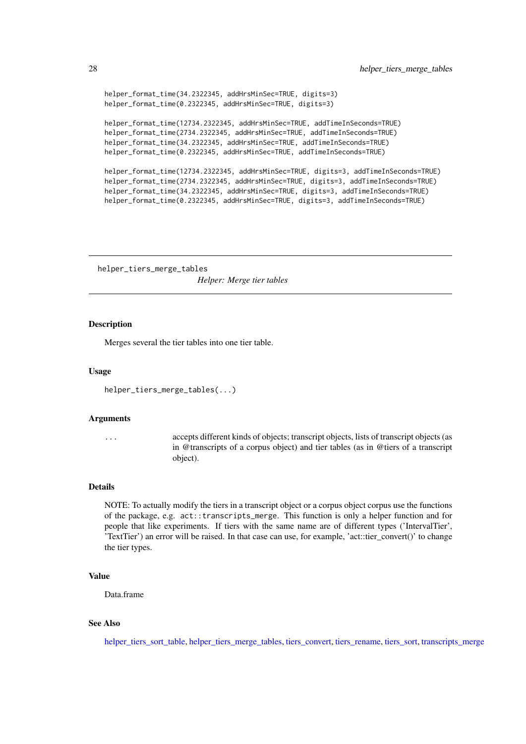```
helper_format_time(34.2322345, addHrsMinSec=TRUE, digits=3)
helper_format_time(0.2322345, addHrsMinSec=TRUE, digits=3)

helper_format_time(12734.2322345, addHrsMinSec=TRUE, addTimeInSeconds=TRUE)
helper_format_time(2734.2322345, addHrsMinSec=TRUE, addTimeInSeconds=TRUE)
helper_format_time(34.2322345, addHrsMinSec=TRUE, addTimeInSeconds=TRUE)
helper_format_time(0.2322345, addHrsMinSec=TRUE, addTimeInSeconds=TRUE)

helper_format_time(12734.2322345, addHrsMinSec=TRUE, digits=3, addTimeInSeconds=TRUE)
helper_format_time(2734.2322345, addHrsMinSec=TRUE, digits=3, addTimeInSeconds=TRUE)
helper_format_time(34.2322345, addHrsMinSec=TRUE, digits=3, addTimeInSeconds=TRUE)
helper_format_time(0.2322345, addHrsMinSec=TRUE, digits=3, addTimeInSeconds=TRUE)
```

---

## helper_tiers_merge_tables

*Helper: Merge tier tables*

---

### Description

Merges several the tier tables into one tier table.

### Usage

```
helper_tiers_merge_tables(...)
```

### Arguments

| | |
|---|---|
| ... | accepts different kinds of objects; transcript objects, lists of transcript objects (as in @transcripts of a corpus object) and tier tables (as in @tiers of a transcript object). |

### Details

NOTE: To actually modify the tiers in a transcript object or a corpus object corpus use the functions of the package, e.g. `act::transcripts_merge`. This function is only a helper function and for people that like experiments. If tiers with the same name are of different types ('IntervalTier', 'TextTier') an error will be raised. In that case can use, for example, 'act::tier_convert()' to change the tier types.

### Value

Data.frame

### See Also

helper_tiers_sort_table, helper_tiers_merge_tables, tiers_convert, tiers_rename, tiers_sort, transcripts_merge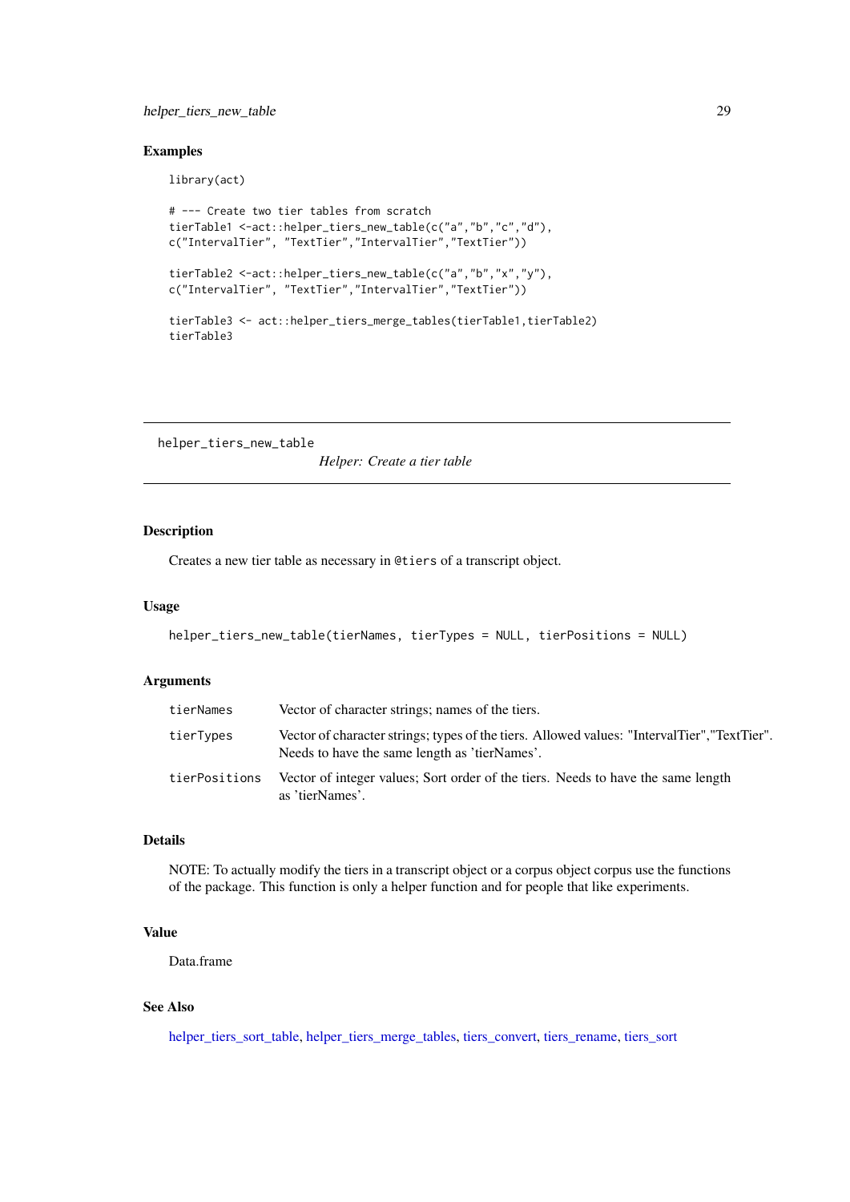## Examples

```
library(act)

# --- Create two tier tables from scratch
tierTable1 <-act::helper_tiers_new_table(c("a","b","c","d"),
c("IntervalTier", "TextTier","IntervalTier","TextTier"))

tierTable2 <-act::helper_tiers_new_table(c("a","b","x","y"),
c("IntervalTier", "TextTier","IntervalTier","TextTier"))

tierTable3 <- act::helper_tiers_merge_tables(tierTable1,tierTable2)
tierTable3
```

---

# helper_tiers_new_table *Helper: Create a tier table*

---

## Description

Creates a new tier table as necessary in `@tiers` of a transcript object.

## Usage

```
helper_tiers_new_table(tierNames, tierTypes = NULL, tierPositions = NULL)
```

## Arguments

| | |
|---|---|
| `tierNames` | Vector of character strings; names of the tiers. |
| `tierTypes` | Vector of character strings; types of the tiers. Allowed values: "IntervalTier","TextTier". Needs to have the same length as 'tierNames'. |
| `tierPositions` | Vector of integer values; Sort order of the tiers. Needs to have the same length as 'tierNames'. |

## Details

NOTE: To actually modify the tiers in a transcript object or a corpus object corpus use the functions of the package. This function is only a helper function and for people that like experiments.

## Value

Data.frame

## See Also

helper_tiers_sort_table, helper_tiers_merge_tables, tiers_convert, tiers_rename, tiers_sort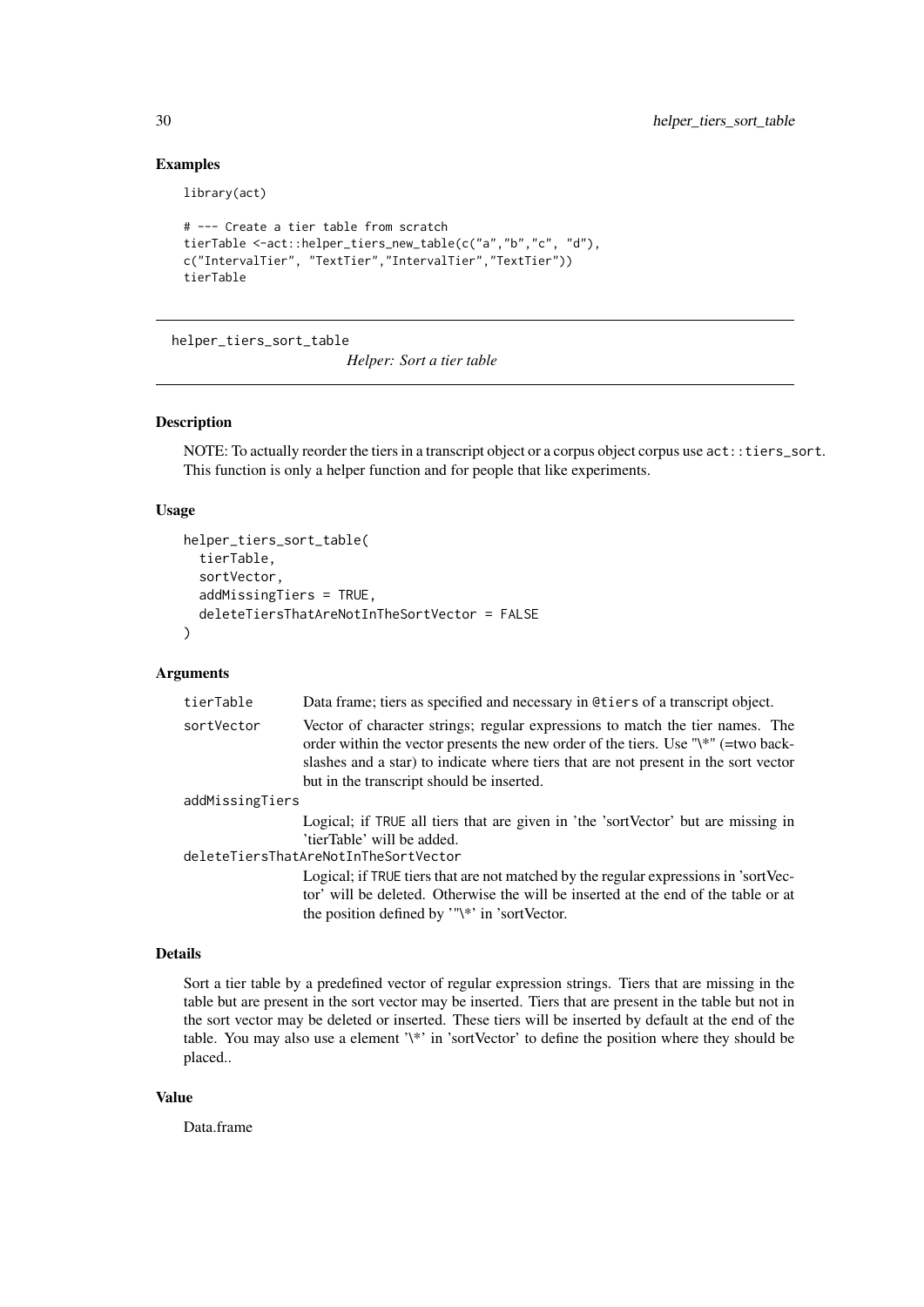## Examples

```
library(act)

# --- Create a tier table from scratch
tierTable <-act::helper_tiers_new_table(c("a","b","c", "d"),
c("IntervalTier", "TextTier","IntervalTier","TextTier"))
tierTable
```

---

# helper_tiers_sort_table

*Helper: Sort a tier table*

---

### Description

NOTE: To actually reorder the tiers in a transcript object or a corpus object corpus use `act::tiers_sort`. This function is only a helper function and for people that like experiments.

### Usage

```
helper_tiers_sort_table(
  tierTable,
  sortVector,
  addMissingTiers = TRUE,
  deleteTiersThatAreNotInTheSortVector = FALSE
)
```

### Arguments

`tierTable` Data frame; tiers as specified and necessary in `@tiers` of a transcript object.

`sortVector` Vector of character strings; regular expressions to match the tier names. The order within the vector presents the new order of the tiers. Use "\\*" (=two backslashes and a star) to indicate where tiers that are not present in the sort vector but in the transcript should be inserted.

`addMissingTiers` Logical; if `TRUE` all tiers that are given in 'the 'sortVector' but are missing in 'tierTable' will be added.

`deleteTiersThatAreNotInTheSortVector` Logical; if `TRUE` tiers that are not matched by the regular expressions in 'sortVector' will be deleted. Otherwise the will be inserted at the end of the table or at the position defined by '"\\*' in 'sortVector.

### Details

Sort a tier table by a predefined vector of regular expression strings. Tiers that are missing in the table but are present in the sort vector may be inserted. Tiers that are present in the table but not in the sort vector may be deleted or inserted. These tiers will be inserted by default at the end of the table. You may also use a element '\\*' in 'sortVector' to define the position where they should be placed..

### Value

Data.frame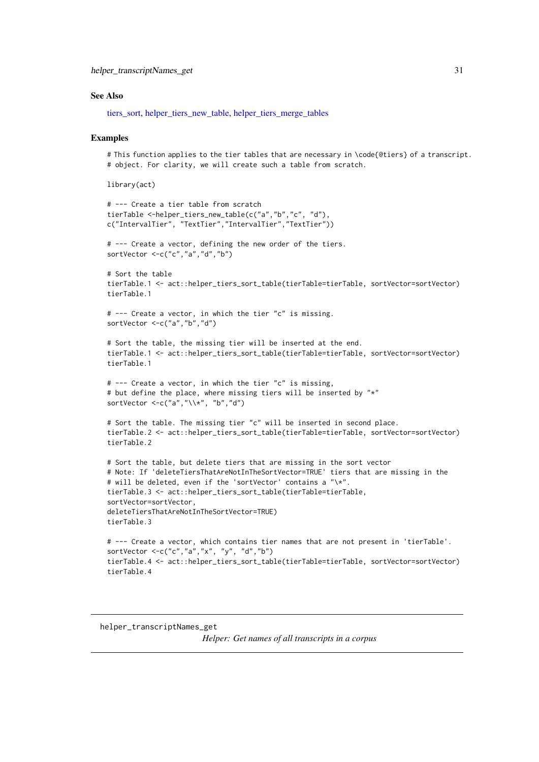### See Also

tiers_sort, helper_tiers_new_table, helper_tiers_merge_tables

### Examples

```
# This function applies to the tier tables that are necessary in \code{@tiers} of a transcript.
# object. For clarity, we will create such a table from scratch.

library(act)

# --- Create a tier table from scratch
tierTable <-helper_tiers_new_table(c("a","b","c", "d"),
c("IntervalTier", "TextTier","IntervalTier","TextTier"))

# --- Create a vector, defining the new order of the tiers.
sortVector <-c("c","a","d","b")

# Sort the table
tierTable.1 <- act::helper_tiers_sort_table(tierTable=tierTable, sortVector=sortVector)
tierTable.1

# --- Create a vector, in which the tier "c" is missing.
sortVector <-c("a","b","d")

# Sort the table, the missing tier will be inserted at the end.
tierTable.1 <- act::helper_tiers_sort_table(tierTable=tierTable, sortVector=sortVector)
tierTable.1

# --- Create a vector, in which the tier "c" is missing,
# but define the place, where missing tiers will be inserted by "*"
sortVector <-c("a","\\*", "b","d")

# Sort the table. The missing tier "c" will be inserted in second place.
tierTable.2 <- act::helper_tiers_sort_table(tierTable=tierTable, sortVector=sortVector)
tierTable.2

# Sort the table, but delete tiers that are missing in the sort vector
# Note: If 'deleteTiersThatAreNotInTheSortVector=TRUE' tiers that are missing in the
# will be deleted, even if the 'sortVector' contains a "\*".
tierTable.3 <- act::helper_tiers_sort_table(tierTable=tierTable,
sortVector=sortVector,
deleteTiersThatAreNotInTheSortVector=TRUE)
tierTable.3

# --- Create a vector, which contains tier names that are not present in 'tierTable'.
sortVector <-c("c","a","x", "y", "d","b")
tierTable.4 <- act::helper_tiers_sort_table(tierTable=tierTable, sortVector=sortVector)
tierTable.4
```

---

## helper_transcriptNames_get

*Helper: Get names of all transcripts in a corpus*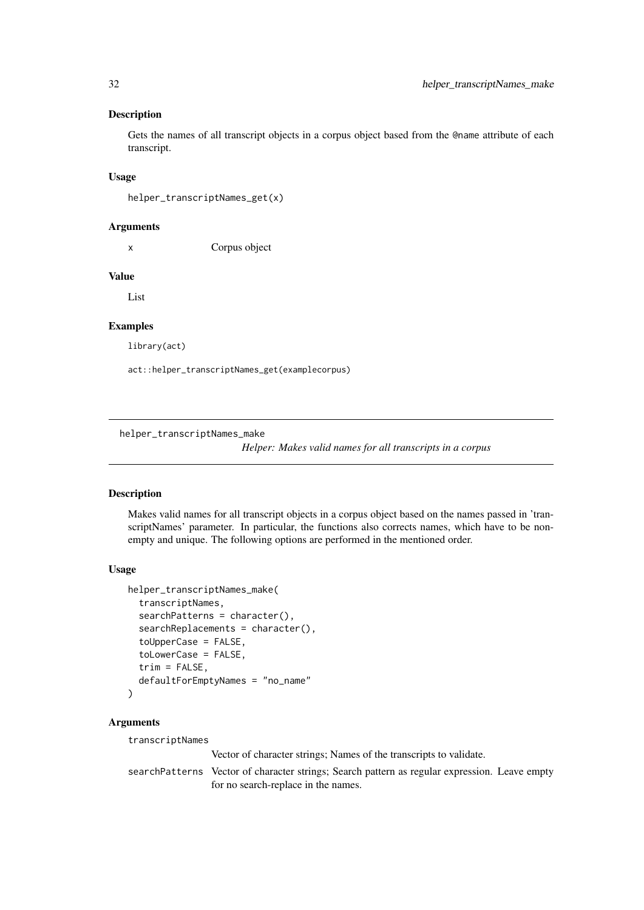## Description

Gets the names of all transcript objects in a corpus object based from the @name attribute of each transcript.

## Usage

```
helper_transcriptNames_get(x)
```

## Arguments

| | |
|---|---|
| x | Corpus object |

## Value

List

## Examples

```
library(act)

act::helper_transcriptNames_get(examplecorpus)
```

---

# helper_transcriptNames_make

*Helper: Makes valid names for all transcripts in a corpus*

## Description

Makes valid names for all transcript objects in a corpus object based on the names passed in 'transcriptNames' parameter. In particular, the functions also corrects names, which have to be non-empty and unique. The following options are performed in the mentioned order.

## Usage

```
helper_transcriptNames_make(
  transcriptNames,
  searchPatterns = character(),
  searchReplacements = character(),
  toUpperCase = FALSE,
  toLowerCase = FALSE,
  trim = FALSE,
  defaultForEmptyNames = "no_name"
)
```

## Arguments

| | |
|---|---|
| transcriptNames | Vector of character strings; Names of the transcripts to validate. |
| searchPatterns | Vector of character strings; Search pattern as regular expression. Leave empty for no search-replace in the names. |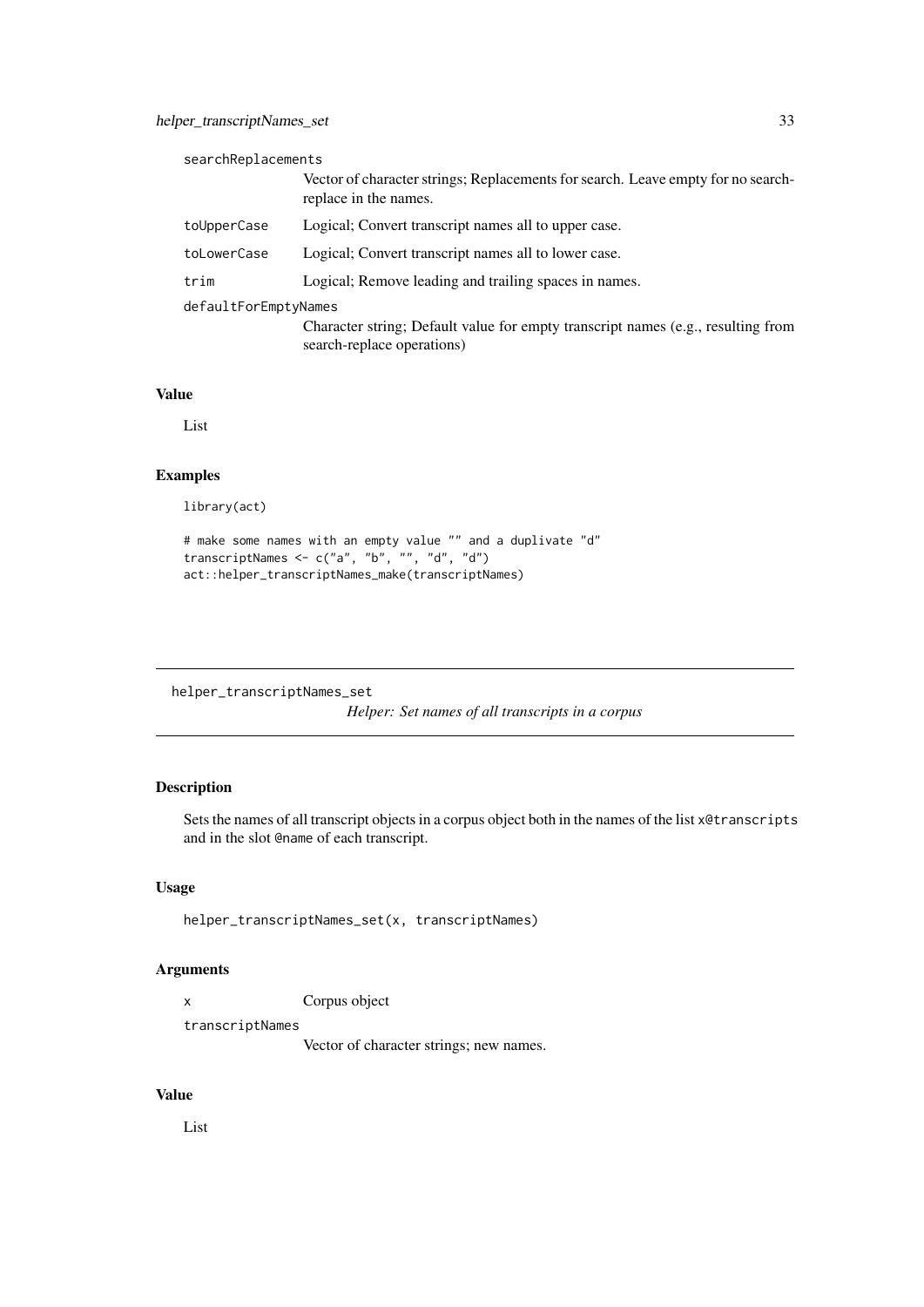searchReplacements
: Vector of character strings; Replacements for search. Leave empty for no search-replace in the names.

toUpperCase
: Logical; Convert transcript names all to upper case.

toLowerCase
: Logical; Convert transcript names all to lower case.

trim
: Logical; Remove leading and trailing spaces in names.

defaultForEmptyNames
: Character string; Default value for empty transcript names (e.g., resulting from search-replace operations)

### Value

List

### Examples

```
library(act)

# make some names with an empty value "" and a duplivate "d"
transcriptNames <- c("a", "b", "", "d", "d")
act::helper_transcriptNames_make(transcriptNames)
```

---

## helper_transcriptNames_set

*Helper: Set names of all transcripts in a corpus*

---

### Description

Sets the names of all transcript objects in a corpus object both in the names of the list x@transcripts and in the slot @name of each transcript.

### Usage

```
helper_transcriptNames_set(x, transcriptNames)
```

### Arguments

x
: Corpus object

transcriptNames
: Vector of character strings; new names.

### Value

List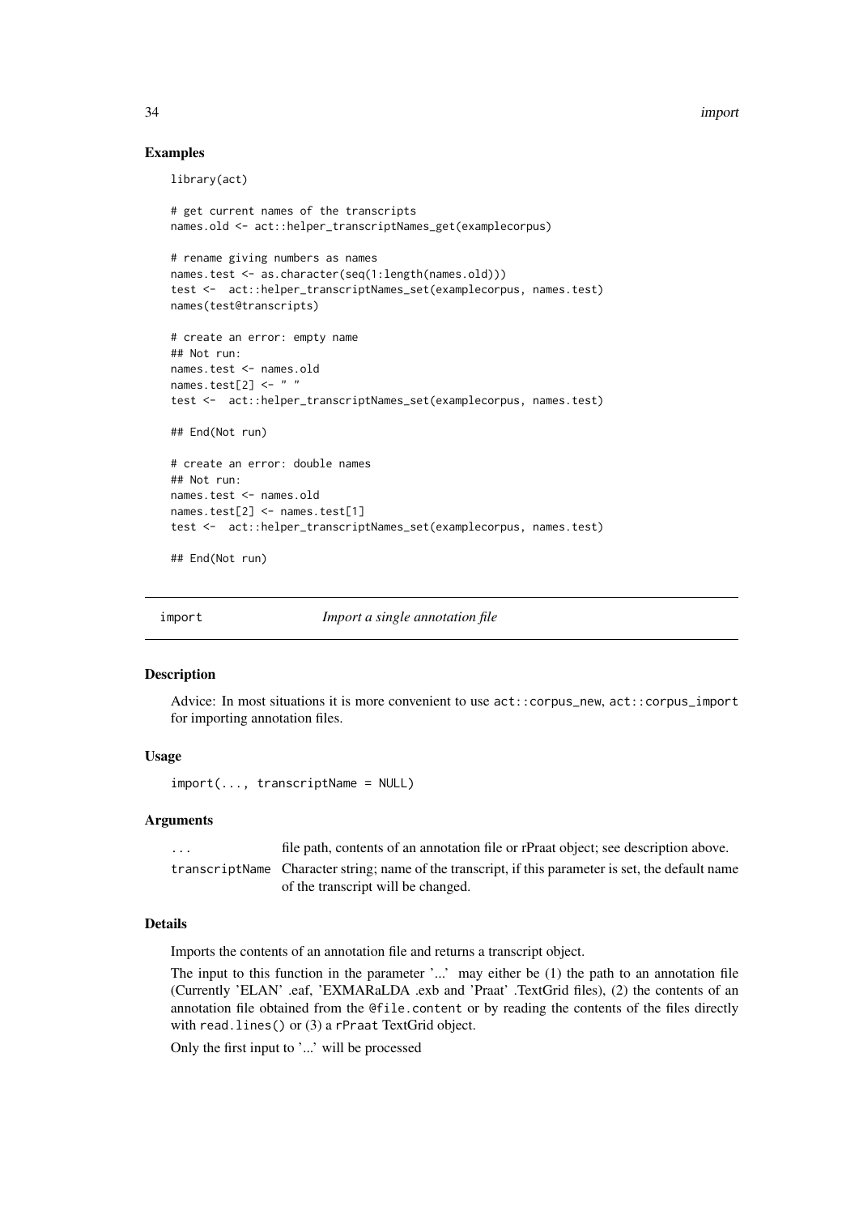### Examples

```
library(act)

# get current names of the transcripts
names.old <- act::helper_transcriptNames_get(examplecorpus)

# rename giving numbers as names
names.test <- as.character(seq(1:length(names.old)))
test <-  act::helper_transcriptNames_set(examplecorpus, names.test)
names(test@transcripts)

# create an error: empty name
## Not run:
names.test <- names.old
names.test[2] <- " "
test <-  act::helper_transcriptNames_set(examplecorpus, names.test)

## End(Not run)

# create an error: double names
## Not run:
names.test <- names.old
names.test[2] <- names.test[1]
test <-  act::helper_transcriptNames_set(examplecorpus, names.test)

## End(Not run)
```

---

## import — *Import a single annotation file*

### Description

Advice: In most situations it is more convenient to use `act::corpus_new`, `act::corpus_import` for importing annotation files.

### Usage

```
import(..., transcriptName = NULL)
```

### Arguments

| | |
|---|---|
| `...` | file path, contents of an annotation file or rPraat object; see description above. |
| `transcriptName` | Character string; name of the transcript, if this parameter is set, the default name of the transcript will be changed. |

### Details

Imports the contents of an annotation file and returns a transcript object.

The input to this function in the parameter '...' may either be (1) the path to an annotation file (Currently 'ELAN' .eaf, 'EXMARaLDA .exb and 'Praat' .TextGrid files), (2) the contents of an annotation file obtained from the `@file.content` or by reading the contents of the files directly with `read.lines()` or (3) a `rPraat` TextGrid object.

Only the first input to '...' will be processed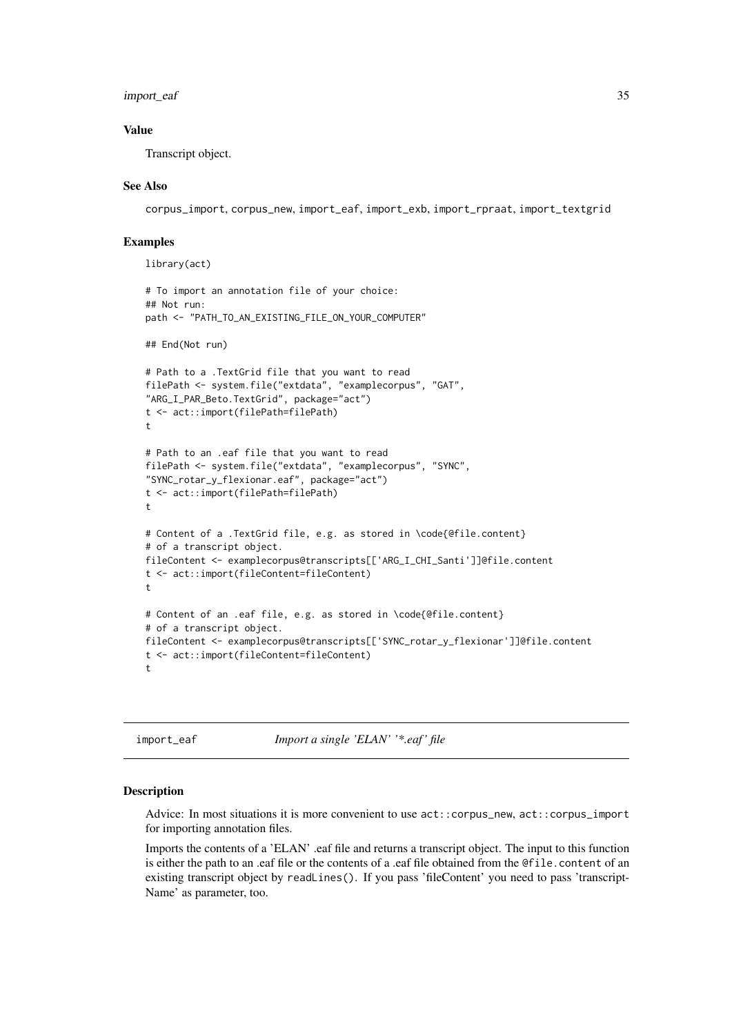### Value

Transcript object.

### See Also

corpus_import, corpus_new, import_eaf, import_exb, import_rpraat, import_textgrid

### Examples

```
library(act)

# To import an annotation file of your choice:
## Not run:
path <- "PATH_TO_AN_EXISTING_FILE_ON_YOUR_COMPUTER"

## End(Not run)

# Path to a .TextGrid file that you want to read
filePath <- system.file("extdata", "examplecorpus", "GAT",
"ARG_I_PAR_Beto.TextGrid", package="act")
t <- act::import(filePath=filePath)
t

# Path to an .eaf file that you want to read
filePath <- system.file("extdata", "examplecorpus", "SYNC",
"SYNC_rotar_y_flexionar.eaf", package="act")
t <- act::import(filePath=filePath)
t

# Content of a .TextGrid file, e.g. as stored in \code{@file.content}
# of a transcript object.
fileContent <- examplecorpus@transcripts[['ARG_I_CHI_Santi']]@file.content
t <- act::import(fileContent=fileContent)
t

# Content of an .eaf file, e.g. as stored in \code{@file.content}
# of a transcript object.
fileContent <- examplecorpus@transcripts[['SYNC_rotar_y_flexionar']]@file.content
t <- act::import(fileContent=fileContent)
t
```

---

## import_eaf — *Import a single 'ELAN' '*.eaf' file*

### Description

Advice: In most situations it is more convenient to use act::corpus_new, act::corpus_import for importing annotation files.

Imports the contents of a 'ELAN' .eaf file and returns a transcript object. The input to this function is either the path to an .eaf file or the contents of a .eaf file obtained from the @file.content of an existing transcript object by readLines(). If you pass 'fileContent' you need to pass 'transcriptName' as parameter, too.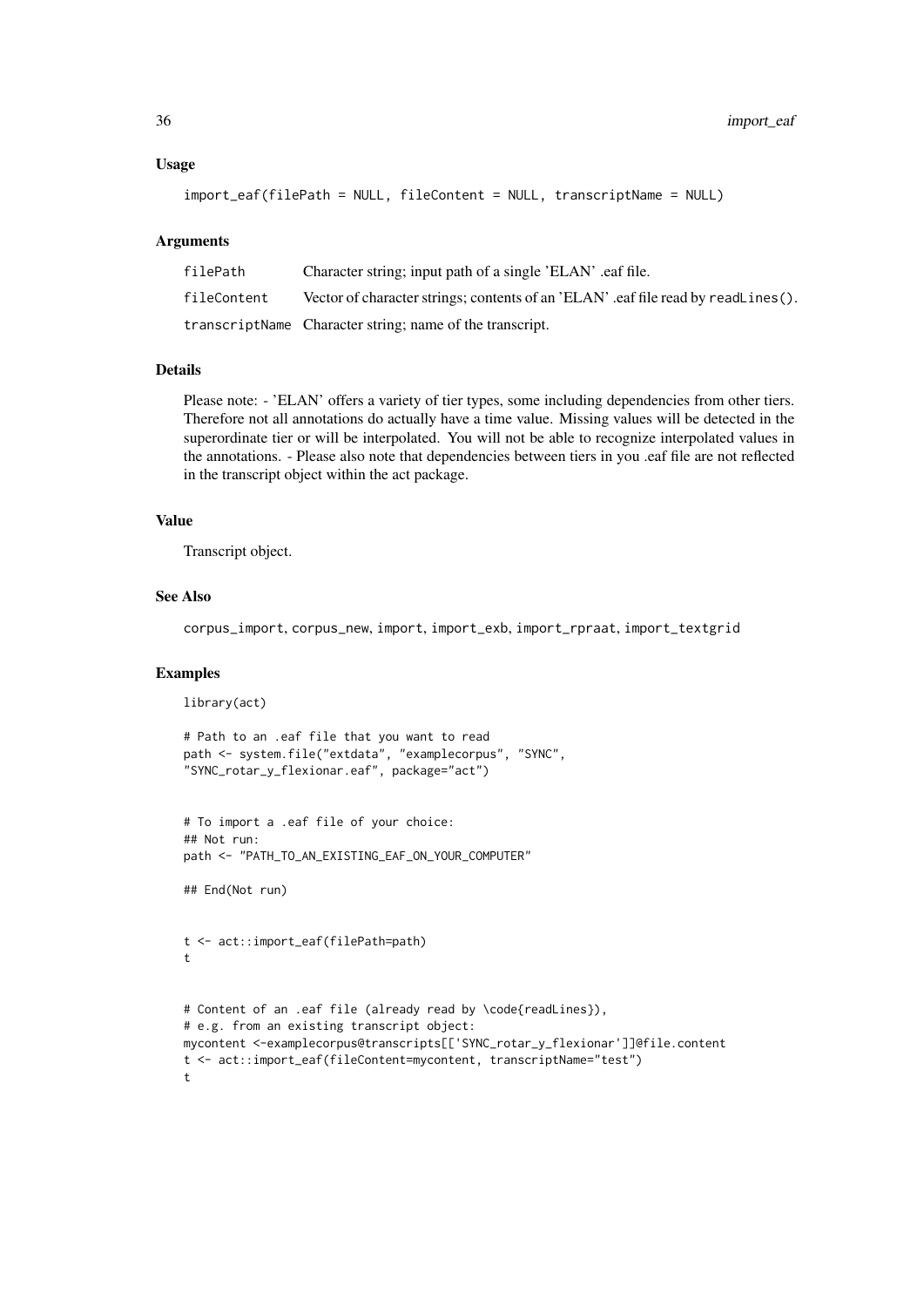### Usage

```
import_eaf(filePath = NULL, fileContent = NULL, transcriptName = NULL)
```

### Arguments

| | |
|---|---|
| filePath | Character string; input path of a single 'ELAN' .eaf file. |
| fileContent | Vector of character strings; contents of an 'ELAN' .eaf file read by readLines(). |
| transcriptName | Character string; name of the transcript. |

### Details

Please note: - 'ELAN' offers a variety of tier types, some including dependencies from other tiers. Therefore not all annotations do actually have a time value. Missing values will be detected in the superordinate tier or will be interpolated. You will not be able to recognize interpolated values in the annotations. - Please also note that dependencies between tiers in you .eaf file are not reflected in the transcript object within the act package.

### Value

Transcript object.

### See Also

corpus_import, corpus_new, import, import_exb, import_rpraat, import_textgrid

### Examples

```
library(act)

# Path to an .eaf file that you want to read
path <- system.file("extdata", "examplecorpus", "SYNC",
"SYNC_rotar_y_flexionar.eaf", package="act")


# To import a .eaf file of your choice:
## Not run:
path <- "PATH_TO_AN_EXISTING_EAF_ON_YOUR_COMPUTER"

## End(Not run)


t <- act::import_eaf(filePath=path)
t


# Content of an .eaf file (already read by \code{readLines}),
# e.g. from an existing transcript object:
mycontent <-examplecorpus@transcripts[['SYNC_rotar_y_flexionar']]@file.content
t <- act::import_eaf(fileContent=mycontent, transcriptName="test")
t
```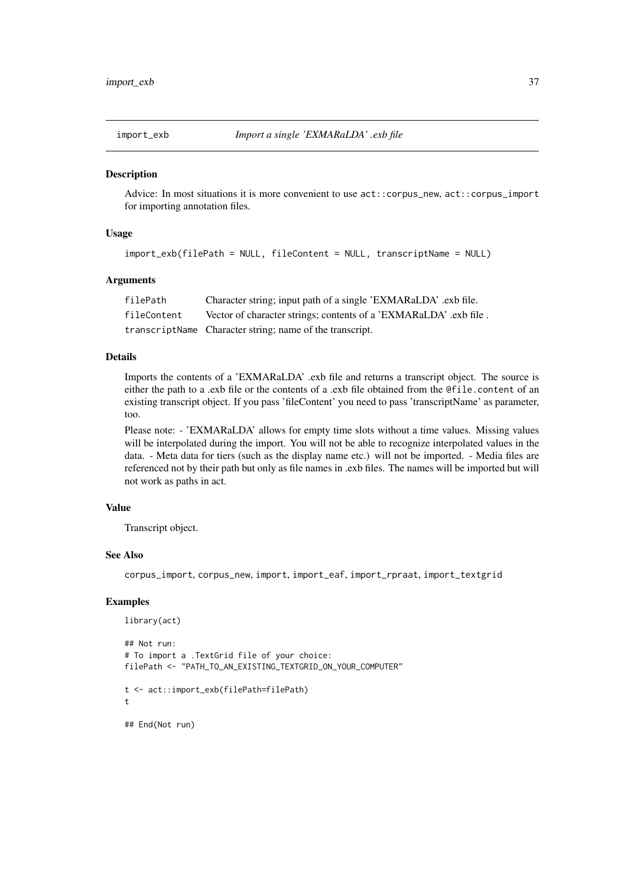# import_exb — *Import a single 'EXMARaLDA' .exb file*

## Description

Advice: In most situations it is more convenient to use `act::corpus_new`, `act::corpus_import` for importing annotation files.

## Usage

```
import_exb(filePath = NULL, fileContent = NULL, transcriptName = NULL)
```

## Arguments

| | |
|---|---|
| `filePath` | Character string; input path of a single 'EXMARaLDA' .exb file. |
| `fileContent` | Vector of character strings; contents of a 'EXMARaLDA' .exb file . |
| `transcriptName` | Character string; name of the transcript. |

## Details

Imports the contents of a 'EXMARaLDA' .exb file and returns a transcript object. The source is either the path to a .exb file or the contents of a .exb file obtained from the `@file.content` of an existing transcript object. If you pass 'fileContent' you need to pass 'transcriptName' as parameter, too.

Please note: - 'EXMARaLDA' allows for empty time slots without a time values. Missing values will be interpolated during the import. You will not be able to recognize interpolated values in the data. - Meta data for tiers (such as the display name etc.) will not be imported. - Media files are referenced not by their path but only as file names in .exb files. The names will be imported but will not work as paths in act.

## Value

Transcript object.

## See Also

`corpus_import`, `corpus_new`, `import`, `import_eaf`, `import_rpraat`, `import_textgrid`

## Examples

```
library(act)

## Not run:
# To import a .TextGrid file of your choice:
filePath <- "PATH_TO_AN_EXISTING_TEXTGRID_ON_YOUR_COMPUTER"

t <- act::import_exb(filePath=filePath)
t

## End(Not run)
```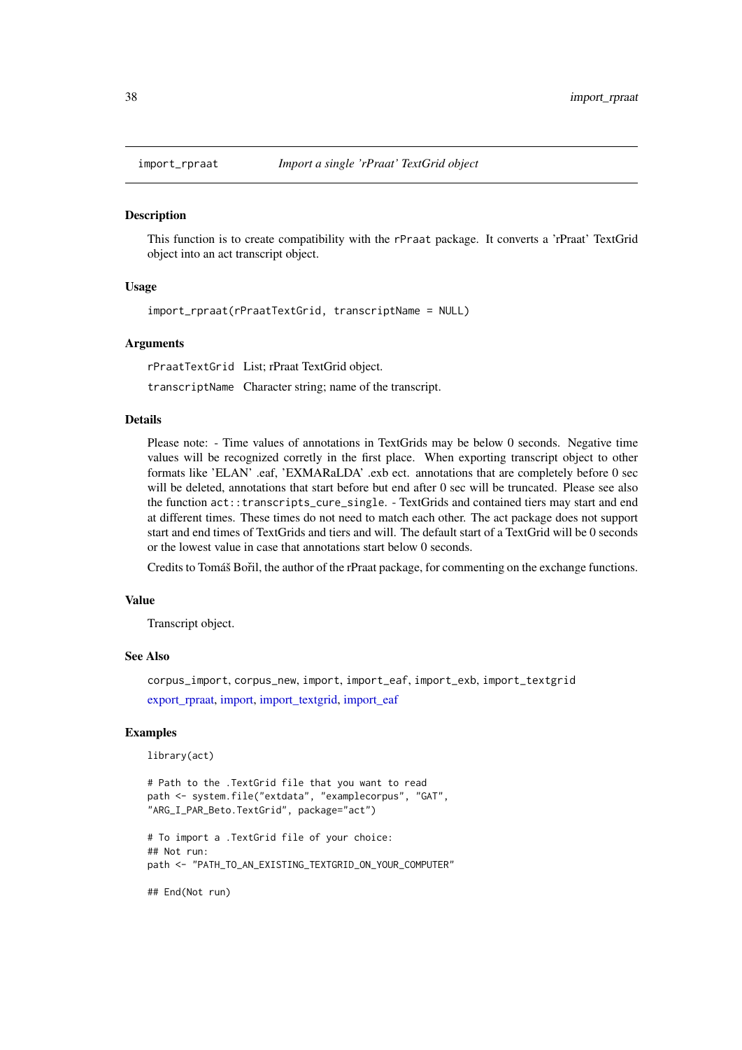## import_rpraat — *Import a single 'rPraat' TextGrid object*

### Description

This function is to create compatibility with the `rPraat` package. It converts a 'rPraat' TextGrid object into an act transcript object.

### Usage

```
import_rpraat(rPraatTextGrid, transcriptName = NULL)
```

### Arguments

| | |
|---|---|
| `rPraatTextGrid` | List; rPraat TextGrid object. |
| `transcriptName` | Character string; name of the transcript. |

### Details

Please note: - Time values of annotations in TextGrids may be below 0 seconds. Negative time values will be recognized correctly in the first place. When exporting transcript object to other formats like 'ELAN' .eaf, 'EXMARaLDA' .exb ect. annotations that are completely before 0 sec will be deleted, annotations that start before but end after 0 sec will be truncated. Please see also the function `act::transcripts_cure_single`. - TextGrids and contained tiers may start and end at different times. These times do not need to match each other. The act package does not support start and end times of TextGrids and tiers and will. The default start of a TextGrid will be 0 seconds or the lowest value in case that annotations start below 0 seconds.

Credits to Tomáš Bořil, the author of the rPraat package, for commenting on the exchange functions.

### Value

Transcript object.

### See Also

`corpus_import`, `corpus_new`, `import`, `import_eaf`, `import_exb`, `import_textgrid`

export_rpraat, import, import_textgrid, import_eaf

### Examples

```
library(act)

# Path to the .TextGrid file that you want to read
path <- system.file("extdata", "examplecorpus", "GAT",
"ARG_I_PAR_Beto.TextGrid", package="act")

# To import a .TextGrid file of your choice:
## Not run:
path <- "PATH_TO_AN_EXISTING_TEXTGRID_ON_YOUR_COMPUTER"

## End(Not run)
```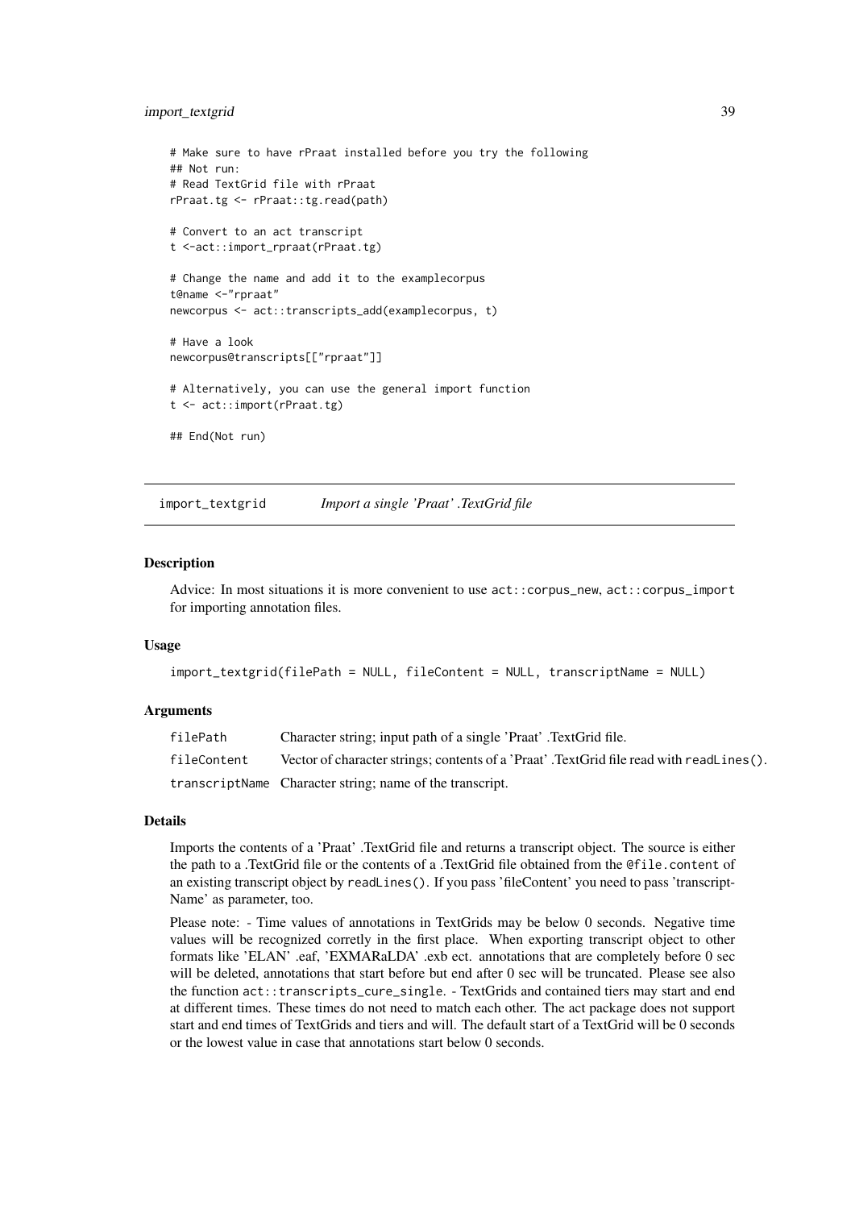```
# Make sure to have rPraat installed before you try the following
## Not run:
# Read TextGrid file with rPraat
rPraat.tg <- rPraat::tg.read(path)

# Convert to an act transcript
t <-act::import_rpraat(rPraat.tg)

# Change the name and add it to the examplecorpus
t@name <-"rpraat"
newcorpus <- act::transcripts_add(examplecorpus, t)

# Have a look
newcorpus@transcripts[["rpraat"]]

# Alternatively, you can use the general import function
t <- act::import(rPraat.tg)

## End(Not run)
```

---

## import_textgrid — *Import a single 'Praat' .TextGrid file*

### Description

Advice: In most situations it is more convenient to use `act::corpus_new`, `act::corpus_import` for importing annotation files.

### Usage

```
import_textgrid(filePath = NULL, fileContent = NULL, transcriptName = NULL)
```

### Arguments

| | |
|---|---|
| filePath | Character string; input path of a single 'Praat' .TextGrid file. |
| fileContent | Vector of character strings; contents of a 'Praat' .TextGrid file read with `readLines()`. |
| transcriptName | Character string; name of the transcript. |

### Details

Imports the contents of a 'Praat' .TextGrid file and returns a transcript object. The source is either the path to a .TextGrid file or the contents of a .TextGrid file obtained from the `@file.content` of an existing transcript object by `readLines()`. If you pass 'fileContent' you need to pass 'transcriptName' as parameter, too.

Please note: - Time values of annotations in TextGrids may be below 0 seconds. Negative time values will be recognized corretly in the first place. When exporting transcript object to other formats like 'ELAN' .eaf, 'EXMARaLDA' .exb ect. annotations that are completely before 0 sec will be deleted, annotations that start before but end after 0 sec will be truncated. Please see also the function `act::transcripts_cure_single`. - TextGrids and contained tiers may start and end at different times. These times do not need to match each other. The act package does not support start and end times of TextGrids and tiers and will. The default start of a TextGrid will be 0 seconds or the lowest value in case that annotations start below 0 seconds.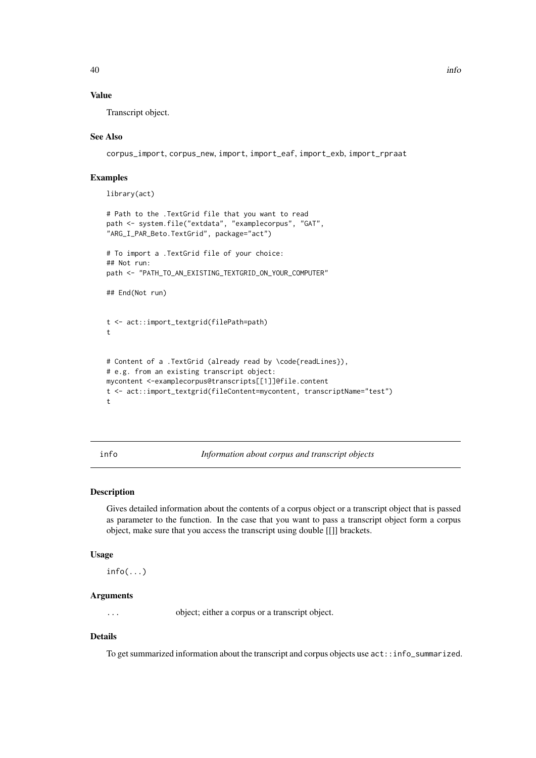### Value

Transcript object.

### See Also

corpus_import, corpus_new, import, import_eaf, import_exb, import_rpraat

### Examples

```
library(act)

# Path to the .TextGrid file that you want to read
path <- system.file("extdata", "examplecorpus", "GAT",
"ARG_I_PAR_Beto.TextGrid", package="act")

# To import a .TextGrid file of your choice:
## Not run:
path <- "PATH_TO_AN_EXISTING_TEXTGRID_ON_YOUR_COMPUTER"

## End(Not run)


t <- act::import_textgrid(filePath=path)
t


# Content of a .TextGrid (already read by \code{readLines}),
# e.g. from an existing transcript object:
mycontent <-examplecorpus@transcripts[[1]]@file.content
t <- act::import_textgrid(fileContent=mycontent, transcriptName="test")
t
```

---

## info — *Information about corpus and transcript objects*

### Description

Gives detailed information about the contents of a corpus object or a transcript object that is passed as parameter to the function. In the case that you want to pass a transcript object form a corpus object, make sure that you access the transcript using double [[]] brackets.

### Usage

```
info(...)
```

### Arguments

| | |
|---|---|
| ... | object; either a corpus or a transcript object. |

### Details

To get summarized information about the transcript and corpus objects use `act::info_summarized`.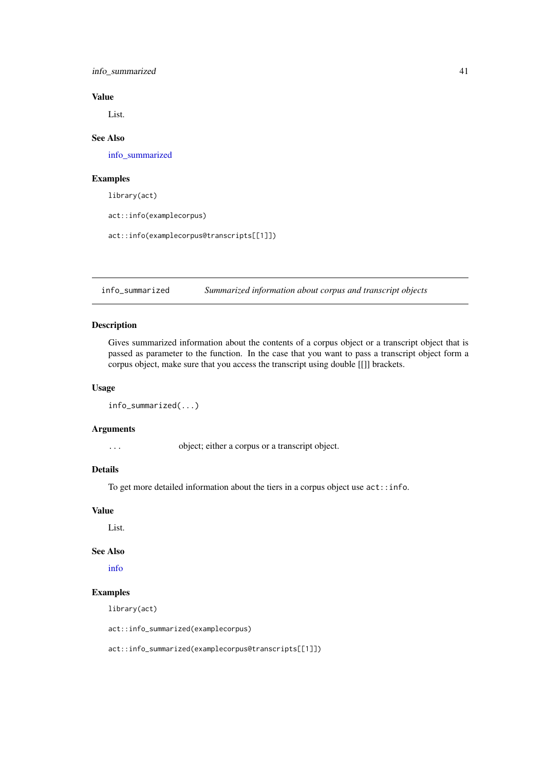### Value

List.

### See Also

info_summarized

### Examples

```
library(act)

act::info(examplecorpus)

act::info(examplecorpus@transcripts[[1]])
```

---

## info_summarized — *Summarized information about corpus and transcript objects*

### Description

Gives summarized information about the contents of a corpus object or a transcript object that is passed as parameter to the function. In the case that you want to pass a transcript object form a corpus object, make sure that you access the transcript using double [[]] brackets.

### Usage

```
info_summarized(...)
```

### Arguments

| | |
|---|---|
| `...` | object; either a corpus or a transcript object. |

### Details

To get more detailed information about the tiers in a corpus object use `act::info`.

### Value

List.

### See Also

info

### Examples

```
library(act)

act::info_summarized(examplecorpus)

act::info_summarized(examplecorpus@transcripts[[1]])
```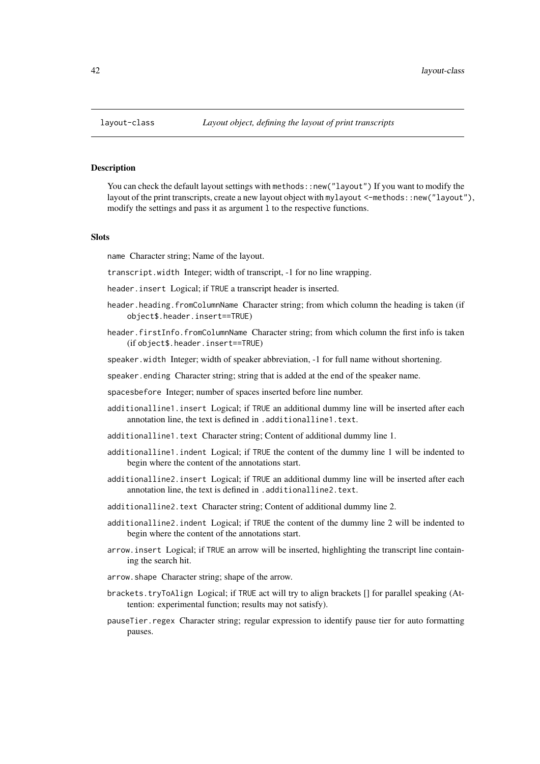`layout-class` *Layout object, defining the layout of print transcripts*

### Description

You can check the default layout settings with `methods::new("layout")` If you want to modify the layout of the print transcripts, create a new layout object with `mylayout <-methods::new("layout")`, modify the settings and pass it as argument `l` to the respective functions.

### Slots

- `name` Character string; Name of the layout.
- `transcript.width` Integer; width of transcript, -1 for no line wrapping.
- `header.insert` Logical; if `TRUE` a transcript header is inserted.
- `header.heading.fromColumnName` Character string; from which column the heading is taken (if `object$.header.insert==TRUE`)
- `header.firstInfo.fromColumnName` Character string; from which column the first info is taken (if `object$.header.insert==TRUE`)
- `speaker.width` Integer; width of speaker abbreviation, -1 for full name without shortening.
- `speaker.ending` Character string; string that is added at the end of the speaker name.
- `spacesbefore` Integer; number of spaces inserted before line number.
- `additionalline1.insert` Logical; if `TRUE` an additional dummy line will be inserted after each annotation line, the text is defined in `.additionalline1.text`.
- `additionalline1.text` Character string; Content of additional dummy line 1.
- `additionalline1.indent` Logical; if `TRUE` the content of the dummy line 1 will be indented to begin where the content of the annotations start.
- `additionalline2.insert` Logical; if `TRUE` an additional dummy line will be inserted after each annotation line, the text is defined in `.additionalline2.text`.
- `additionalline2.text` Character string; Content of additional dummy line 2.
- `additionalline2.indent` Logical; if `TRUE` the content of the dummy line 2 will be indented to begin where the content of the annotations start.
- `arrow.insert` Logical; if `TRUE` an arrow will be inserted, highlighting the transcript line containing the search hit.
- `arrow.shape` Character string; shape of the arrow.
- `brackets.tryToAlign` Logical; if `TRUE` act will try to align brackets [] for parallel speaking (Attention: experimental function; results may not satisfy).
- `pauseTier.regex` Character string; regular expression to identify pause tier for auto formatting pauses.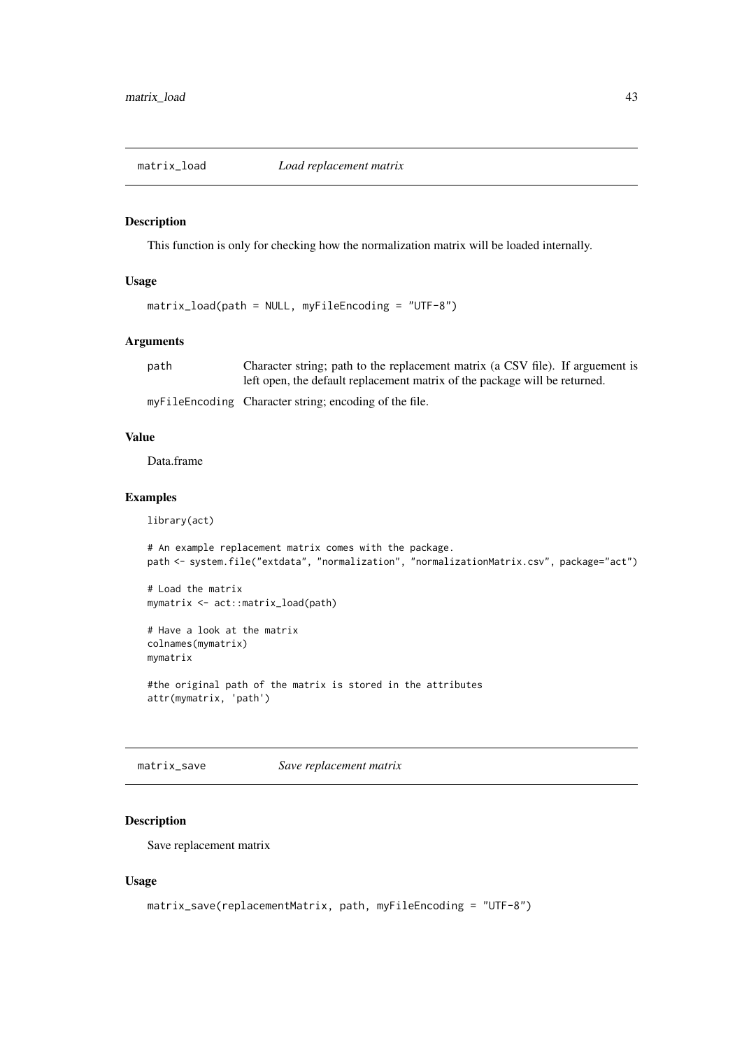## matrix_load *Load replacement matrix*

### Description

This function is only for checking how the normalization matrix will be loaded internally.

### Usage

```
matrix_load(path = NULL, myFileEncoding = "UTF-8")
```

### Arguments

| | |
|---|---|
| path | Character string; path to the replacement matrix (a CSV file). If arguement is left open, the default replacement matrix of the package will be returned. |
| myFileEncoding | Character string; encoding of the file. |

### Value

Data.frame

### Examples

```
library(act)

# An example replacement matrix comes with the package.
path <- system.file("extdata", "normalization", "normalizationMatrix.csv", package="act")

# Load the matrix
mymatrix <- act::matrix_load(path)

# Have a look at the matrix
colnames(mymatrix)
mymatrix

#the original path of the matrix is stored in the attributes
attr(mymatrix, 'path')
```

## matrix_save *Save replacement matrix*

### Description

Save replacement matrix

### Usage

```
matrix_save(replacementMatrix, path, myFileEncoding = "UTF-8")
```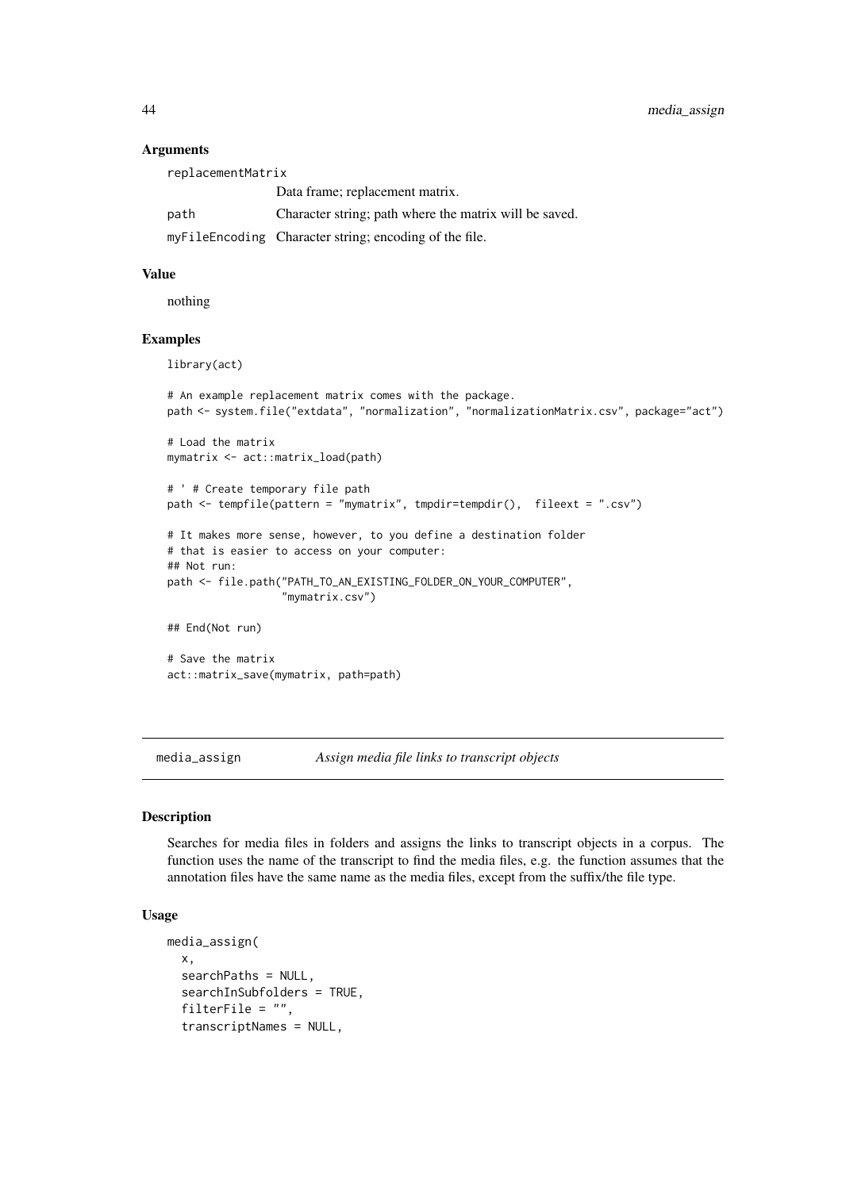### Arguments

| | |
|---|---|
| replacementMatrix | Data frame; replacement matrix. |
| path | Character string; path where the matrix will be saved. |
| myFileEncoding | Character string; encoding of the file. |

### Value

nothing

### Examples

```
library(act)

# An example replacement matrix comes with the package.
path <- system.file("extdata", "normalization", "normalizationMatrix.csv", package="act")

# Load the matrix
mymatrix <- act::matrix_load(path)

# ' # Create temporary file path
path <- tempfile(pattern = "mymatrix", tmpdir=tempdir(),  fileext = ".csv")

# It makes more sense, however, to you define a destination folder
# that is easier to access on your computer:
## Not run:
path <- file.path("PATH_TO_AN_EXISTING_FOLDER_ON_YOUR_COMPUTER",
                  "mymatrix.csv")

## End(Not run)

# Save the matrix
act::matrix_save(mymatrix, path=path)
```

---

## media_assign    *Assign media file links to transcript objects*

### Description

Searches for media files in folders and assigns the links to transcript objects in a corpus. The function uses the name of the transcript to find the media files, e.g. the function assumes that the annotation files have the same name as the media files, except from the suffix/the file type.

### Usage

```
media_assign(
  x,
  searchPaths = NULL,
  searchInSubfolders = TRUE,
  filterFile = "",
  transcriptNames = NULL,
```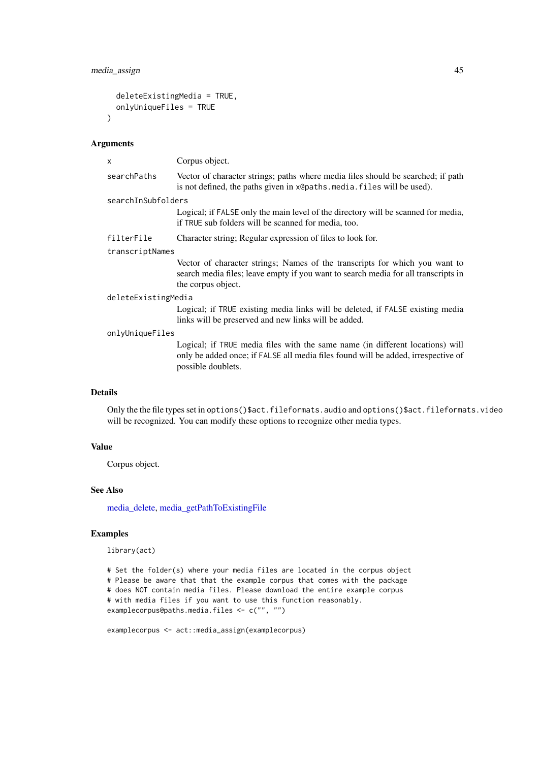```
  deleteExistingMedia = TRUE,
  onlyUniqueFiles = TRUE
)
```

### Arguments

- `x` — Corpus object.
- `searchPaths` — Vector of character strings; paths where media files should be searched; if path is not defined, the paths given in `x@paths.media.files` will be used).
- `searchInSubfolders` — Logical; if `FALSE` only the main level of the directory will be scanned for media, if `TRUE` sub folders will be scanned for media, too.
- `filterFile` — Character string; Regular expression of files to look for.
- `transcriptNames` — Vector of character strings; Names of the transcripts for which you want to search media files; leave empty if you want to search media for all transcripts in the corpus object.
- `deleteExistingMedia` — Logical; if `TRUE` existing media links will be deleted, if `FALSE` existing media links will be preserved and new links will be added.
- `onlyUniqueFiles` — Logical; if `TRUE` media files with the same name (in different locations) will only be added once; if `FALSE` all media files found will be added, irrespective of possible doublets.

### Details

Only the the file types set in `options()$act.fileformats.audio` and `options()$act.fileformats.video` will be recognized. You can modify these options to recognize other media types.

### Value

Corpus object.

### See Also

media_delete, media_getPathToExistingFile

### Examples

```
library(act)

# Set the folder(s) where your media files are located in the corpus object
# Please be aware that that the example corpus that comes with the package
# does NOT contain media files. Please download the entire example corpus
# with media files if you want to use this function reasonably.
examplecorpus@paths.media.files <- c("", "")

examplecorpus <- act::media_assign(examplecorpus)
```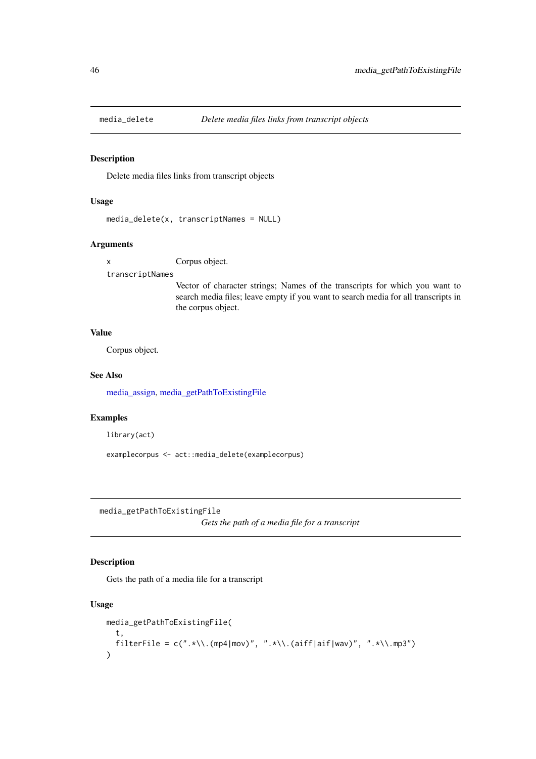## media_delete — *Delete media files links from transcript objects*

### Description

Delete media files links from transcript objects

### Usage

```
media_delete(x, transcriptNames = NULL)
```

### Arguments

- `x` — Corpus object.
- `transcriptNames` — Vector of character strings; Names of the transcripts for which you want to search media files; leave empty if you want to search media for all transcripts in the corpus object.

### Value

Corpus object.

### See Also

media_assign, media_getPathToExistingFile

### Examples

```
library(act)

examplecorpus <- act::media_delete(examplecorpus)
```

## media_getPathToExistingFile — *Gets the path of a media file for a transcript*

### Description

Gets the path of a media file for a transcript

### Usage

```
media_getPathToExistingFile(
  t,
  filterFile = c(".*\\.(mp4|mov)", ".*\\.(aiff|aif|wav)", ".*\\.mp3")
)
```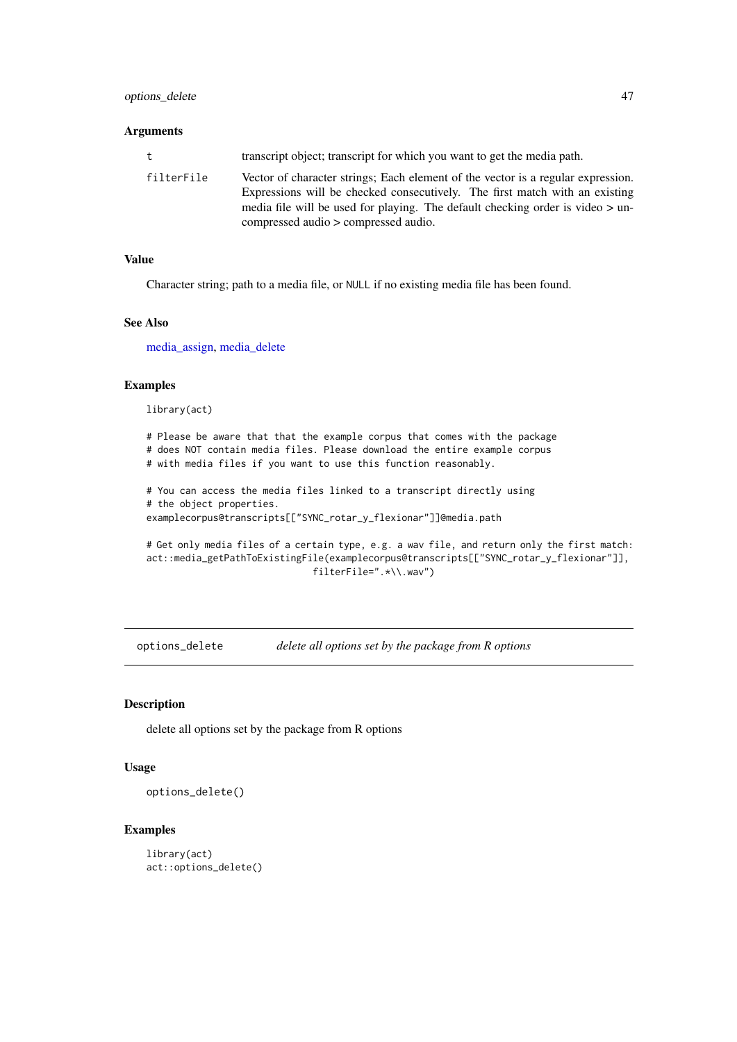### Arguments

| | |
|---|---|
| `t` | transcript object; transcript for which you want to get the media path. |
| `filterFile` | Vector of character strings; Each element of the vector is a regular expression. Expressions will be checked consecutively. The first match with an existing media file will be used for playing. The default checking order is video > uncompressed audio > compressed audio. |

### Value

Character string; path to a media file, or `NULL` if no existing media file has been found.

### See Also

media_assign, media_delete

### Examples

```
library(act)

# Please be aware that that the example corpus that comes with the package
# does NOT contain media files. Please download the entire example corpus
# with media files if you want to use this function reasonably.

# You can access the media files linked to a transcript directly using
# the object properties.
examplecorpus@transcripts[["SYNC_rotar_y_flexionar"]]@media.path

# Get only media files of a certain type, e.g. a wav file, and return only the first match:
act::media_getPathToExistingFile(examplecorpus@transcripts[["SYNC_rotar_y_flexionar"]],
                              filterFile=".*\\.wav")
```

---

## `options_delete` *delete all options set by the package from R options*

### Description

delete all options set by the package from R options

### Usage

```
options_delete()
```

### Examples

```
library(act)
act::options_delete()
```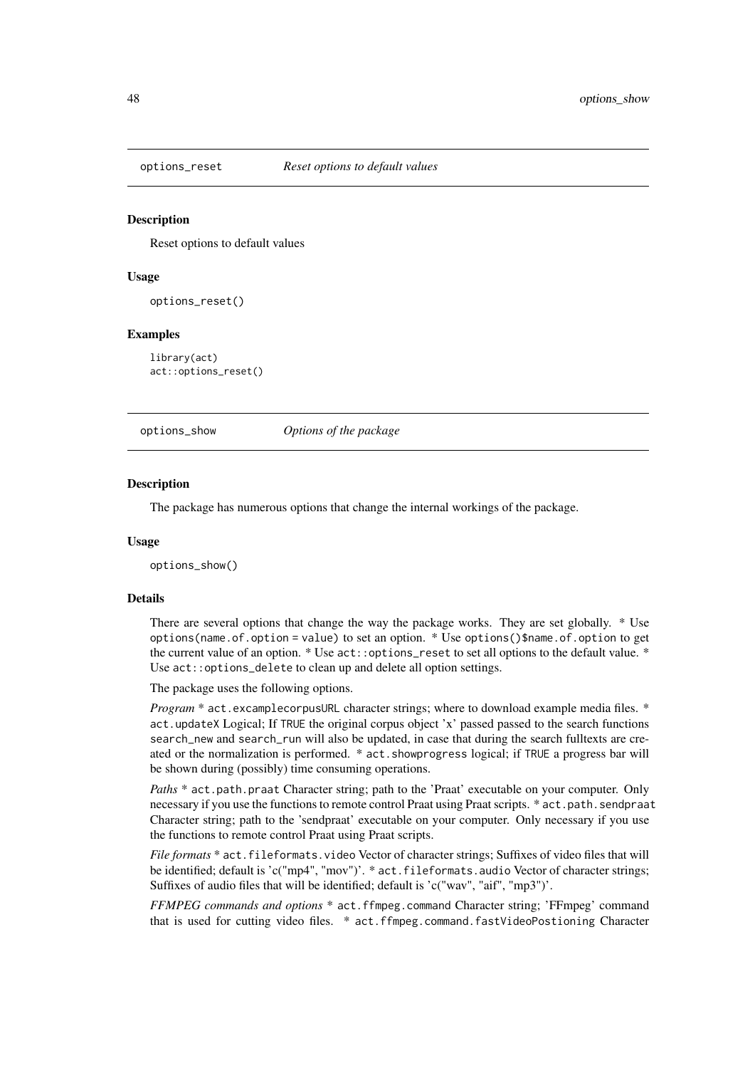## options_reset *Reset options to default values*

### Description

Reset options to default values

### Usage

```
options_reset()
```

### Examples

```
library(act)
act::options_reset()
```

## options_show *Options of the package*

### Description

The package has numerous options that change the internal workings of the package.

### Usage

```
options_show()
```

### Details

There are several options that change the way the package works. They are set globally. * Use `options(name.of.option = value)` to set an option. * Use `options()$name.of.option` to get the current value of an option. * Use `act::options_reset` to set all options to the default value. * Use `act::options_delete` to clean up and delete all option settings.

The package uses the following options.

*Program* * `act.excamplecorpusURL` character strings; where to download example media files. * `act.updateX` Logical; If `TRUE` the original corpus object 'x' passed passed to the search functions `search_new` and `search_run` will also be updated, in case that during the search fulltexts are created or the normalization is performed. * `act.showprogress` logical; if `TRUE` a progress bar will be shown during (possibly) time consuming operations.

*Paths* * `act.path.praat` Character string; path to the 'Praat' executable on your computer. Only necessary if you use the functions to remote control Praat using Praat scripts. * `act.path.sendpraat` Character string; path to the 'sendpraat' executable on your computer. Only necessary if you use the functions to remote control Praat using Praat scripts.

*File formats* * `act.fileformats.video` Vector of character strings; Suffixes of video files that will be identified; default is 'c("mp4", "mov")'. * `act.fileformats.audio` Vector of character strings; Suffixes of audio files that will be identified; default is 'c("wav", "aif", "mp3")'.

*FFMPEG commands and options* * `act.ffmpeg.command` Character string; 'FFmpeg' command that is used for cutting video files. * `act.ffmpeg.command.fastVideoPostioning` Character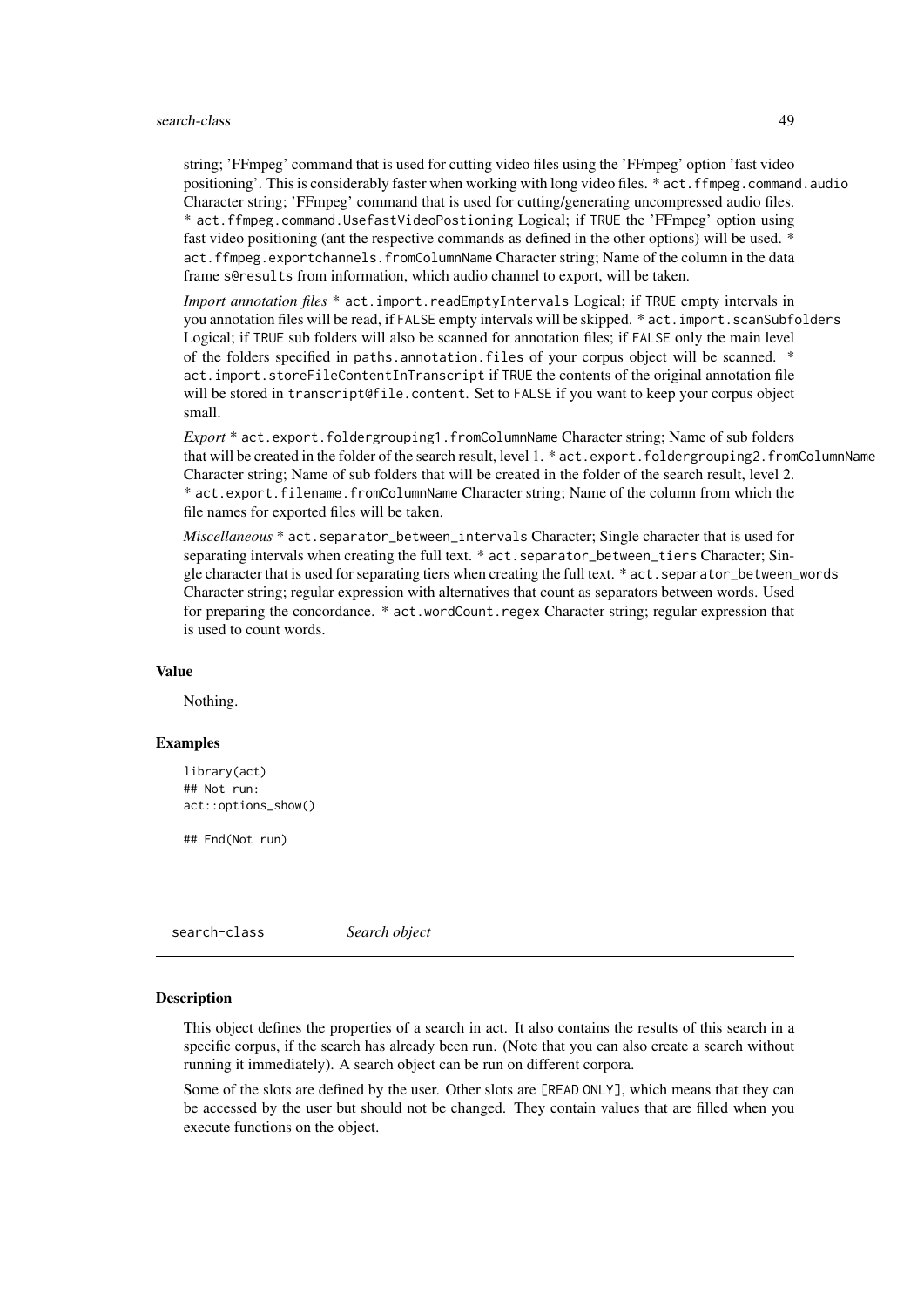string; 'FFmpeg' command that is used for cutting video files using the 'FFmpeg' option 'fast video positioning'. This is considerably faster when working with long video files. * `act.ffmpeg.command.audio` Character string; 'FFmpeg' command that is used for cutting/generating uncompressed audio files. * `act.ffmpeg.command.UsefastVideoPostioning` Logical; if `TRUE` the 'FFmpeg' option using fast video positioning (ant the respective commands as defined in the other options) will be used. * `act.ffmpeg.exportchannels.fromColumnName` Character string; Name of the column in the data frame `s@results` from information, which audio channel to export, will be taken.

*Import annotation files* * `act.import.readEmptyIntervals` Logical; if `TRUE` empty intervals in you annotation files will be read, if `FALSE` empty intervals will be skipped. * `act.import.scanSubfolders` Logical; if `TRUE` sub folders will also be scanned for annotation files; if `FALSE` only the main level of the folders specified in `paths.annotation.files` of your corpus object will be scanned. * `act.import.storeFileContentInTranscript` if `TRUE` the contents of the original annotation file will be stored in `transcript@file.content`. Set to `FALSE` if you want to keep your corpus object small.

*Export* * `act.export.foldergrouping1.fromColumnName` Character string; Name of sub folders that will be created in the folder of the search result, level 1. * `act.export.foldergrouping2.fromColumnName` Character string; Name of sub folders that will be created in the folder of the search result, level 2. * `act.export.filename.fromColumnName` Character string; Name of the column from which the file names for exported files will be taken.

*Miscellaneous* * `act.separator_between_intervals` Character; Single character that is used for separating intervals when creating the full text. * `act.separator_between_tiers` Character; Single character that is used for separating tiers when creating the full text. * `act.separator_between_words` Character string; regular expression with alternatives that count as separators between words. Used for preparing the concordance. * `act.wordCount.regex` Character string; regular expression that is used to count words.

## Value

Nothing.

## Examples

```
library(act)
## Not run:
act::options_show()

## End(Not run)
```

# search-class *Search object*

## Description

This object defines the properties of a search in act. It also contains the results of this search in a specific corpus, if the search has already been run. (Note that you can also create a search without running it immediately). A search object can be run on different corpora.

Some of the slots are defined by the user. Other slots are `[READ ONLY]`, which means that they can be accessed by the user but should not be changed. They contain values that are filled when you execute functions on the object.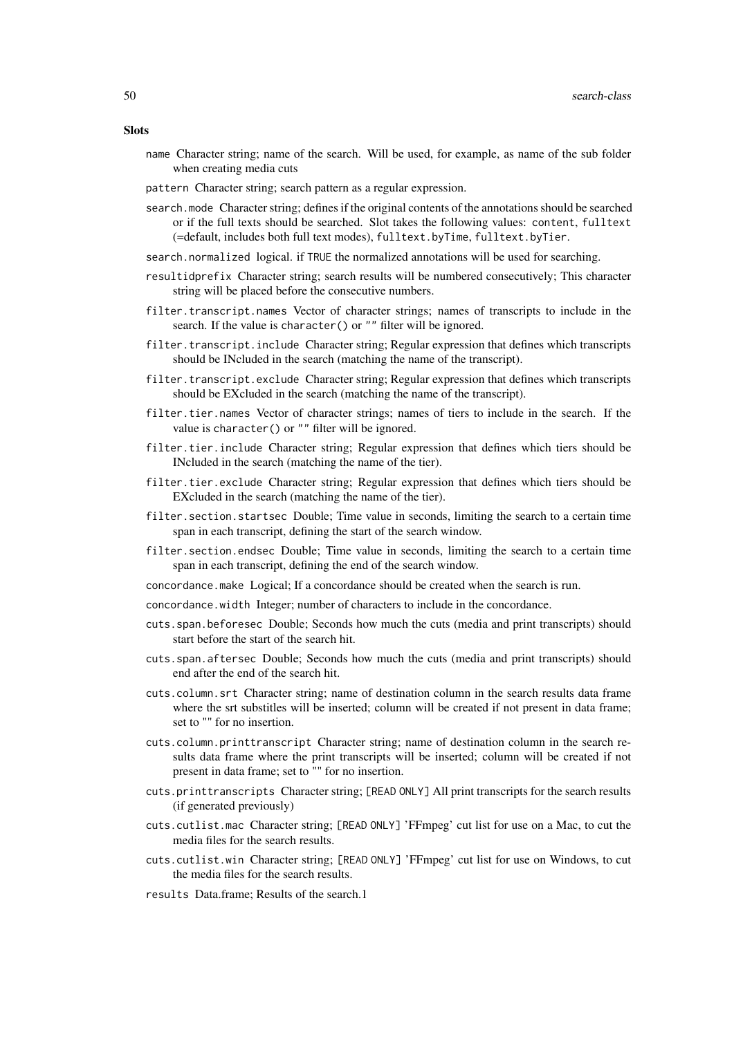### Slots

`name` Character string; name of the search. Will be used, for example, as name of the sub folder when creating media cuts

`pattern` Character string; search pattern as a regular expression.

`search.mode` Character string; defines if the original contents of the annotations should be searched or if the full texts should be searched. Slot takes the following values: `content`, `fulltext` (=default, includes both full text modes), `fulltext.byTime`, `fulltext.byTier`.

`search.normalized` logical. if `TRUE` the normalized annotations will be used for searching.

`resultidprefix` Character string; search results will be numbered consecutively; This character string will be placed before the consecutive numbers.

`filter.transcript.names` Vector of character strings; names of transcripts to include in the search. If the value is `character()` or `""` filter will be ignored.

`filter.transcript.include` Character string; Regular expression that defines which transcripts should be INcluded in the search (matching the name of the transcript).

`filter.transcript.exclude` Character string; Regular expression that defines which transcripts should be EXcluded in the search (matching the name of the transcript).

`filter.tier.names` Vector of character strings; names of tiers to include in the search. If the value is `character()` or `""` filter will be ignored.

`filter.tier.include` Character string; Regular expression that defines which tiers should be INcluded in the search (matching the name of the tier).

`filter.tier.exclude` Character string; Regular expression that defines which tiers should be EXcluded in the search (matching the name of the tier).

`filter.section.startsec` Double; Time value in seconds, limiting the search to a certain time span in each transcript, defining the start of the search window.

`filter.section.endsec` Double; Time value in seconds, limiting the search to a certain time span in each transcript, defining the end of the search window.

`concordance.make` Logical; If a concordance should be created when the search is run.

`concordance.width` Integer; number of characters to include in the concordance.

`cuts.span.beforesec` Double; Seconds how much the cuts (media and print transcripts) should start before the start of the search hit.

`cuts.span.aftersec` Double; Seconds how much the cuts (media and print transcripts) should end after the end of the search hit.

`cuts.column.srt` Character string; name of destination column in the search results data frame where the srt substitles will be inserted; column will be created if not present in data frame; set to "" for no insertion.

`cuts.column.printtranscript` Character string; name of destination column in the search results data frame where the print transcripts will be inserted; column will be created if not present in data frame; set to "" for no insertion.

`cuts.printtranscripts` Character string; `[READ ONLY]` All print transcripts for the search results (if generated previously)

`cuts.cutlist.mac` Character string; `[READ ONLY]` 'FFmpeg' cut list for use on a Mac, to cut the media files for the search results.

`cuts.cutlist.win` Character string; `[READ ONLY]` 'FFmpeg' cut list for use on Windows, to cut the media files for the search results.

`results` Data.frame; Results of the search.1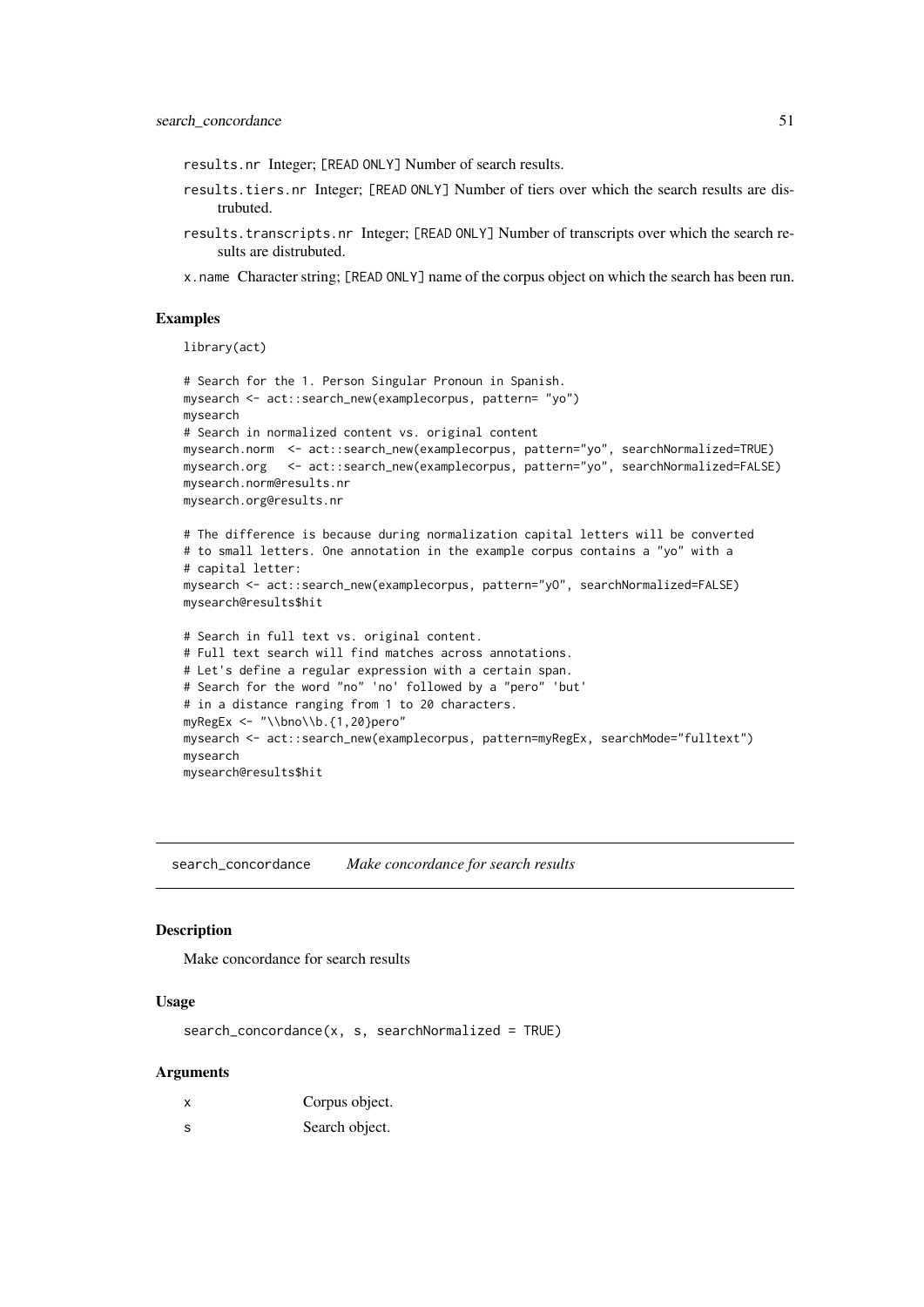results.nr Integer; [READ ONLY] Number of search results.

results.tiers.nr Integer; [READ ONLY] Number of tiers over which the search results are distrubuted.

results.transcripts.nr Integer; [READ ONLY] Number of transcripts over which the search results are distrubuted.

x.name Character string; [READ ONLY] name of the corpus object on which the search has been run.

### Examples

```
library(act)

# Search for the 1. Person Singular Pronoun in Spanish.
mysearch <- act::search_new(examplecorpus, pattern= "yo")
mysearch
# Search in normalized content vs. original content
mysearch.norm  <- act::search_new(examplecorpus, pattern="yo", searchNormalized=TRUE)
mysearch.org   <- act::search_new(examplecorpus, pattern="yo", searchNormalized=FALSE)
mysearch.norm@results.nr
mysearch.org@results.nr

# The difference is because during normalization capital letters will be converted
# to small letters. One annotation in the example corpus contains a "yo" with a
# capital letter:
mysearch <- act::search_new(examplecorpus, pattern="yO", searchNormalized=FALSE)
mysearch@results$hit

# Search in full text vs. original content.
# Full text search will find matches across annotations.
# Let's define a regular expression with a certain span.
# Search for the word "no" 'no' followed by a "pero" 'but'
# in a distance ranging from 1 to 20 characters.
myRegEx <- "\\bno\\b.{1,20}pero"
mysearch <- act::search_new(examplecorpus, pattern=myRegEx, searchMode="fulltext")
mysearch
mysearch@results$hit
```

---

## search_concordance *Make concordance for search results*

### Description

Make concordance for search results

### Usage

```
search_concordance(x, s, searchNormalized = TRUE)
```

### Arguments

| | |
|---|---|
| x | Corpus object. |
| s | Search object. |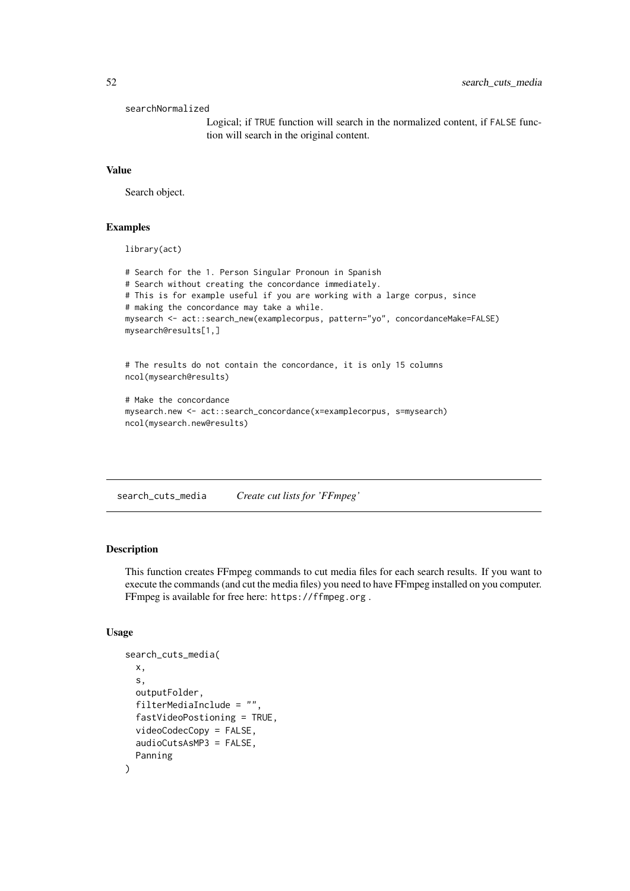searchNormalized

Logical; if TRUE function will search in the normalized content, if FALSE function will search in the original content.

### Value

Search object.

### Examples

```
library(act)

# Search for the 1. Person Singular Pronoun in Spanish
# Search without creating the concordance immediately.
# This is for example useful if you are working with a large corpus, since
# making the concordance may take a while.
mysearch <- act::search_new(examplecorpus, pattern="yo", concordanceMake=FALSE)
mysearch@results[1,]


# The results do not contain the concordance, it is only 15 columns
ncol(mysearch@results)

# Make the concordance
mysearch.new <- act::search_concordance(x=examplecorpus, s=mysearch)
ncol(mysearch.new@results)
```

---

## search_cuts_media *Create cut lists for 'FFmpeg'*

### Description

This function creates FFmpeg commands to cut media files for each search results. If you want to execute the commands (and cut the media files) you need to have FFmpeg installed on you computer. FFmpeg is available for free here: https://ffmpeg.org .

### Usage

```
search_cuts_media(
  x,
  s,
  outputFolder,
  filterMediaInclude = "",
  fastVideoPostioning = TRUE,
  videoCodecCopy = FALSE,
  audioCutsAsMP3 = FALSE,
  Panning
)
```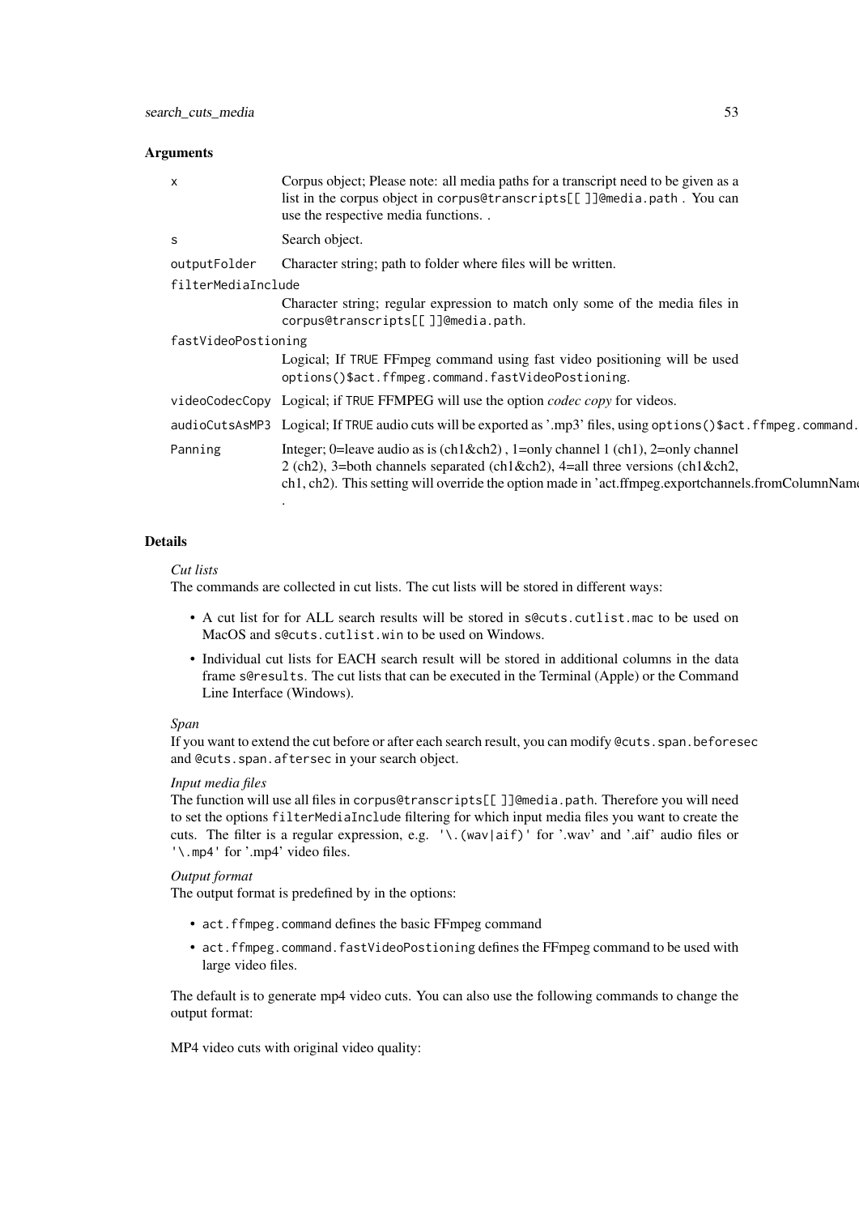### Arguments

| | |
|---|---|
| x | Corpus object; Please note: all media paths for a transcript need to be given as a list in the corpus object in `corpus@transcripts[[ ]]@media.path` . You can use the respective media functions. . |
| s | Search object. |
| outputFolder | Character string; path to folder where files will be written. |
| filterMediaInclude | Character string; regular expression to match only some of the media files in `corpus@transcripts[[ ]]@media.path`. |
| fastVideoPostioning | Logical; If `TRUE` FFmpeg command using fast video positioning will be used `options()$act.ffmpeg.command.fastVideoPostioning`. |
| videoCodecCopy | Logical; if `TRUE` FFMPEG will use the option *codec copy* for videos. |
| audioCutsAsMP3 | Logical; If `TRUE` audio cuts will be exported as '.mp3' files, using `options()$act.ffmpeg.command.` |
| Panning | Integer; 0=leave audio as is (ch1&ch2) , 1=only channel 1 (ch1), 2=only channel 2 (ch2), 3=both channels separated (ch1&ch2), 4=all three versions (ch1&ch2, ch1, ch2). This setting will override the option made in 'act.ffmpeg.exportchannels.fromColumnName' . |

### Details

*Cut lists*

The commands are collected in cut lists. The cut lists will be stored in different ways:

- A cut list for for ALL search results will be stored in `s@cuts.cutlist.mac` to be used on MacOS and `s@cuts.cutlist.win` to be used on Windows.
- Individual cut lists for EACH search result will be stored in additional columns in the data frame `s@results`. The cut lists that can be executed in the Terminal (Apple) or the Command Line Interface (Windows).

*Span*

If you want to extend the cut before or after each search result, you can modify `@cuts.span.beforesec` and `@cuts.span.aftersec` in your search object.

*Input media files*

The function will use all files in `corpus@transcripts[[ ]]@media.path`. Therefore you will need to set the options `filterMediaInclude` filtering for which input media files you want to create the cuts. The filter is a regular expression, e.g. `'\.(wav|aif)'` for '.wav' and '.aif' audio files or `'\.mp4'` for '.mp4' video files.

*Output format*

The output format is predefined by in the options:

- `act.ffmpeg.command` defines the basic FFmpeg command
- `act.ffmpeg.command.fastVideoPostioning` defines the FFmpeg command to be used with large video files.

The default is to generate mp4 video cuts. You can also use the following commands to change the output format:

MP4 video cuts with original video quality: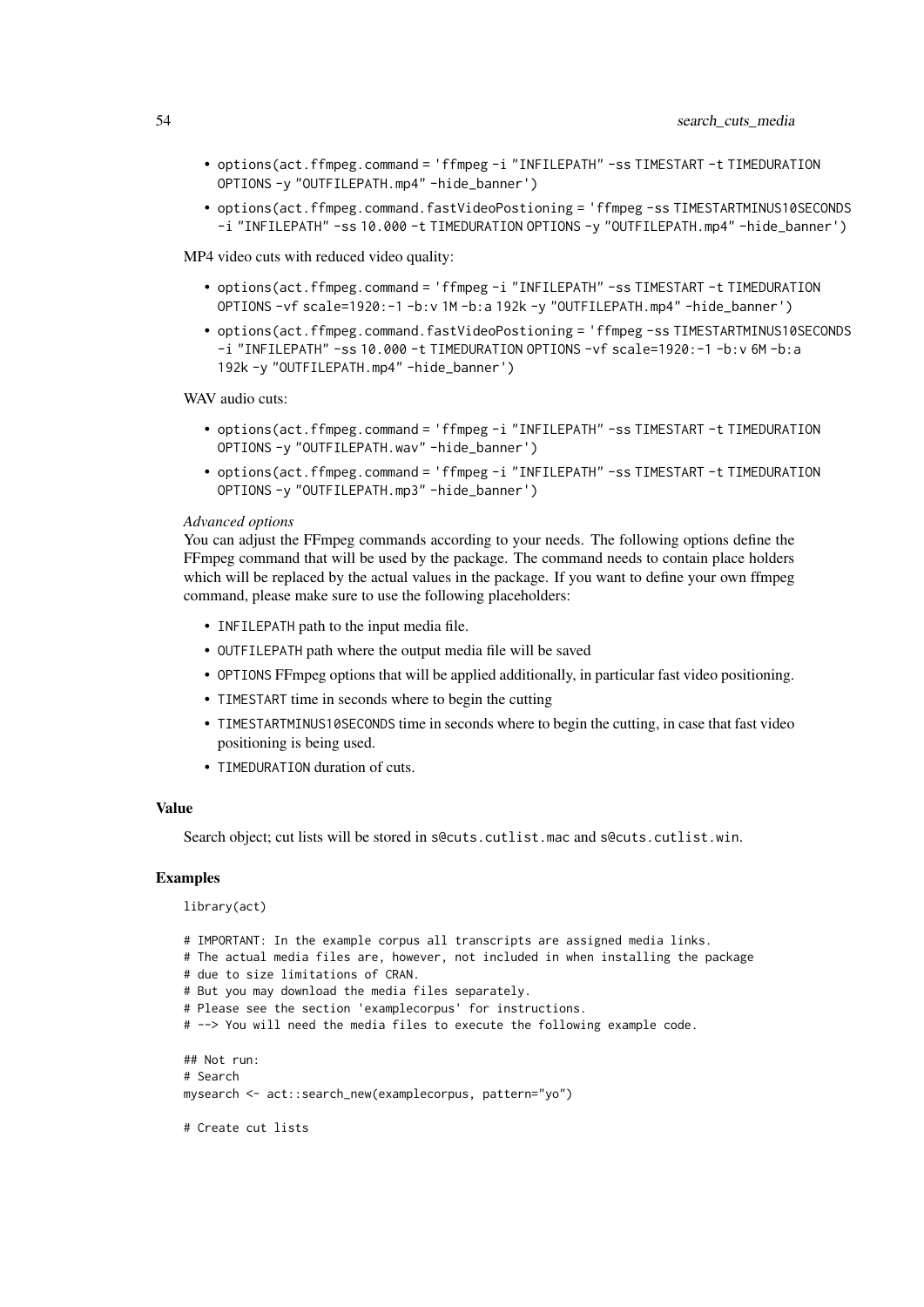- `options(act.ffmpeg.command = 'ffmpeg -i "INFILEPATH" -ss TIMESTART -t TIMEDURATION OPTIONS -y "OUTFILEPATH.mp4" -hide_banner')`
- `options(act.ffmpeg.command.fastVideoPostioning = 'ffmpeg -ss TIMESTARTMINUS10SECONDS -i "INFILEPATH" -ss 10.000 -t TIMEDURATION OPTIONS -y "OUTFILEPATH.mp4" -hide_banner')`

MP4 video cuts with reduced video quality:

- `options(act.ffmpeg.command = 'ffmpeg -i "INFILEPATH" -ss TIMESTART -t TIMEDURATION OPTIONS -vf scale=1920:-1 -b:v 1M -b:a 192k -y "OUTFILEPATH.mp4" -hide_banner')`
- `options(act.ffmpeg.command.fastVideoPostioning = 'ffmpeg -ss TIMESTARTMINUS10SECONDS -i "INFILEPATH" -ss 10.000 -t TIMEDURATION OPTIONS -vf scale=1920:-1 -b:v 6M -b:a 192k -y "OUTFILEPATH.mp4" -hide_banner')`

WAV audio cuts:

- `options(act.ffmpeg.command = 'ffmpeg -i "INFILEPATH" -ss TIMESTART -t TIMEDURATION OPTIONS -y "OUTFILEPATH.wav" -hide_banner')`
- `options(act.ffmpeg.command = 'ffmpeg -i "INFILEPATH" -ss TIMESTART -t TIMEDURATION OPTIONS -y "OUTFILEPATH.mp3" -hide_banner')`

*Advanced options*
You can adjust the FFmpeg commands according to your needs. The following options define the FFmpeg command that will be used by the package. The command needs to contain place holders which will be replaced by the actual values in the package. If you want to define your own ffmpeg command, please make sure to use the following placeholders:

- `INFILEPATH` path to the input media file.
- `OUTFILEPATH` path where the output media file will be saved
- `OPTIONS` FFmpeg options that will be applied additionally, in particular fast video positioning.
- `TIMESTART` time in seconds where to begin the cutting
- `TIMESTARTMINUS10SECONDS` time in seconds where to begin the cutting, in case that fast video positioning is being used.
- `TIMEDURATION` duration of cuts.

## Value

Search object; cut lists will be stored in `s@cuts.cutlist.mac` and `s@cuts.cutlist.win`.

## Examples

```
library(act)

# IMPORTANT: In the example corpus all transcripts are assigned media links.
# The actual media files are, however, not included in when installing the package
# due to size limitations of CRAN.
# But you may download the media files separately.
# Please see the section 'examplecorpus' for instructions.
# --> You will need the media files to execute the following example code.

## Not run:
# Search
mysearch <- act::search_new(examplecorpus, pattern="yo")

# Create cut lists
```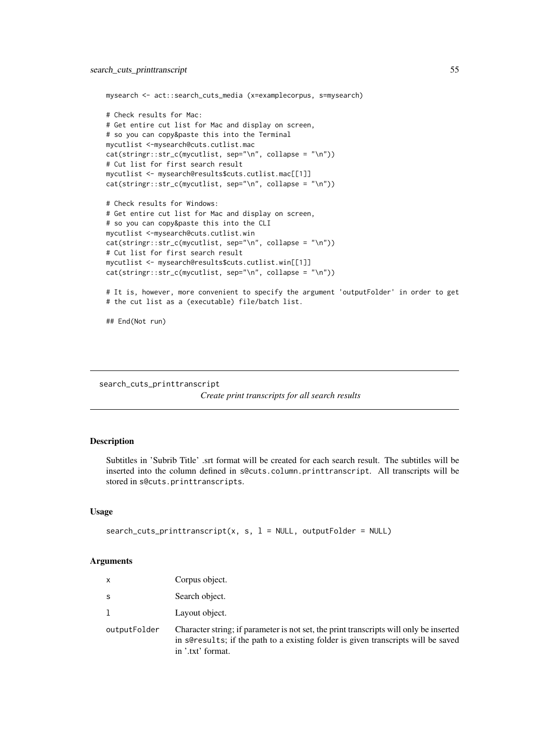```
mysearch <- act::search_cuts_media (x=examplecorpus, s=mysearch)

# Check results for Mac:
# Get entire cut list for Mac and display on screen,
# so you can copy&paste this into the Terminal
mycutlist <-mysearch@cuts.cutlist.mac
cat(stringr::str_c(mycutlist, sep="\n", collapse = "\n"))
# Cut list for first search result
mycutlist <- mysearch@results$cuts.cutlist.mac[[1]]
cat(stringr::str_c(mycutlist, sep="\n", collapse = "\n"))

# Check results for Windows:
# Get entire cut list for Mac and display on screen,
# so you can copy&paste this into the CLI
mycutlist <-mysearch@cuts.cutlist.win
cat(stringr::str_c(mycutlist, sep="\n", collapse = "\n"))
# Cut list for first search result
mycutlist <- mysearch@results$cuts.cutlist.win[[1]]
cat(stringr::str_c(mycutlist, sep="\n", collapse = "\n"))

# It is, however, more convenient to specify the argument 'outputFolder' in order to get
# the cut list as a (executable) file/batch list.

## End(Not run)
```

---

## search_cuts_printtranscript

*Create print transcripts for all search results*

---

### Description

Subtitles in 'Subrib Title' .srt format will be created for each search result. The subtitles will be inserted into the column defined in `s@cuts.column.printtranscript`. All transcripts will be stored in `s@cuts.printtranscripts`.

### Usage

```
search_cuts_printtranscript(x, s, l = NULL, outputFolder = NULL)
```

### Arguments

| | |
|---|---|
| `x` | Corpus object. |
| `s` | Search object. |
| `l` | Layout object. |
| `outputFolder` | Character string; if parameter is not set, the print transcripts will only be inserted in `s@results`; if the path to a existing folder is given transcripts will be saved in '.txt' format. |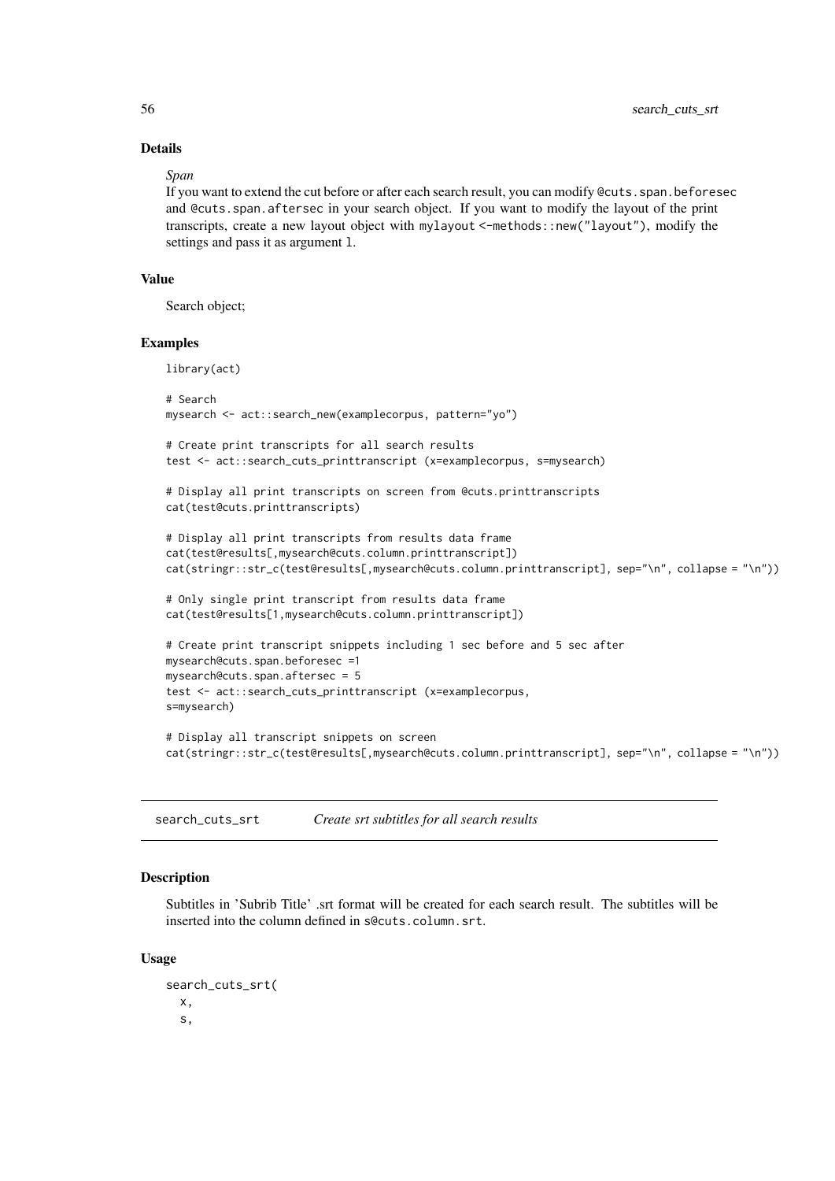### Details

*Span*

If you want to extend the cut before or after each search result, you can modify `@cuts.span.beforesec` and `@cuts.span.aftersec` in your search object. If you want to modify the layout of the print transcripts, create a new layout object with `mylayout <-methods::new("layout")`, modify the settings and pass it as argument `l`.

### Value

Search object;

### Examples

```
library(act)

# Search
mysearch <- act::search_new(examplecorpus, pattern="yo")

# Create print transcripts for all search results
test <- act::search_cuts_printtranscript (x=examplecorpus, s=mysearch)

# Display all print transcripts on screen from @cuts.printtranscripts
cat(test@cuts.printtranscripts)

# Display all print transcripts from results data frame
cat(test@results[,mysearch@cuts.column.printtranscript])
cat(stringr::str_c(test@results[,mysearch@cuts.column.printtranscript], sep="\n", collapse = "\n"))

# Only single print transcript from results data frame
cat(test@results[1,mysearch@cuts.column.printtranscript])

# Create print transcript snippets including 1 sec before and 5 sec after
mysearch@cuts.span.beforesec =1
mysearch@cuts.span.aftersec = 5
test <- act::search_cuts_printtranscript (x=examplecorpus,
s=mysearch)

# Display all transcript snippets on screen
cat(stringr::str_c(test@results[,mysearch@cuts.column.printtranscript], sep="\n", collapse = "\n"))
```

---

## search_cuts_srt    *Create srt subtitles for all search results*

### Description

Subtitles in 'Subrib Title' .srt format will be created for each search result. The subtitles will be inserted into the column defined in `s@cuts.column.srt`.

### Usage

```
search_cuts_srt(
  x,
  s,
```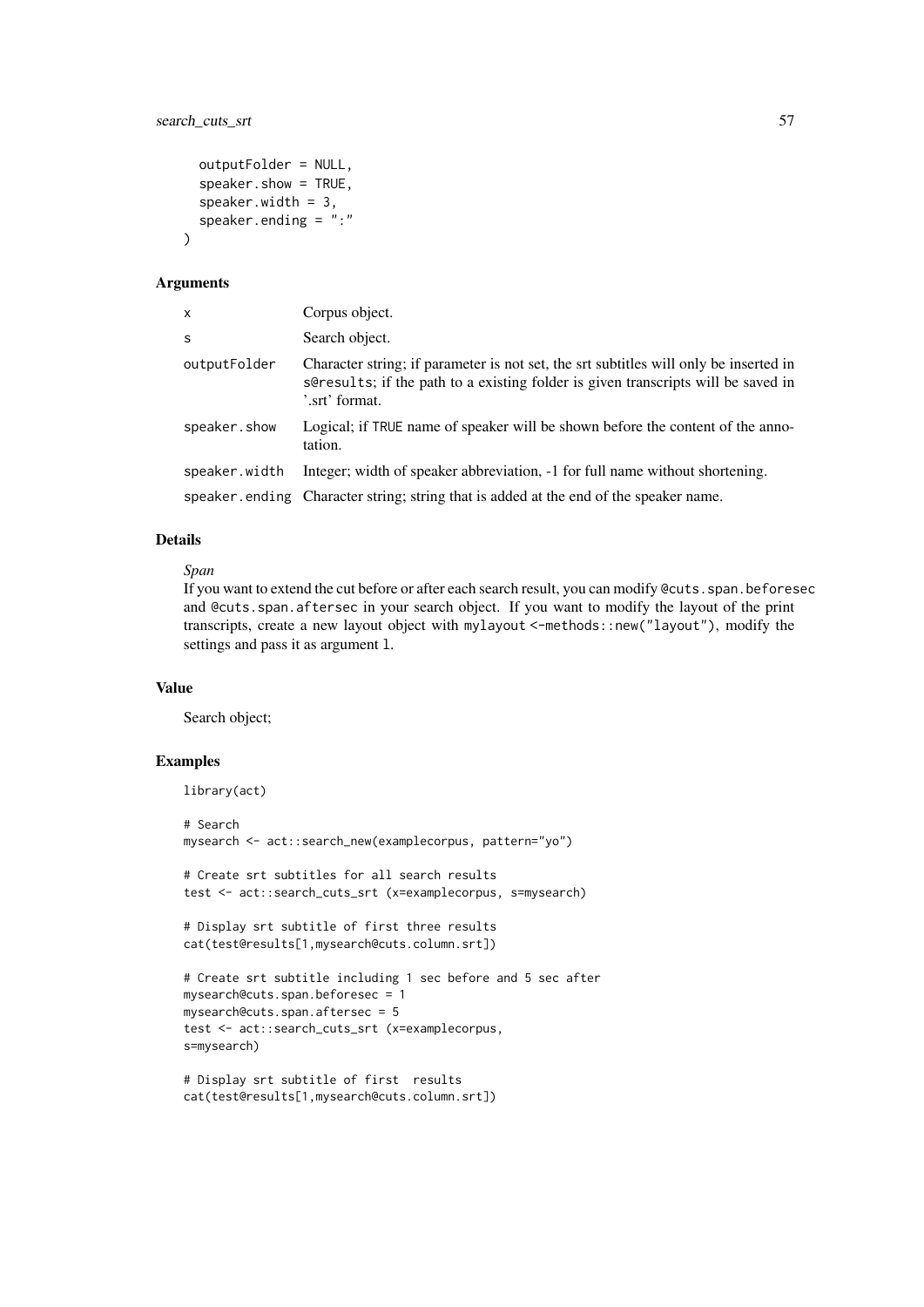```
  outputFolder = NULL,
  speaker.show = TRUE,
  speaker.width = 3,
  speaker.ending = ":"
)
```

### Arguments

| | |
|---|---|
| `x` | Corpus object. |
| `s` | Search object. |
| `outputFolder` | Character string; if parameter is not set, the srt subtitles will only be inserted in `s@results`; if the path to a existing folder is given transcripts will be saved in '.srt' format. |
| `speaker.show` | Logical; if `TRUE` name of speaker will be shown before the content of the annotation. |
| `speaker.width` | Integer; width of speaker abbreviation, -1 for full name without shortening. |
| `speaker.ending` | Character string; string that is added at the end of the speaker name. |

### Details

*Span*
If you want to extend the cut before or after each search result, you can modify `@cuts.span.beforesec` and `@cuts.span.aftersec` in your search object. If you want to modify the layout of the print transcripts, create a new layout object with `mylayout <-methods::new("layout")`, modify the settings and pass it as argument `l`.

### Value

Search object;

### Examples

```
library(act)

# Search
mysearch <- act::search_new(examplecorpus, pattern="yo")

# Create srt subtitles for all search results
test <- act::search_cuts_srt (x=examplecorpus, s=mysearch)

# Display srt subtitle of first three results
cat(test@results[1,mysearch@cuts.column.srt])

# Create srt subtitle including 1 sec before and 5 sec after
mysearch@cuts.span.beforesec = 1
mysearch@cuts.span.aftersec = 5
test <- act::search_cuts_srt (x=examplecorpus,
s=mysearch)

# Display srt subtitle of first  results
cat(test@results[1,mysearch@cuts.column.srt])
```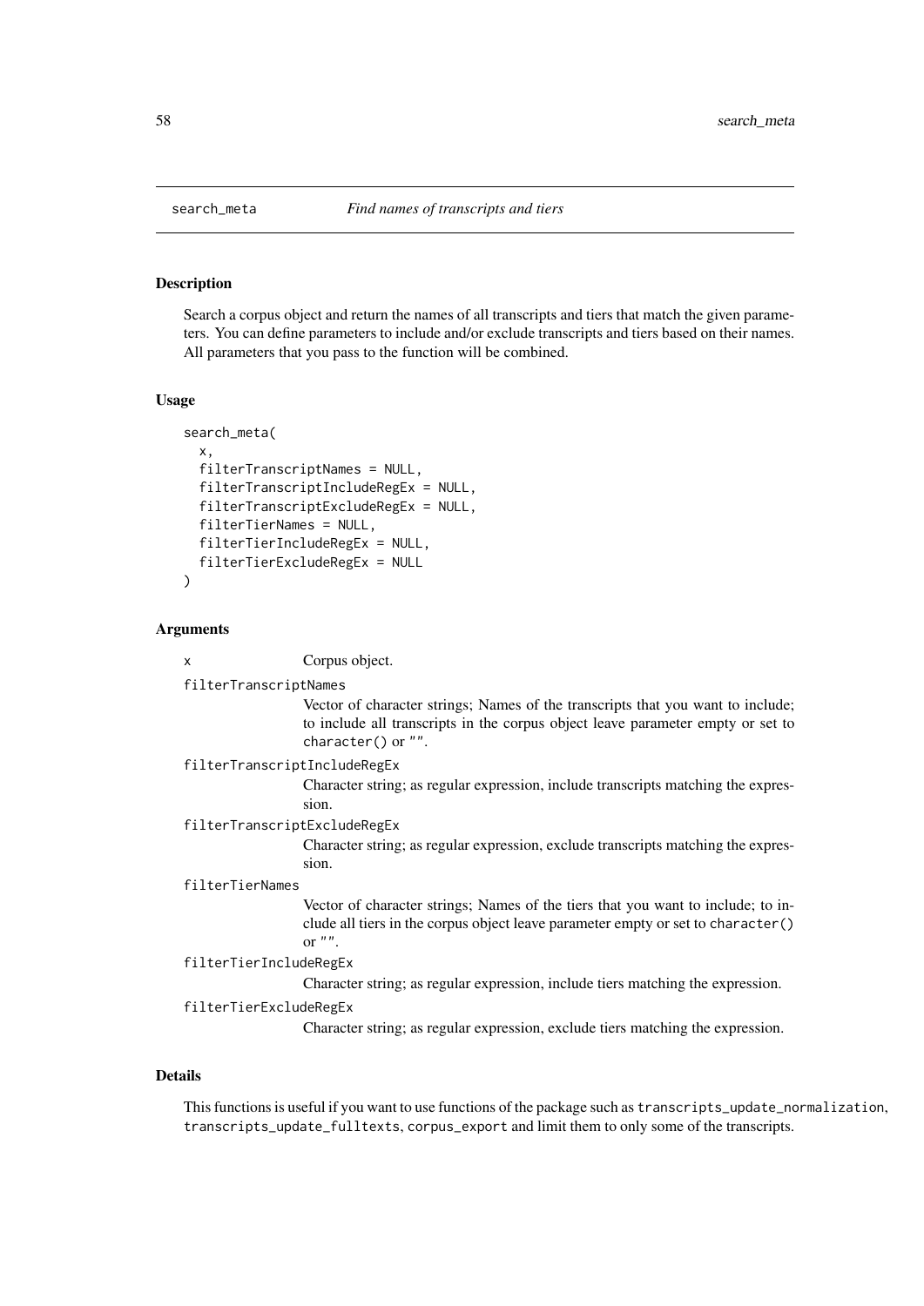## search_meta — *Find names of transcripts and tiers*

### Description

Search a corpus object and return the names of all transcripts and tiers that match the given parameters. You can define parameters to include and/or exclude transcripts and tiers based on their names. All parameters that you pass to the function will be combined.

### Usage

```
search_meta(
  x,
  filterTranscriptNames = NULL,
  filterTranscriptIncludeRegEx = NULL,
  filterTranscriptExcludeRegEx = NULL,
  filterTierNames = NULL,
  filterTierIncludeRegEx = NULL,
  filterTierExcludeRegEx = NULL
)
```

### Arguments

`x`
: Corpus object.

`filterTranscriptNames`
: Vector of character strings; Names of the transcripts that you want to include; to include all transcripts in the corpus object leave parameter empty or set to `character()` or `""`.

`filterTranscriptIncludeRegEx`
: Character string; as regular expression, include transcripts matching the expression.

`filterTranscriptExcludeRegEx`
: Character string; as regular expression, exclude transcripts matching the expression.

`filterTierNames`
: Vector of character strings; Names of the tiers that you want to include; to include all tiers in the corpus object leave parameter empty or set to `character()` or `""`.

`filterTierIncludeRegEx`
: Character string; as regular expression, include tiers matching the expression.

`filterTierExcludeRegEx`
: Character string; as regular expression, exclude tiers matching the expression.

### Details

This functions is useful if you want to use functions of the package such as `transcripts_update_normalization`, `transcripts_update_fulltexts`, `corpus_export` and limit them to only some of the transcripts.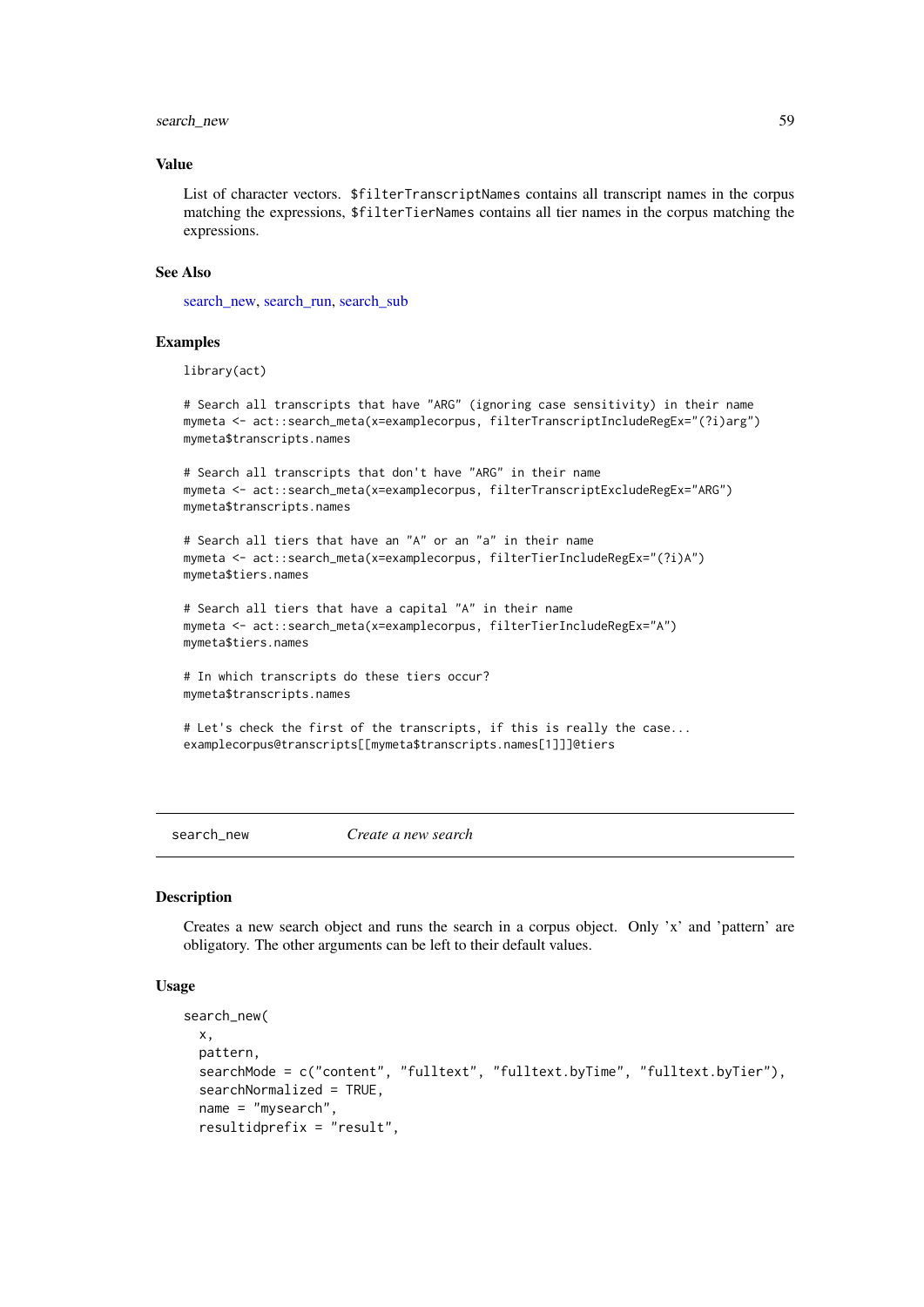### Value

List of character vectors. `$filterTranscriptNames` contains all transcript names in the corpus matching the expressions, `$filterTierNames` contains all tier names in the corpus matching the expressions.

### See Also

search_new, search_run, search_sub

### Examples

```
library(act)

# Search all transcripts that have "ARG" (ignoring case sensitivity) in their name
mymeta <- act::search_meta(x=examplecorpus, filterTranscriptIncludeRegEx="(?i)arg")
mymeta$transcripts.names

# Search all transcripts that don't have "ARG" in their name
mymeta <- act::search_meta(x=examplecorpus, filterTranscriptExcludeRegEx="ARG")
mymeta$transcripts.names

# Search all tiers that have an "A" or an "a" in their name
mymeta <- act::search_meta(x=examplecorpus, filterTierIncludeRegEx="(?i)A")
mymeta$tiers.names

# Search all tiers that have a capital "A" in their name
mymeta <- act::search_meta(x=examplecorpus, filterTierIncludeRegEx="A")
mymeta$tiers.names

# In which transcripts do these tiers occur?
mymeta$transcripts.names

# Let's check the first of the transcripts, if this is really the case...
examplecorpus@transcripts[[mymeta$transcripts.names[1]]]@tiers
```

---

## search_new    *Create a new search*

### Description

Creates a new search object and runs the search in a corpus object. Only 'x' and 'pattern' are obligatory. The other arguments can be left to their default values.

### Usage

```
search_new(
  x,
  pattern,
  searchMode = c("content", "fulltext", "fulltext.byTime", "fulltext.byTier"),
  searchNormalized = TRUE,
  name = "mysearch",
  resultidprefix = "result",
```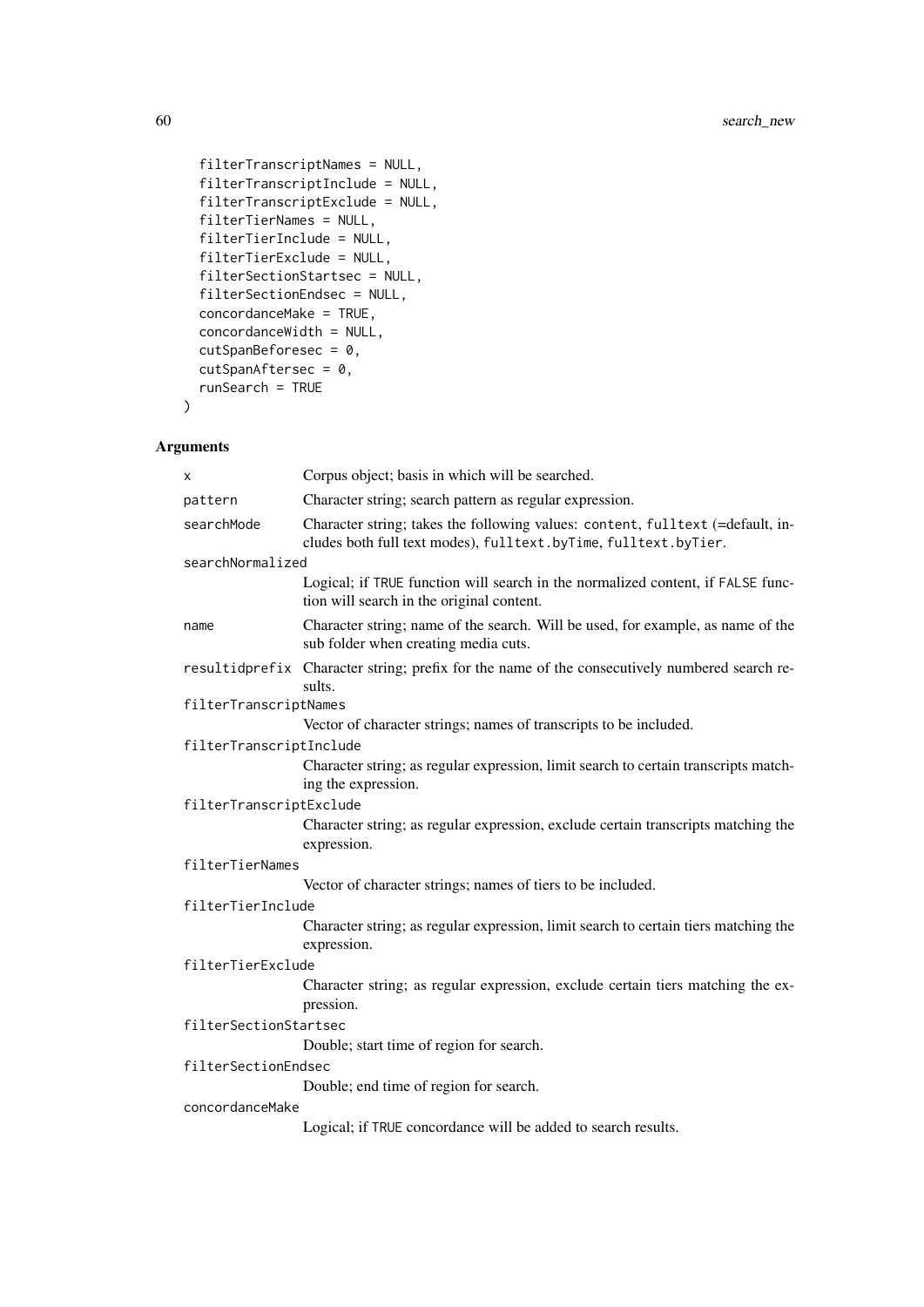```
  filterTranscriptNames = NULL,
  filterTranscriptInclude = NULL,
  filterTranscriptExclude = NULL,
  filterTierNames = NULL,
  filterTierInclude = NULL,
  filterTierExclude = NULL,
  filterSectionStartsec = NULL,
  filterSectionEndsec = NULL,
  concordanceMake = TRUE,
  concordanceWidth = NULL,
  cutSpanBeforesec = 0,
  cutSpanAftersec = 0,
  runSearch = TRUE
)
```

## Arguments

`x` — Corpus object; basis in which will be searched.

`pattern` — Character string; search pattern as regular expression.

`searchMode` — Character string; takes the following values: `content`, `fulltext` (=default, includes both full text modes), `fulltext.byTime`, `fulltext.byTier`.

`searchNormalized` — Logical; if `TRUE` function will search in the normalized content, if `FALSE` function will search in the original content.

`name` — Character string; name of the search. Will be used, for example, as name of the sub folder when creating media cuts.

`resultidprefix` — Character string; prefix for the name of the consecutively numbered search results.

`filterTranscriptNames` — Vector of character strings; names of transcripts to be included.

`filterTranscriptInclude` — Character string; as regular expression, limit search to certain transcripts matching the expression.

`filterTranscriptExclude` — Character string; as regular expression, exclude certain transcripts matching the expression.

`filterTierNames` — Vector of character strings; names of tiers to be included.

`filterTierInclude` — Character string; as regular expression, limit search to certain tiers matching the expression.

`filterTierExclude` — Character string; as regular expression, exclude certain tiers matching the expression.

`filterSectionStartsec` — Double; start time of region for search.

`filterSectionEndsec` — Double; end time of region for search.

`concordanceMake` — Logical; if `TRUE` concordance will be added to search results.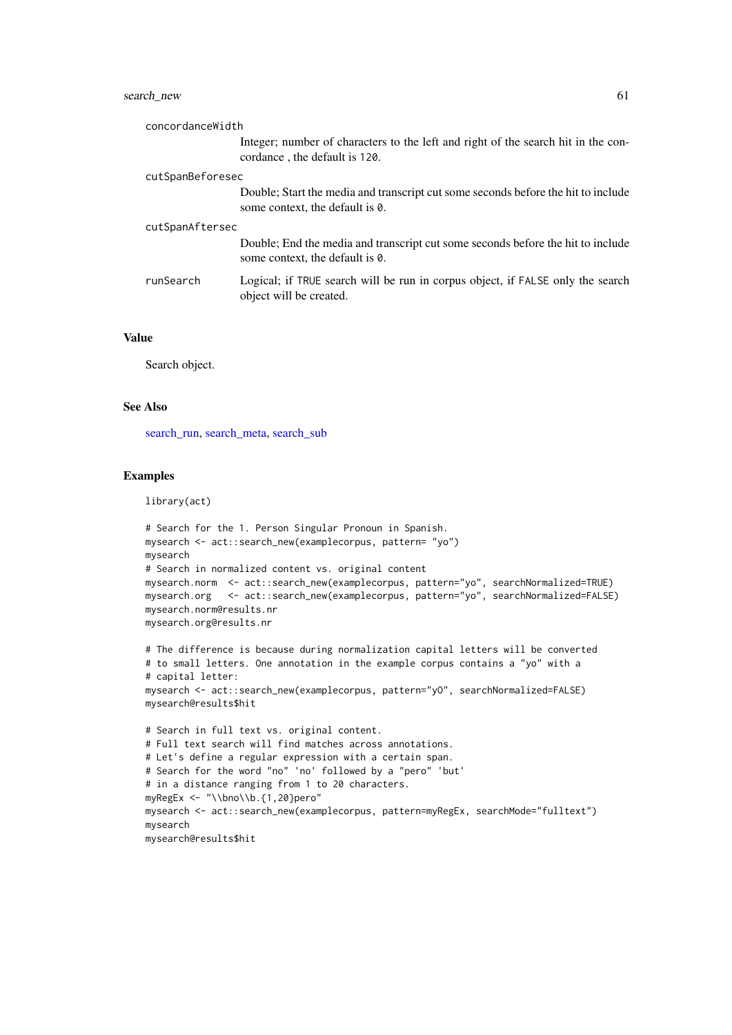concordanceWidth
: Integer; number of characters to the left and right of the search hit in the concordance , the default is `120`.

cutSpanBeforesec
: Double; Start the media and transcript cut some seconds before the hit to include some context, the default is `0`.

cutSpanAftersec
: Double; End the media and transcript cut some seconds before the hit to include some context, the default is `0`.

runSearch
: Logical; if `TRUE` search will be run in corpus object, if `FALSE` only the search object will be created.

## Value

Search object.

## See Also

search_run, search_meta, search_sub

## Examples

```
library(act)

# Search for the 1. Person Singular Pronoun in Spanish.
mysearch <- act::search_new(examplecorpus, pattern= "yo")
mysearch
# Search in normalized content vs. original content
mysearch.norm  <- act::search_new(examplecorpus, pattern="yo", searchNormalized=TRUE)
mysearch.org   <- act::search_new(examplecorpus, pattern="yo", searchNormalized=FALSE)
mysearch.norm@results.nr
mysearch.org@results.nr

# The difference is because during normalization capital letters will be converted
# to small letters. One annotation in the example corpus contains a "yo" with a
# capital letter:
mysearch <- act::search_new(examplecorpus, pattern="yO", searchNormalized=FALSE)
mysearch@results$hit

# Search in full text vs. original content.
# Full text search will find matches across annotations.
# Let's define a regular expression with a certain span.
# Search for the word "no" 'no' followed by a "pero" 'but'
# in a distance ranging from 1 to 20 characters.
myRegEx <- "\\bno\\b.{1,20}pero"
mysearch <- act::search_new(examplecorpus, pattern=myRegEx, searchMode="fulltext")
mysearch
mysearch@results$hit
```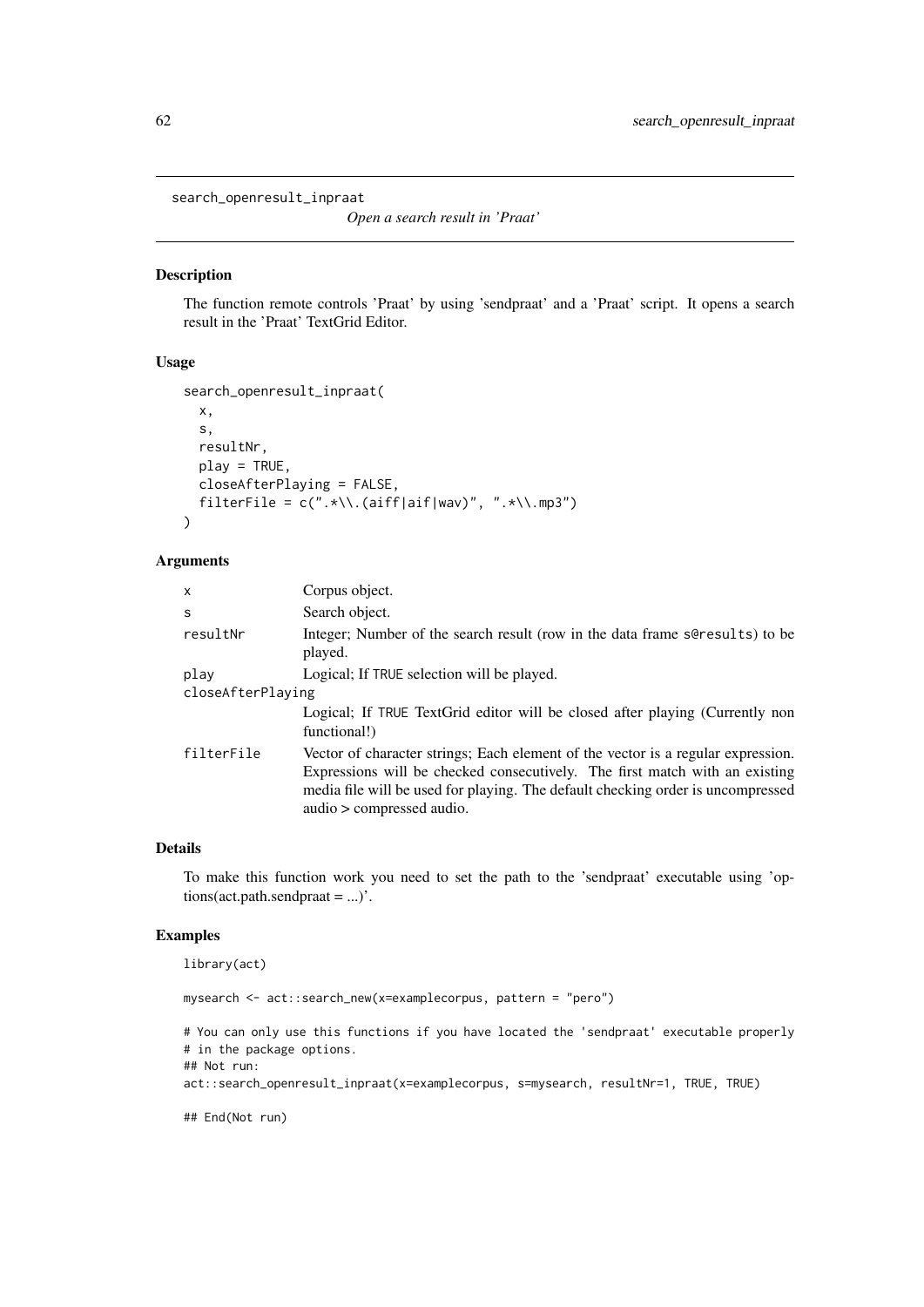# search_openresult_inpraat

*Open a search result in 'Praat'*

## Description

The function remote controls 'Praat' by using 'sendpraat' and a 'Praat' script. It opens a search result in the 'Praat' TextGrid Editor.

## Usage

```
search_openresult_inpraat(
  x,
  s,
  resultNr,
  play = TRUE,
  closeAfterPlaying = FALSE,
  filterFile = c(".*\\.(aiff|aif|wav)", ".*\\.mp3")
)
```

## Arguments

| Argument | Description |
|---|---|
| `x` | Corpus object. |
| `s` | Search object. |
| `resultNr` | Integer; Number of the search result (row in the data frame `s@results`) to be played. |
| `play` | Logical; If `TRUE` selection will be played. |
| `closeAfterPlaying` | Logical; If `TRUE` TextGrid editor will be closed after playing (Currently non functional!) |
| `filterFile` | Vector of character strings; Each element of the vector is a regular expression. Expressions will be checked consecutively. The first match with an existing media file will be used for playing. The default checking order is uncompressed audio > compressed audio. |

## Details

To make this function work you need to set the path to the 'sendpraat' executable using 'options(act.path.sendpraat = ...)'.

## Examples

```
library(act)

mysearch <- act::search_new(x=examplecorpus, pattern = "pero")

# You can only use this functions if you have located the 'sendpraat' executable properly
# in the package options.
## Not run:
act::search_openresult_inpraat(x=examplecorpus, s=mysearch, resultNr=1, TRUE, TRUE)

## End(Not run)
```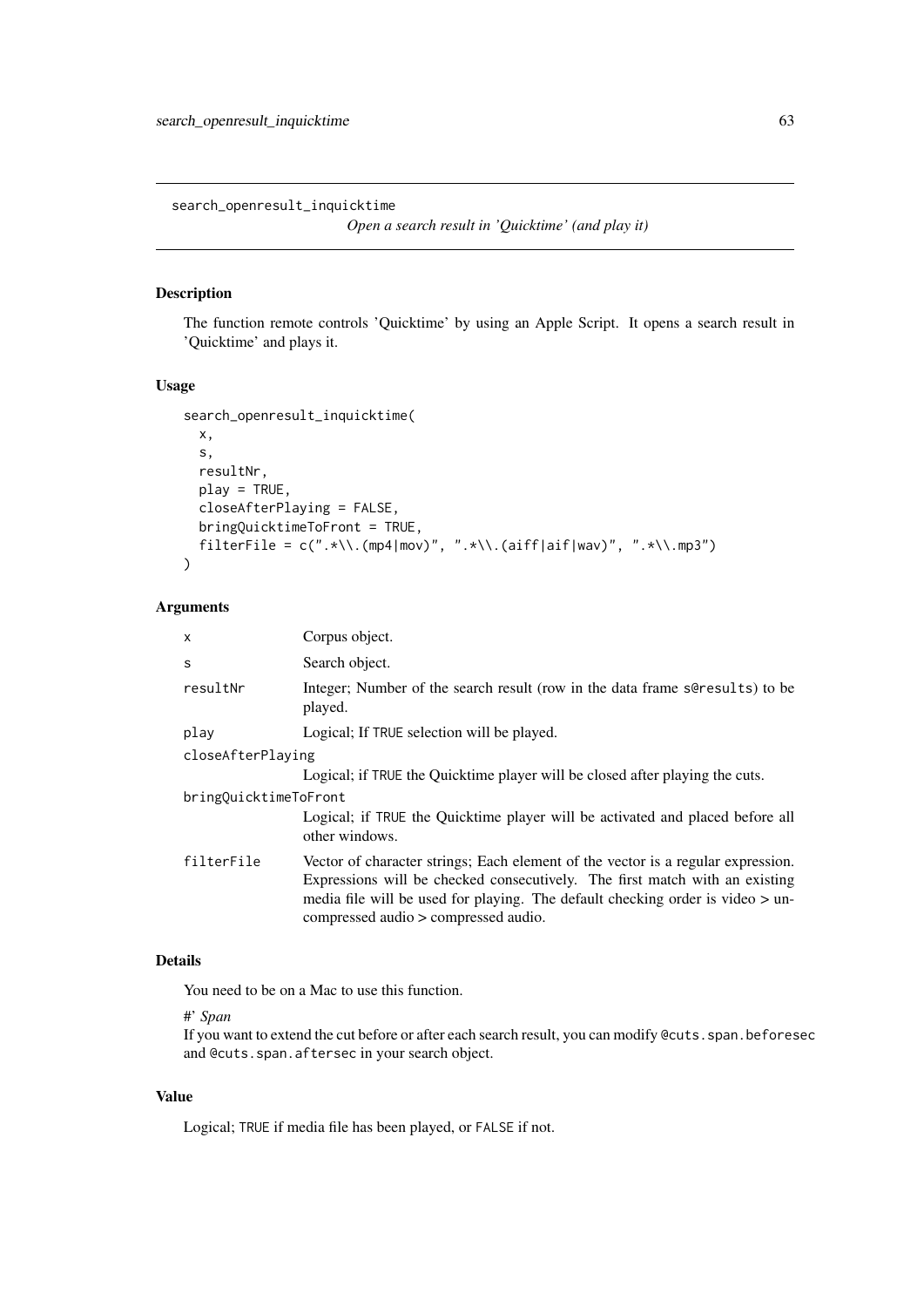## search_openresult_inquicktime

*Open a search result in 'Quicktime' (and play it)*

### Description

The function remote controls 'Quicktime' by using an Apple Script. It opens a search result in 'Quicktime' and plays it.

### Usage

```
search_openresult_inquicktime(
  x,
  s,
  resultNr,
  play = TRUE,
  closeAfterPlaying = FALSE,
  bringQuicktimeToFront = TRUE,
  filterFile = c(".*\\.(mp4|mov)", ".*\\.(aiff|aif|wav)", ".*\\.mp3")
)
```

### Arguments

| | |
|---|---|
| `x` | Corpus object. |
| `s` | Search object. |
| `resultNr` | Integer; Number of the search result (row in the data frame `s@results`) to be played. |
| `play` | Logical; If `TRUE` selection will be played. |
| `closeAfterPlaying` | Logical; if `TRUE` the Quicktime player will be closed after playing the cuts. |
| `bringQuicktimeToFront` | Logical; if `TRUE` the Quicktime player will be activated and placed before all other windows. |
| `filterFile` | Vector of character strings; Each element of the vector is a regular expression. Expressions will be checked consecutively. The first match with an existing media file will be used for playing. The default checking order is video > uncompressed audio > compressed audio. |

### Details

You need to be on a Mac to use this function.

#' *Span*
If you want to extend the cut before or after each search result, you can modify `@cuts.span.beforesec` and `@cuts.span.aftersec` in your search object.

### Value

Logical; `TRUE` if media file has been played, or `FALSE` if not.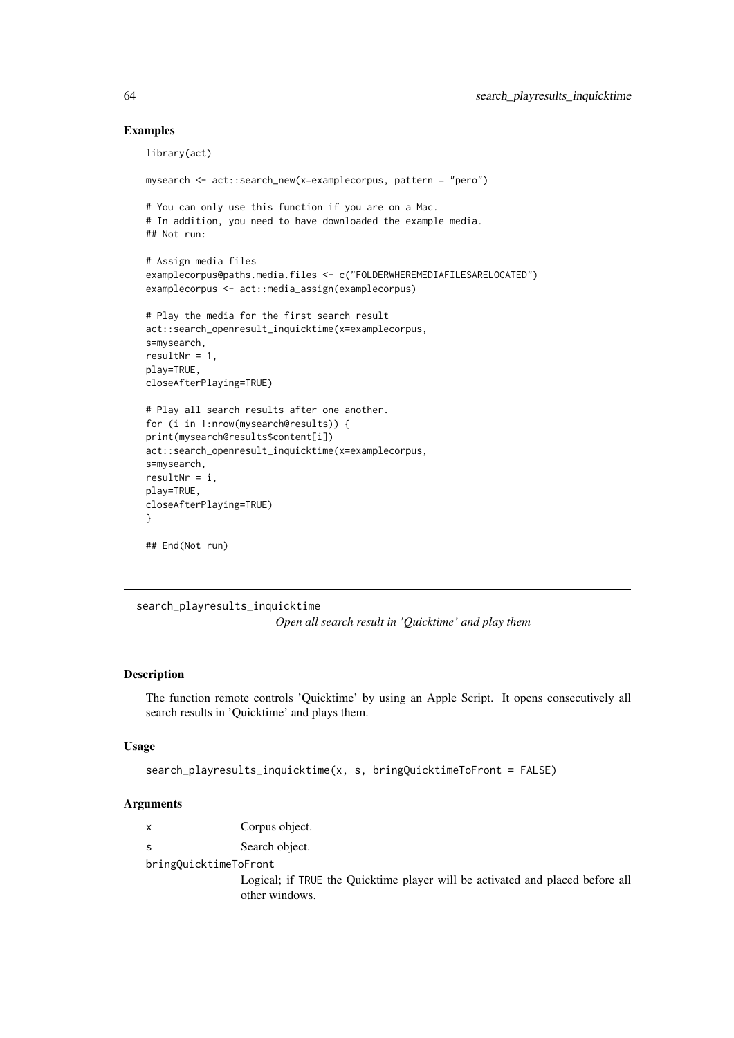### Examples

```
library(act)

mysearch <- act::search_new(x=examplecorpus, pattern = "pero")

# You can only use this function if you are on a Mac.
# In addition, you need to have downloaded the example media.
## Not run:

# Assign media files
examplecorpus@paths.media.files <- c("FOLDERWHEREMEDIAFILESARELOCATED")
examplecorpus <- act::media_assign(examplecorpus)

# Play the media for the first search result
act::search_openresult_inquicktime(x=examplecorpus,
s=mysearch,
resultNr = 1,
play=TRUE,
closeAfterPlaying=TRUE)

# Play all search results after one another.
for (i in 1:nrow(mysearch@results)) {
print(mysearch@results$content[i])
act::search_openresult_inquicktime(x=examplecorpus,
s=mysearch,
resultNr = i,
play=TRUE,
closeAfterPlaying=TRUE)
}

## End(Not run)
```

---

## search_playresults_inquicktime

*Open all search result in 'Quicktime' and play them*

---

### Description

The function remote controls 'Quicktime' by using an Apple Script. It opens consecutively all search results in 'Quicktime' and plays them.

### Usage

```
search_playresults_inquicktime(x, s, bringQuicktimeToFront = FALSE)
```

### Arguments

| | |
|---|---|
| x | Corpus object. |
| s | Search object. |
| bringQuicktimeToFront | Logical; if TRUE the Quicktime player will be activated and placed before all other windows. |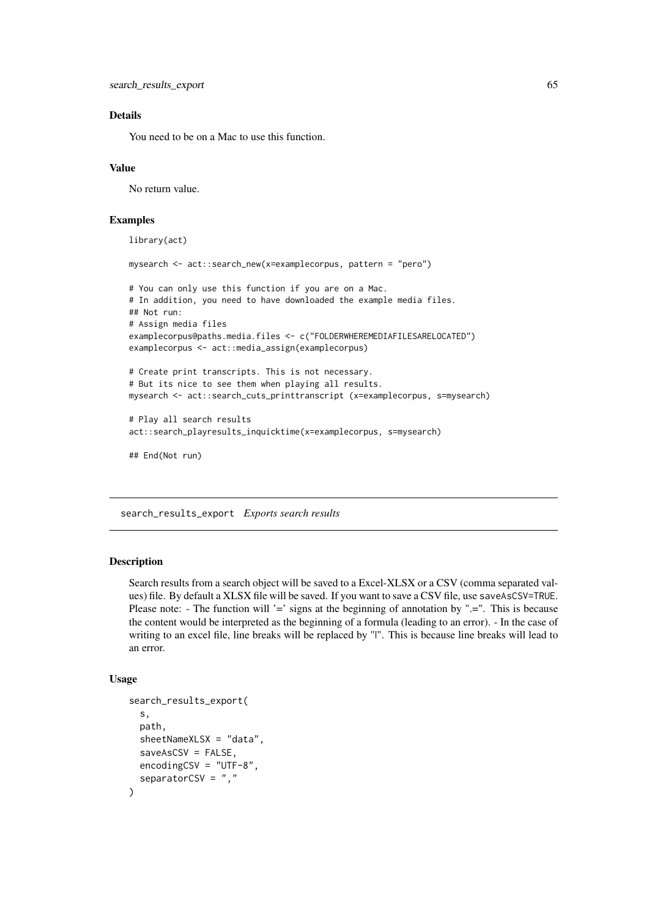### Details

You need to be on a Mac to use this function.

### Value

No return value.

### Examples

```
library(act)

mysearch <- act::search_new(x=examplecorpus, pattern = "pero")

# You can only use this function if you are on a Mac.
# In addition, you need to have downloaded the example media files.
## Not run:
# Assign media files
examplecorpus@paths.media.files <- c("FOLDERWHEREMEDIAFILESARELOCATED")
examplecorpus <- act::media_assign(examplecorpus)

# Create print transcripts. This is not necessary.
# But its nice to see them when playing all results.
mysearch <- act::search_cuts_printtranscript (x=examplecorpus, s=mysearch)

# Play all search results
act::search_playresults_inquicktime(x=examplecorpus, s=mysearch)

## End(Not run)
```

## search_results_export *Exports search results*

### Description

Search results from a search object will be saved to a Excel-XLSX or a CSV (comma separated values) file. By default a XLSX file will be saved. If you want to save a CSV file, use saveAsCSV=TRUE. Please note: - The function will '=' signs at the beginning of annotation by ".=". This is because the content would be interpreted as the beginning of a formula (leading to an error). - In the case of writing to an excel file, line breaks will be replaced by "|". This is because line breaks will lead to an error.

### Usage

```
search_results_export(
  s,
  path,
  sheetNameXLSX = "data",
  saveAsCSV = FALSE,
  encodingCSV = "UTF-8",
  separatorCSV = ","
)
```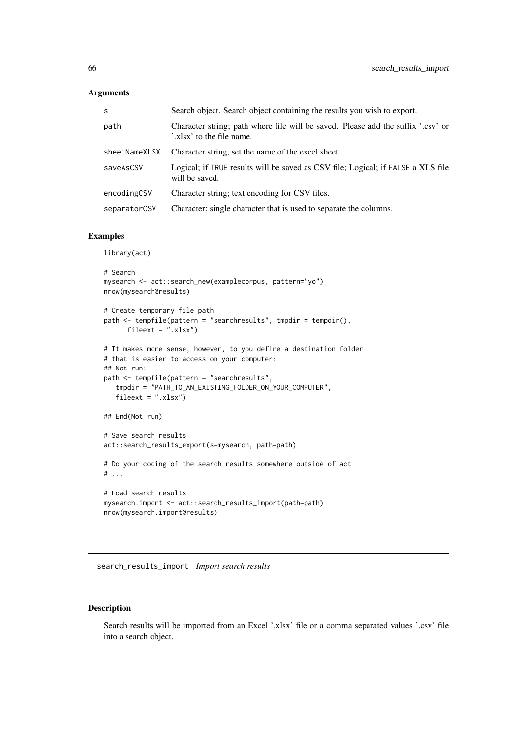### Arguments

| | |
|---|---|
| s | Search object. Search object containing the results you wish to export. |
| path | Character string; path where file will be saved. Please add the suffix '.csv' or '.xlsx' to the file name. |
| sheetNameXLSX | Character string, set the name of the excel sheet. |
| saveAsCSV | Logical; if TRUE results will be saved as CSV file; Logical; if FALSE a XLS file will be saved. |
| encodingCSV | Character string; text encoding for CSV files. |
| separatorCSV | Character; single character that is used to separate the columns. |

### Examples

```
library(act)

# Search
mysearch <- act::search_new(examplecorpus, pattern="yo")
nrow(mysearch@results)

# Create temporary file path
path <- tempfile(pattern = "searchresults", tmpdir = tempdir(),
      fileext = ".xlsx")

# It makes more sense, however, to you define a destination folder
# that is easier to access on your computer:
## Not run:
path <- tempfile(pattern = "searchresults",
   tmpdir = "PATH_TO_AN_EXISTING_FOLDER_ON_YOUR_COMPUTER",
   fileext = ".xlsx")

## End(Not run)

# Save search results
act::search_results_export(s=mysearch, path=path)

# Do your coding of the search results somewhere outside of act
# ...

# Load search results
mysearch.import <- act::search_results_import(path=path)
nrow(mysearch.import@results)
```

## search_results_import *Import search results*

### Description

Search results will be imported from an Excel '.xlsx' file or a comma separated values '.csv' file into a search object.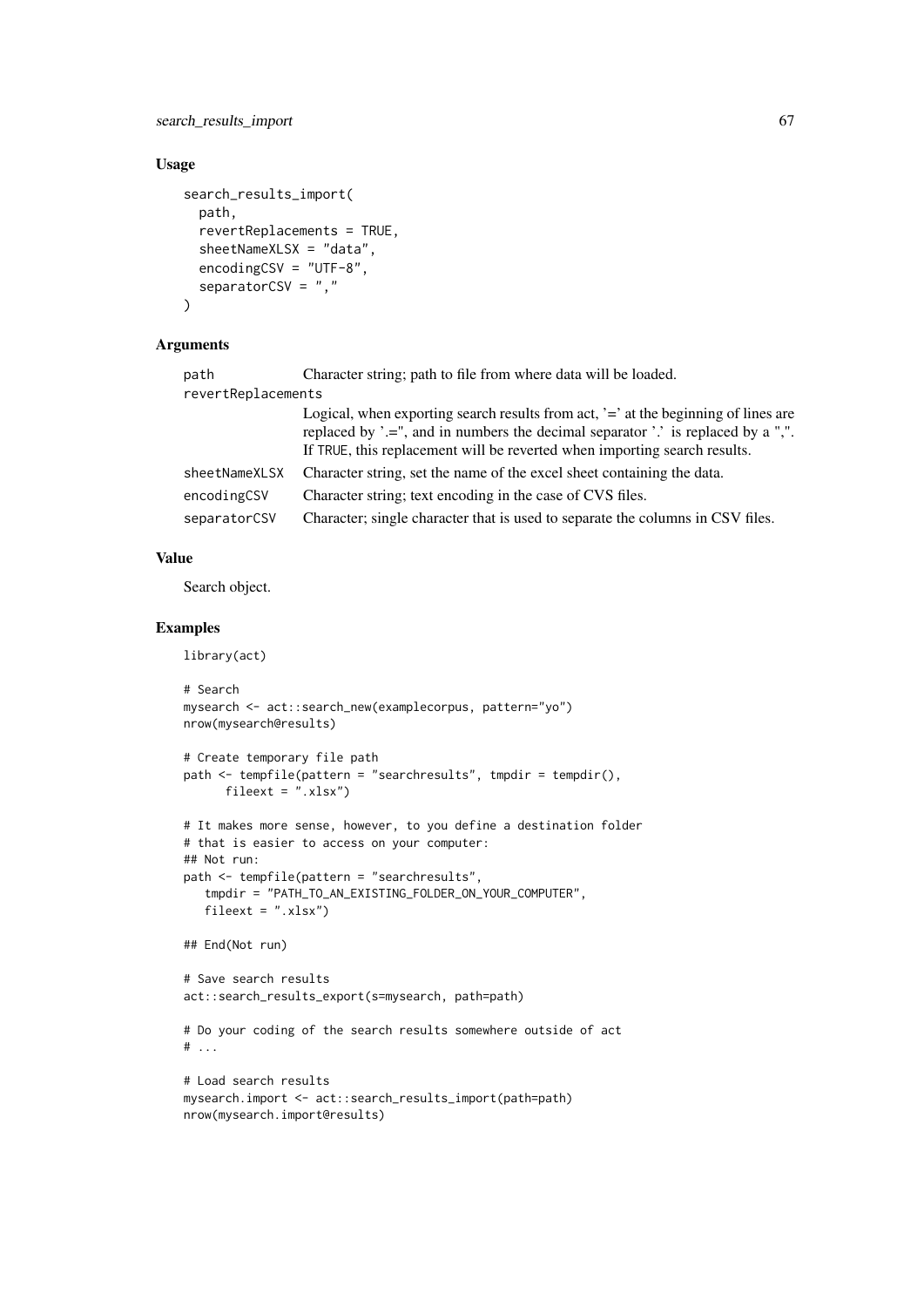## Usage

```
search_results_import(
  path,
  revertReplacements = TRUE,
  sheetNameXLSX = "data",
  encodingCSV = "UTF-8",
  separatorCSV = ","
)
```

## Arguments

| | |
|---|---|
| path | Character string; path to file from where data will be loaded. |
| revertReplacements | Logical, when exporting search results from act, '=' at the beginning of lines are replaced by '.=", and in numbers the decimal separator '.' is replaced by a ",". If TRUE, this replacement will be reverted when importing search results. |
| sheetNameXLSX | Character string, set the name of the excel sheet containing the data. |
| encodingCSV | Character string; text encoding in the case of CVS files. |
| separatorCSV | Character; single character that is used to separate the columns in CSV files. |

## Value

Search object.

## Examples

```
library(act)

# Search
mysearch <- act::search_new(examplecorpus, pattern="yo")
nrow(mysearch@results)

# Create temporary file path
path <- tempfile(pattern = "searchresults", tmpdir = tempdir(),
      fileext = ".xlsx")

# It makes more sense, however, to you define a destination folder
# that is easier to access on your computer:
## Not run:
path <- tempfile(pattern = "searchresults",
   tmpdir = "PATH_TO_AN_EXISTING_FOLDER_ON_YOUR_COMPUTER",
   fileext = ".xlsx")

## End(Not run)

# Save search results
act::search_results_export(s=mysearch, path=path)

# Do your coding of the search results somewhere outside of act
# ...

# Load search results
mysearch.import <- act::search_results_import(path=path)
nrow(mysearch.import@results)
```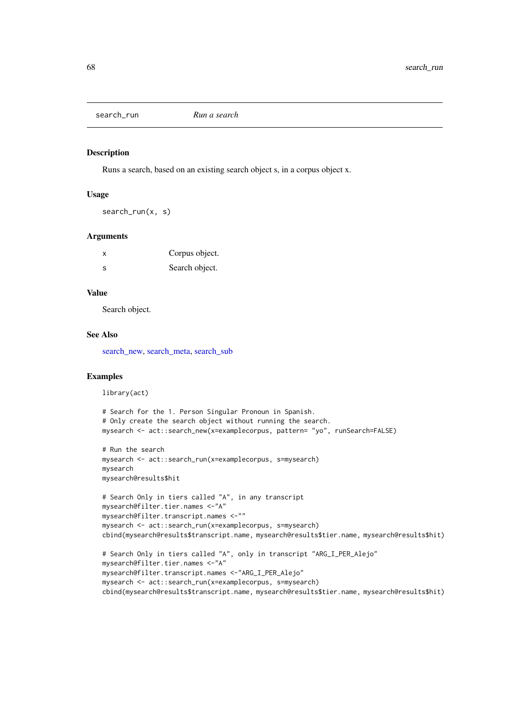## search_run — *Run a search*

### Description

Runs a search, based on an existing search object s, in a corpus object x.

### Usage

```
search_run(x, s)
```

### Arguments

| | |
|---|---|
| x | Corpus object. |
| s | Search object. |

### Value

Search object.

### See Also

search_new, search_meta, search_sub

### Examples

```
library(act)

# Search for the 1. Person Singular Pronoun in Spanish.
# Only create the search object without running the search.
mysearch <- act::search_new(x=examplecorpus, pattern= "yo", runSearch=FALSE)

# Run the search
mysearch <- act::search_run(x=examplecorpus, s=mysearch)
mysearch
mysearch@results$hit

# Search Only in tiers called "A", in any transcript
mysearch@filter.tier.names <-"A"
mysearch@filter.transcript.names <-""
mysearch <- act::search_run(x=examplecorpus, s=mysearch)
cbind(mysearch@results$transcript.name, mysearch@results$tier.name, mysearch@results$hit)

# Search Only in tiers called "A", only in transcript "ARG_I_PER_Alejo"
mysearch@filter.tier.names <-"A"
mysearch@filter.transcript.names <-"ARG_I_PER_Alejo"
mysearch <- act::search_run(x=examplecorpus, s=mysearch)
cbind(mysearch@results$transcript.name, mysearch@results$tier.name, mysearch@results$hit)
```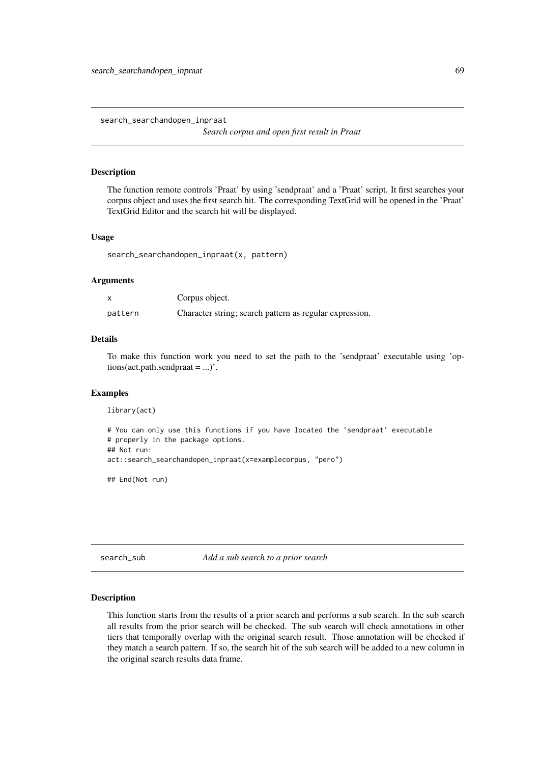## search_searchandopen_inpraat

*Search corpus and open first result in Praat*

### Description

The function remote controls 'Praat' by using 'sendpraat' and a 'Praat' script. It first searches your corpus object and uses the first search hit. The corresponding TextGrid will be opened in the 'Praat' TextGrid Editor and the search hit will be displayed.

### Usage

```
search_searchandopen_inpraat(x, pattern)
```

### Arguments

| | |
|---|---|
| x | Corpus object. |
| pattern | Character string; search pattern as regular expression. |

### Details

To make this function work you need to set the path to the 'sendpraat' executable using 'options(act.path.sendpraat = ...)'.

### Examples

```
library(act)

# You can only use this functions if you have located the 'sendpraat' executable
# properly in the package options.
## Not run:
act::search_searchandopen_inpraat(x=examplecorpus, "pero")

## End(Not run)
```

## search_sub

*Add a sub search to a prior search*

### Description

This function starts from the results of a prior search and performs a sub search. In the sub search all results from the prior search will be checked. The sub search will check annotations in other tiers that temporally overlap with the original search result. Those annotation will be checked if they match a search pattern. If so, the search hit of the sub search will be added to a new column in the original search results data frame.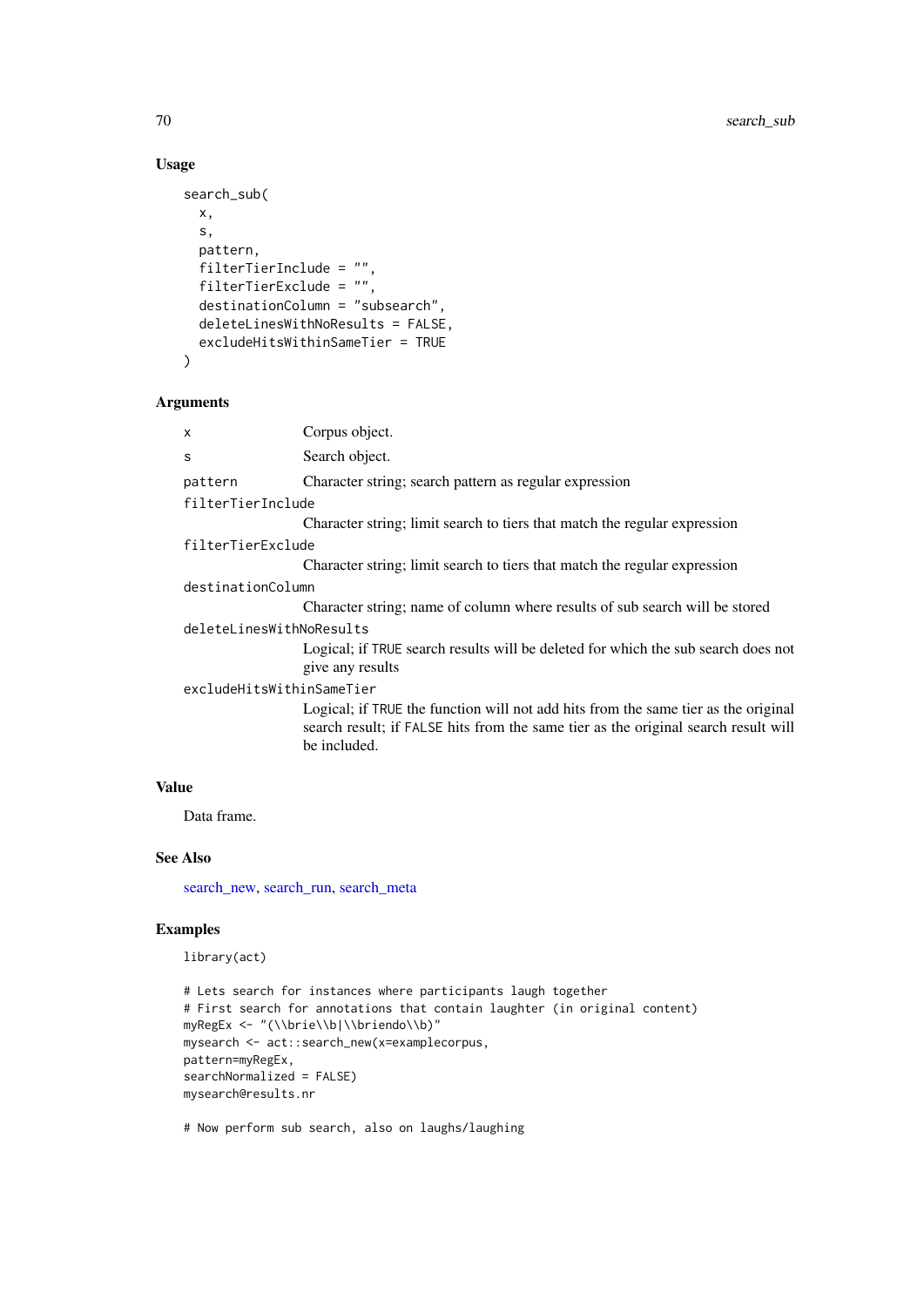### Usage

```
search_sub(
  x,
  s,
  pattern,
  filterTierInclude = "",
  filterTierExclude = "",
  destinationColumn = "subsearch",
  deleteLinesWithNoResults = FALSE,
  excludeHitsWithinSameTier = TRUE
)
```

### Arguments

| | |
|---|---|
| `x` | Corpus object. |
| `s` | Search object. |
| `pattern` | Character string; search pattern as regular expression |
| `filterTierInclude` | Character string; limit search to tiers that match the regular expression |
| `filterTierExclude` | Character string; limit search to tiers that match the regular expression |
| `destinationColumn` | Character string; name of column where results of sub search will be stored |
| `deleteLinesWithNoResults` | Logical; if `TRUE` search results will be deleted for which the sub search does not give any results |
| `excludeHitsWithinSameTier` | Logical; if `TRUE` the function will not add hits from the same tier as the original search result; if `FALSE` hits from the same tier as the original search result will be included. |

### Value

Data frame.

### See Also

search_new, search_run, search_meta

### Examples

```
library(act)

# Lets search for instances where participants laugh together
# First search for annotations that contain laughter (in original content)
myRegEx <- "(\\brie\\b|\\briendo\\b)"
mysearch <- act::search_new(x=examplecorpus,
pattern=myRegEx,
searchNormalized = FALSE)
mysearch@results.nr

# Now perform sub search, also on laughs/laughing
```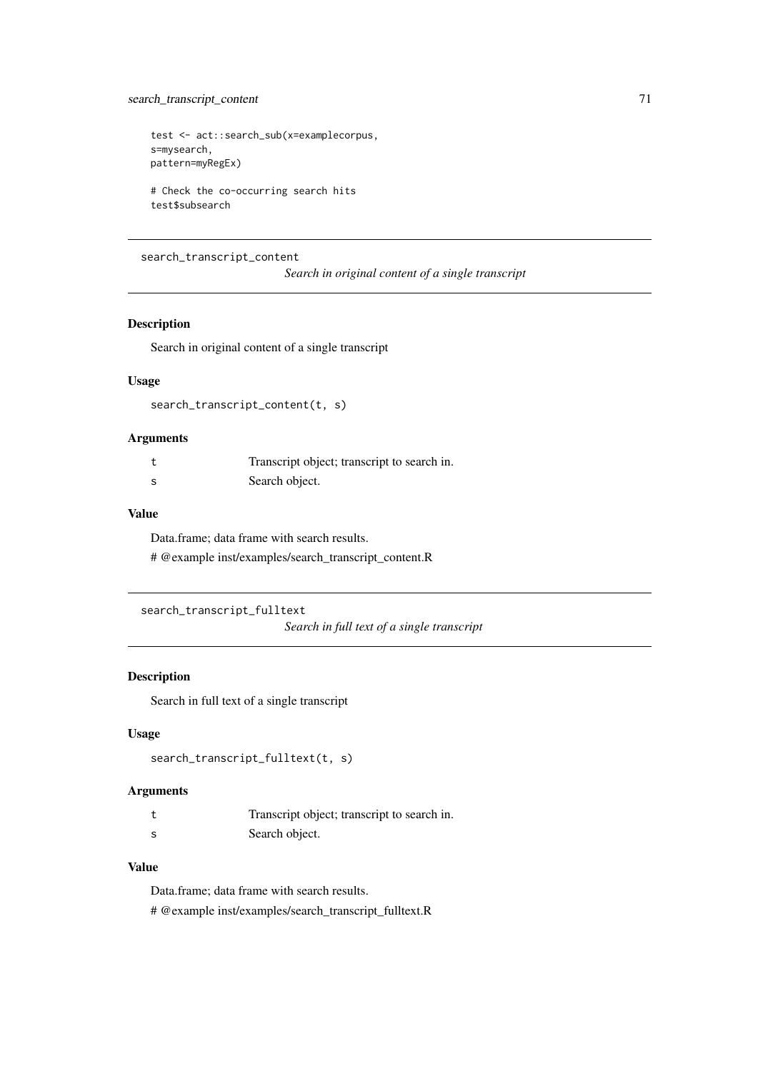```
test <- act::search_sub(x=examplecorpus,
s=mysearch,
pattern=myRegEx)

# Check the co-occurring search hits
test$subsearch
```

## search_transcript_content

*Search in original content of a single transcript*

### Description

Search in original content of a single transcript

### Usage

```
search_transcript_content(t, s)
```

### Arguments

| | |
|---|---|
| t | Transcript object; transcript to search in. |
| s | Search object. |

### Value

Data.frame; data frame with search results.

# @example inst/examples/search_transcript_content.R

## search_transcript_fulltext

*Search in full text of a single transcript*

### Description

Search in full text of a single transcript

### Usage

```
search_transcript_fulltext(t, s)
```

### Arguments

| | |
|---|---|
| t | Transcript object; transcript to search in. |
| s | Search object. |

### Value

Data.frame; data frame with search results.

# @example inst/examples/search_transcript_fulltext.R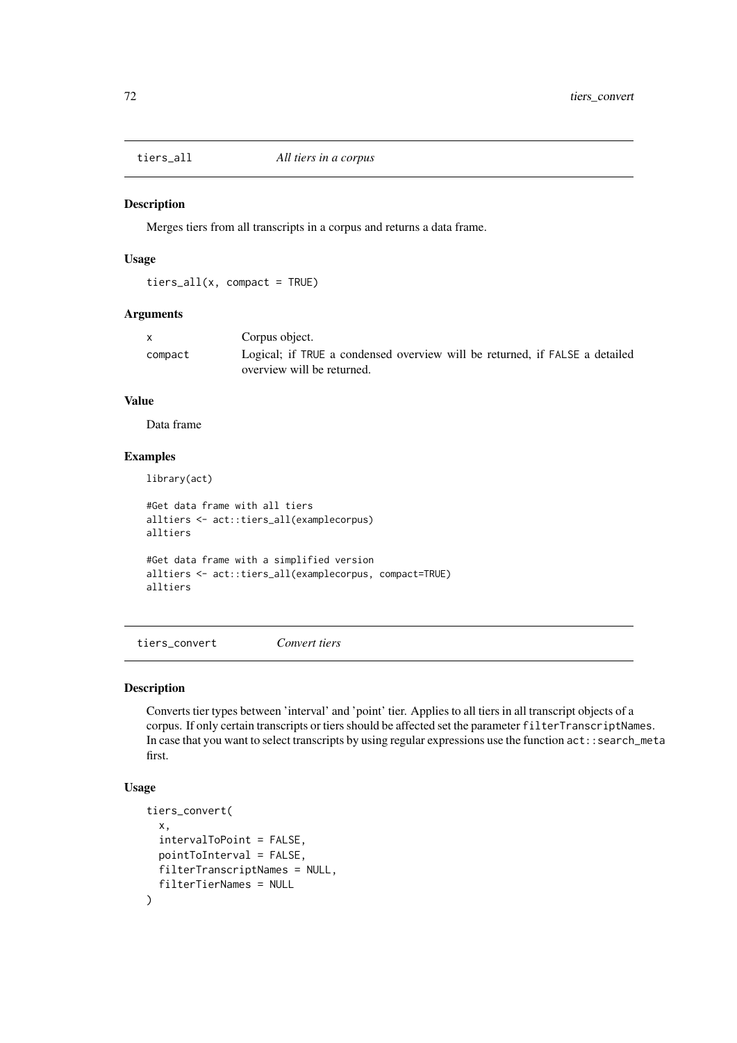## tiers_all — *All tiers in a corpus*

### Description

Merges tiers from all transcripts in a corpus and returns a data frame.

### Usage

```
tiers_all(x, compact = TRUE)
```

### Arguments

| | |
|---|---|
| x | Corpus object. |
| compact | Logical; if TRUE a condensed overview will be returned, if FALSE a detailed overview will be returned. |

### Value

Data frame

### Examples

```
library(act)

#Get data frame with all tiers
alltiers <- act::tiers_all(examplecorpus)
alltiers

#Get data frame with a simplified version
alltiers <- act::tiers_all(examplecorpus, compact=TRUE)
alltiers
```

## tiers_convert — *Convert tiers*

### Description

Converts tier types between 'interval' and 'point' tier. Applies to all tiers in all transcript objects of a corpus. If only certain transcripts or tiers should be affected set the parameter `filterTranscriptNames`. In case that you want to select transcripts by using regular expressions use the function `act::search_meta` first.

### Usage

```
tiers_convert(
  x,
  intervalToPoint = FALSE,
  pointToInterval = FALSE,
  filterTranscriptNames = NULL,
  filterTierNames = NULL
)
```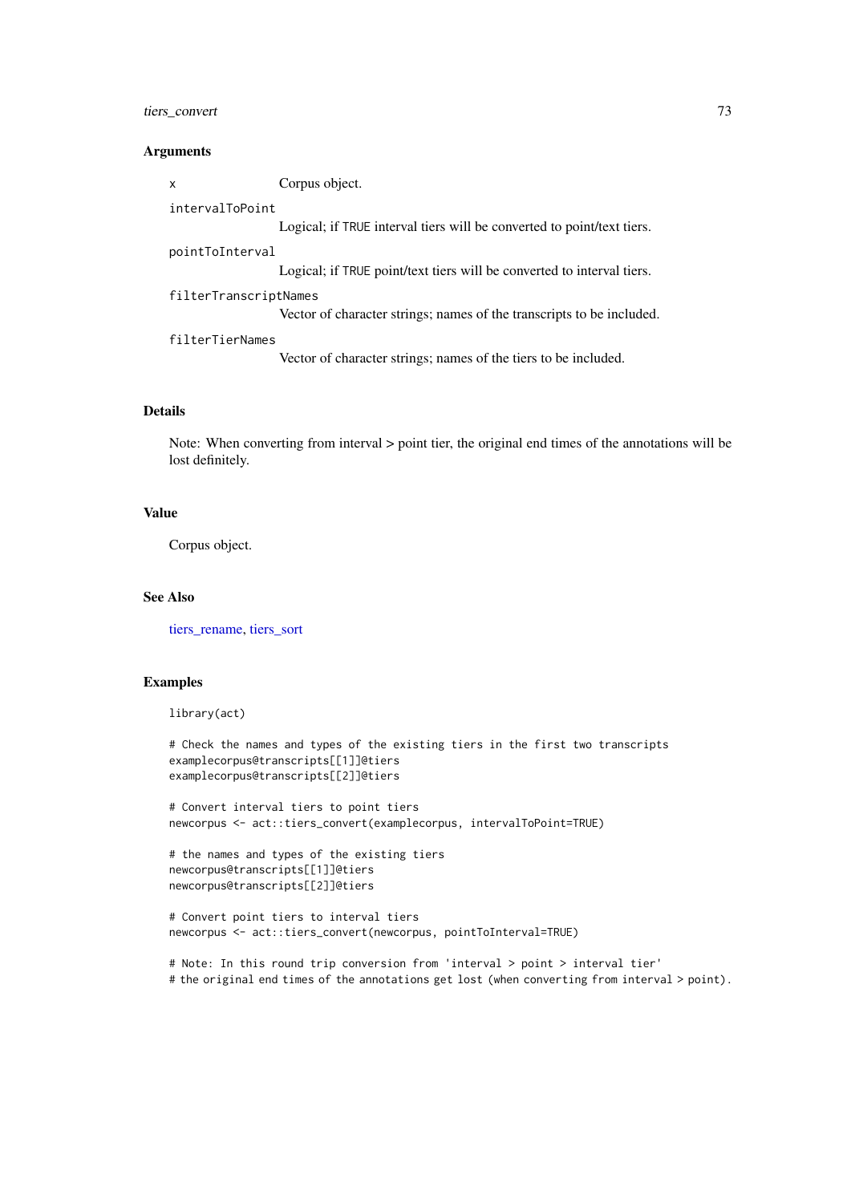### Arguments

- `x` — Corpus object.
- `intervalToPoint` — Logical; if `TRUE` interval tiers will be converted to point/text tiers.
- `pointToInterval` — Logical; if `TRUE` point/text tiers will be converted to interval tiers.
- `filterTranscriptNames` — Vector of character strings; names of the transcripts to be included.
- `filterTierNames` — Vector of character strings; names of the tiers to be included.

### Details

Note: When converting from interval > point tier, the original end times of the annotations will be lost definitely.

### Value

Corpus object.

### See Also

tiers_rename, tiers_sort

### Examples

```
library(act)

# Check the names and types of the existing tiers in the first two transcripts
examplecorpus@transcripts[[1]]@tiers
examplecorpus@transcripts[[2]]@tiers

# Convert interval tiers to point tiers
newcorpus <- act::tiers_convert(examplecorpus, intervalToPoint=TRUE)

# the names and types of the existing tiers
newcorpus@transcripts[[1]]@tiers
newcorpus@transcripts[[2]]@tiers

# Convert point tiers to interval tiers
newcorpus <- act::tiers_convert(newcorpus, pointToInterval=TRUE)

# Note: In this round trip conversion from 'interval > point > interval tier'
# the original end times of the annotations get lost (when converting from interval > point).
```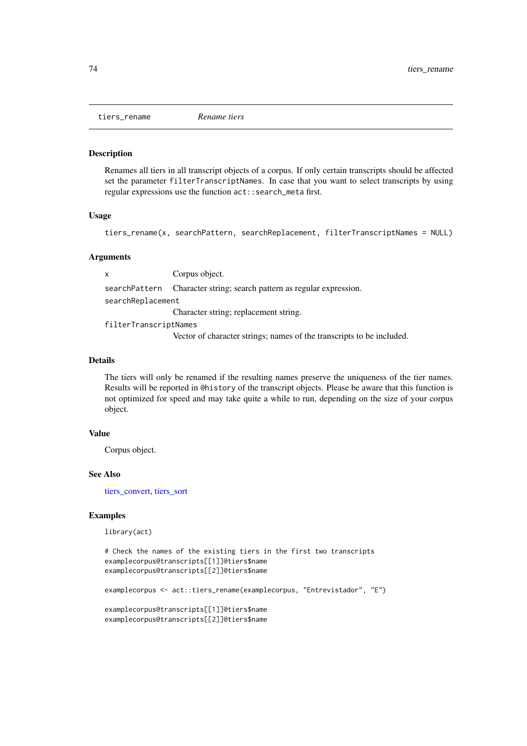## tiers_rename *Rename tiers*

### Description

Renames all tiers in all transcript objects of a corpus. If only certain transcripts should be affected set the parameter `filterTranscriptNames`. In case that you want to select transcripts by using regular expressions use the function `act::search_meta` first.

### Usage

```
tiers_rename(x, searchPattern, searchReplacement, filterTranscriptNames = NULL)
```

### Arguments

| | |
|---|---|
| `x` | Corpus object. |
| `searchPattern` | Character string; search pattern as regular expression. |
| `searchReplacement` | Character string; replacement string. |
| `filterTranscriptNames` | Vector of character strings; names of the transcripts to be included. |

### Details

The tiers will only be renamed if the resulting names preserve the uniqueness of the tier names. Results will be reported in `@history` of the transcript objects. Please be aware that this function is not optimized for speed and may take quite a while to run, depending on the size of your corpus object.

### Value

Corpus object.

### See Also

tiers_convert, tiers_sort

### Examples

```
library(act)

# Check the names of the existing tiers in the first two transcripts
examplecorpus@transcripts[[1]]@tiers$name
examplecorpus@transcripts[[2]]@tiers$name

examplecorpus <- act::tiers_rename(examplecorpus, "Entrevistador", "E")

examplecorpus@transcripts[[1]]@tiers$name
examplecorpus@transcripts[[2]]@tiers$name
```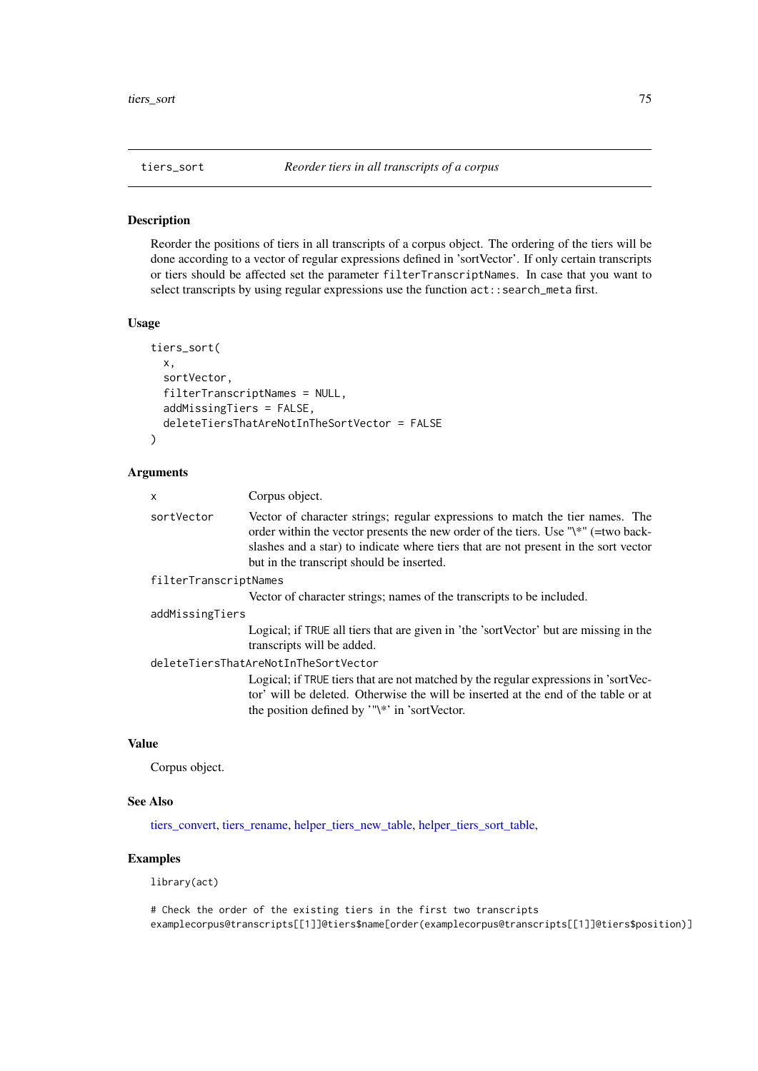## tiers_sort — *Reorder tiers in all transcripts of a corpus*

### Description

Reorder the positions of tiers in all transcripts of a corpus object. The ordering of the tiers will be done according to a vector of regular expressions defined in 'sortVector'. If only certain transcripts or tiers should be affected set the parameter `filterTranscriptNames`. In case that you want to select transcripts by using regular expressions use the function `act::search_meta` first.

### Usage

```
tiers_sort(
  x,
  sortVector,
  filterTranscriptNames = NULL,
  addMissingTiers = FALSE,
  deleteTiersThatAreNotInTheSortVector = FALSE
)
```

### Arguments

| | |
|---|---|
| `x` | Corpus object. |
| `sortVector` | Vector of character strings; regular expressions to match the tier names. The order within the vector presents the new order of the tiers. Use "\\*" (=two backslashes and a star) to indicate where tiers that are not present in the sort vector but in the transcript should be inserted. |
| `filterTranscriptNames` | Vector of character strings; names of the transcripts to be included. |
| `addMissingTiers` | Logical; if `TRUE` all tiers that are given in 'the 'sortVector' but are missing in the transcripts will be added. |
| `deleteTiersThatAreNotInTheSortVector` | Logical; if `TRUE` tiers that are not matched by the regular expressions in 'sortVector' will be deleted. Otherwise the will be inserted at the end of the table or at the position defined by '"\\*' in 'sortVector. |

### Value

Corpus object.

### See Also

tiers_convert, tiers_rename, helper_tiers_new_table, helper_tiers_sort_table,

### Examples

```
library(act)

# Check the order of the existing tiers in the first two transcripts
examplecorpus@transcripts[[1]]@tiers$name[order(examplecorpus@transcripts[[1]]@tiers$position)]
```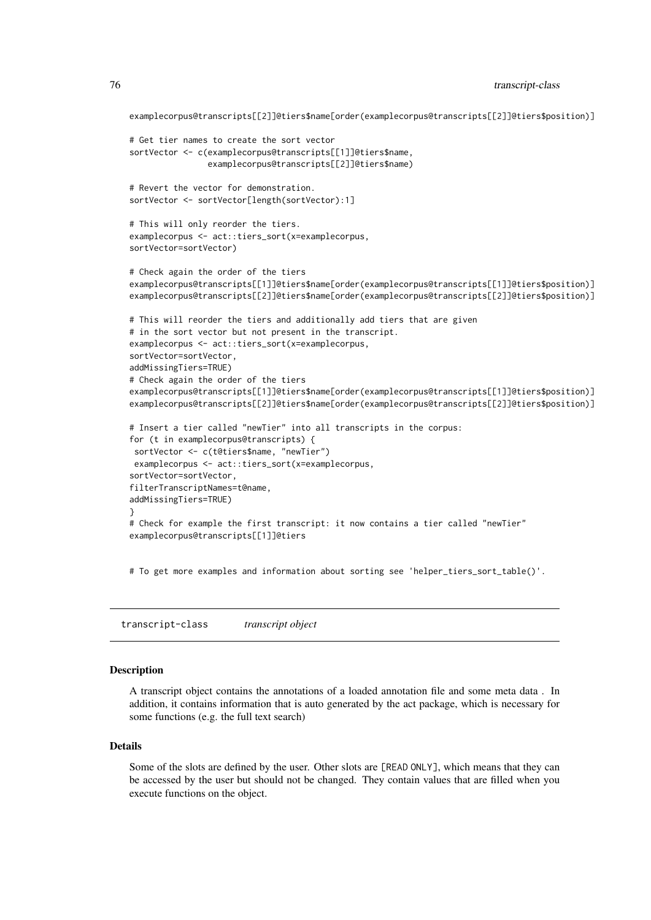```
examplecorpus@transcripts[[2]]@tiers$name[order(examplecorpus@transcripts[[2]]@tiers$position)]

# Get tier names to create the sort vector
sortVector <- c(examplecorpus@transcripts[[1]]@tiers$name,
                examplecorpus@transcripts[[2]]@tiers$name)

# Revert the vector for demonstration.
sortVector <- sortVector[length(sortVector):1]

# This will only reorder the tiers.
examplecorpus <- act::tiers_sort(x=examplecorpus,
sortVector=sortVector)

# Check again the order of the tiers
examplecorpus@transcripts[[1]]@tiers$name[order(examplecorpus@transcripts[[1]]@tiers$position)]
examplecorpus@transcripts[[2]]@tiers$name[order(examplecorpus@transcripts[[2]]@tiers$position)]

# This will reorder the tiers and additionally add tiers that are given
# in the sort vector but not present in the transcript.
examplecorpus <- act::tiers_sort(x=examplecorpus,
sortVector=sortVector,
addMissingTiers=TRUE)
# Check again the order of the tiers
examplecorpus@transcripts[[1]]@tiers$name[order(examplecorpus@transcripts[[1]]@tiers$position)]
examplecorpus@transcripts[[2]]@tiers$name[order(examplecorpus@transcripts[[2]]@tiers$position)]

# Insert a tier called "newTier" into all transcripts in the corpus:
for (t in examplecorpus@transcripts) {
 sortVector <- c(t@tiers$name, "newTier")
 examplecorpus <- act::tiers_sort(x=examplecorpus,
sortVector=sortVector,
filterTranscriptNames=t@name,
addMissingTiers=TRUE)
}
# Check for example the first transcript: it now contains a tier called "newTier"
examplecorpus@transcripts[[1]]@tiers


# To get more examples and information about sorting see 'helper_tiers_sort_table()'.
```

## transcript-class *transcript object*

### Description

A transcript object contains the annotations of a loaded annotation file and some meta data . In addition, it contains information that is auto generated by the act package, which is necessary for some functions (e.g. the full text search)

### Details

Some of the slots are defined by the user. Other slots are [READ ONLY], which means that they can be accessed by the user but should not be changed. They contain values that are filled when you execute functions on the object.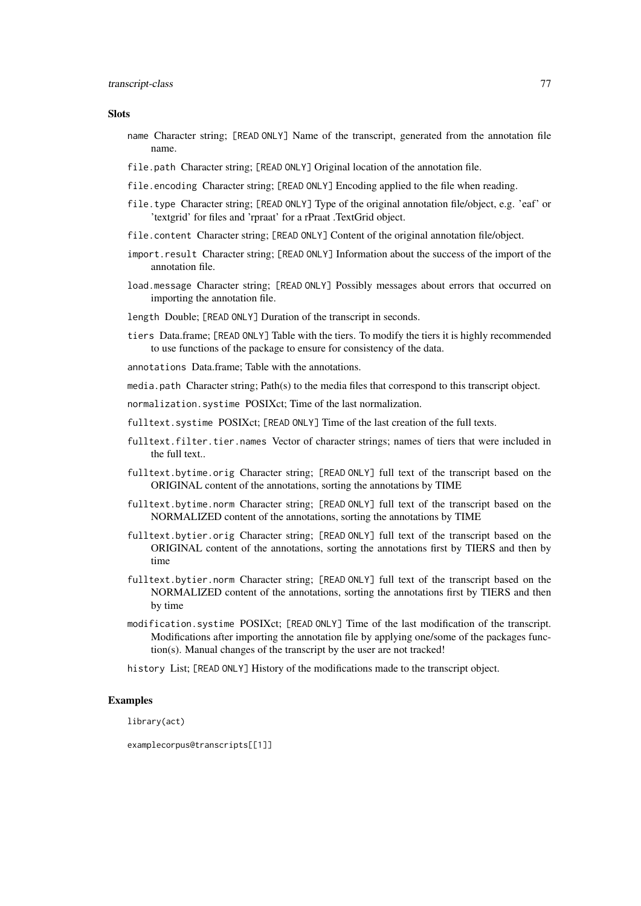### Slots

- `name` Character string; [READ ONLY] Name of the transcript, generated from the annotation file name.
- `file.path` Character string; [READ ONLY] Original location of the annotation file.
- `file.encoding` Character string; [READ ONLY] Encoding applied to the file when reading.
- `file.type` Character string; [READ ONLY] Type of the original annotation file/object, e.g. 'eaf' or 'textgrid' for files and 'rpraat' for a rPraat .TextGrid object.
- `file.content` Character string; [READ ONLY] Content of the original annotation file/object.
- `import.result` Character string; [READ ONLY] Information about the success of the import of the annotation file.
- `load.message` Character string; [READ ONLY] Possibly messages about errors that occurred on importing the annotation file.
- `length` Double; [READ ONLY] Duration of the transcript in seconds.
- `tiers` Data.frame; [READ ONLY] Table with the tiers. To modify the tiers it is highly recommended to use functions of the package to ensure for consistency of the data.
- `annotations` Data.frame; Table with the annotations.
- `media.path` Character string; Path(s) to the media files that correspond to this transcript object.
- `normalization.systime` POSIXct; Time of the last normalization.
- `fulltext.systime` POSIXct; [READ ONLY] Time of the last creation of the full texts.
- `fulltext.filter.tier.names` Vector of character strings; names of tiers that were included in the full text..
- `fulltext.bytime.orig` Character string; [READ ONLY] full text of the transcript based on the ORIGINAL content of the annotations, sorting the annotations by TIME
- `fulltext.bytime.norm` Character string; [READ ONLY] full text of the transcript based on the NORMALIZED content of the annotations, sorting the annotations by TIME
- `fulltext.bytier.orig` Character string; [READ ONLY] full text of the transcript based on the ORIGINAL content of the annotations, sorting the annotations first by TIERS and then by time
- `fulltext.bytier.norm` Character string; [READ ONLY] full text of the transcript based on the NORMALIZED content of the annotations, sorting the annotations first by TIERS and then by time
- `modification.systime` POSIXct; [READ ONLY] Time of the last modification of the transcript. Modifications after importing the annotation file by applying one/some of the packages function(s). Manual changes of the transcript by the user are not tracked!
- `history` List; [READ ONLY] History of the modifications made to the transcript object.

### Examples

```
library(act)

examplecorpus@transcripts[[1]]
```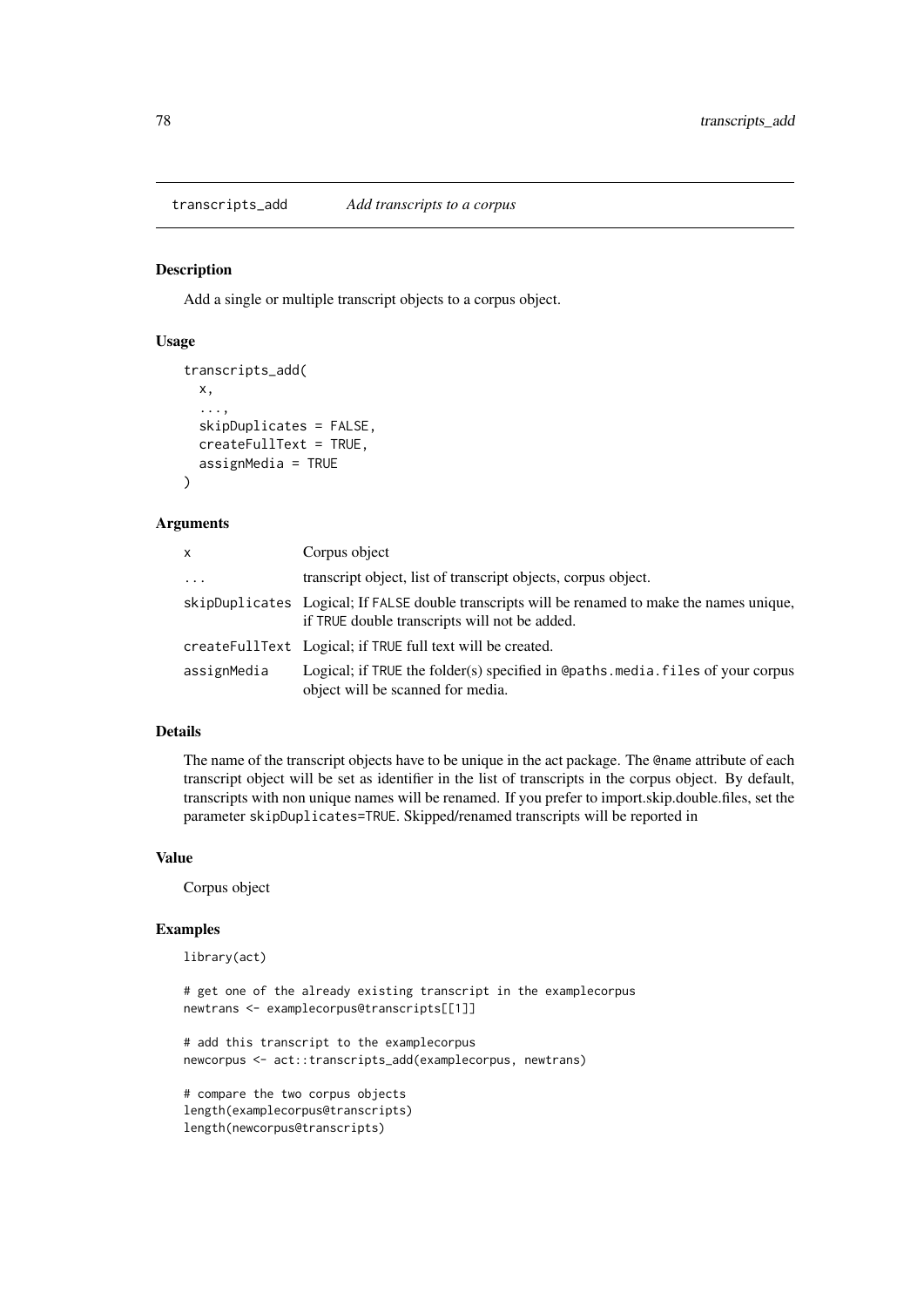## transcripts_add *Add transcripts to a corpus*

### Description

Add a single or multiple transcript objects to a corpus object.

### Usage

```
transcripts_add(
  x,
  ...,
  skipDuplicates = FALSE,
  createFullText = TRUE,
  assignMedia = TRUE
)
```

### Arguments

| | |
|---|---|
| x | Corpus object |
| ... | transcript object, list of transcript objects, corpus object. |
| skipDuplicates | Logical; If FALSE double transcripts will be renamed to make the names unique, if TRUE double transcripts will not be added. |
| createFullText | Logical; if TRUE full text will be created. |
| assignMedia | Logical; if TRUE the folder(s) specified in @paths.media.files of your corpus object will be scanned for media. |

### Details

The name of the transcript objects have to be unique in the act package. The @name attribute of each transcript object will be set as identifier in the list of transcripts in the corpus object. By default, transcripts with non unique names will be renamed. If you prefer to import.skip.double.files, set the parameter skipDuplicates=TRUE. Skipped/renamed transcripts will be reported in

### Value

Corpus object

### Examples

```
library(act)

# get one of the already existing transcript in the examplecorpus
newtrans <- examplecorpus@transcripts[[1]]

# add this transcript to the examplecorpus
newcorpus <- act::transcripts_add(examplecorpus, newtrans)

# compare the two corpus objects
length(examplecorpus@transcripts)
length(newcorpus@transcripts)
```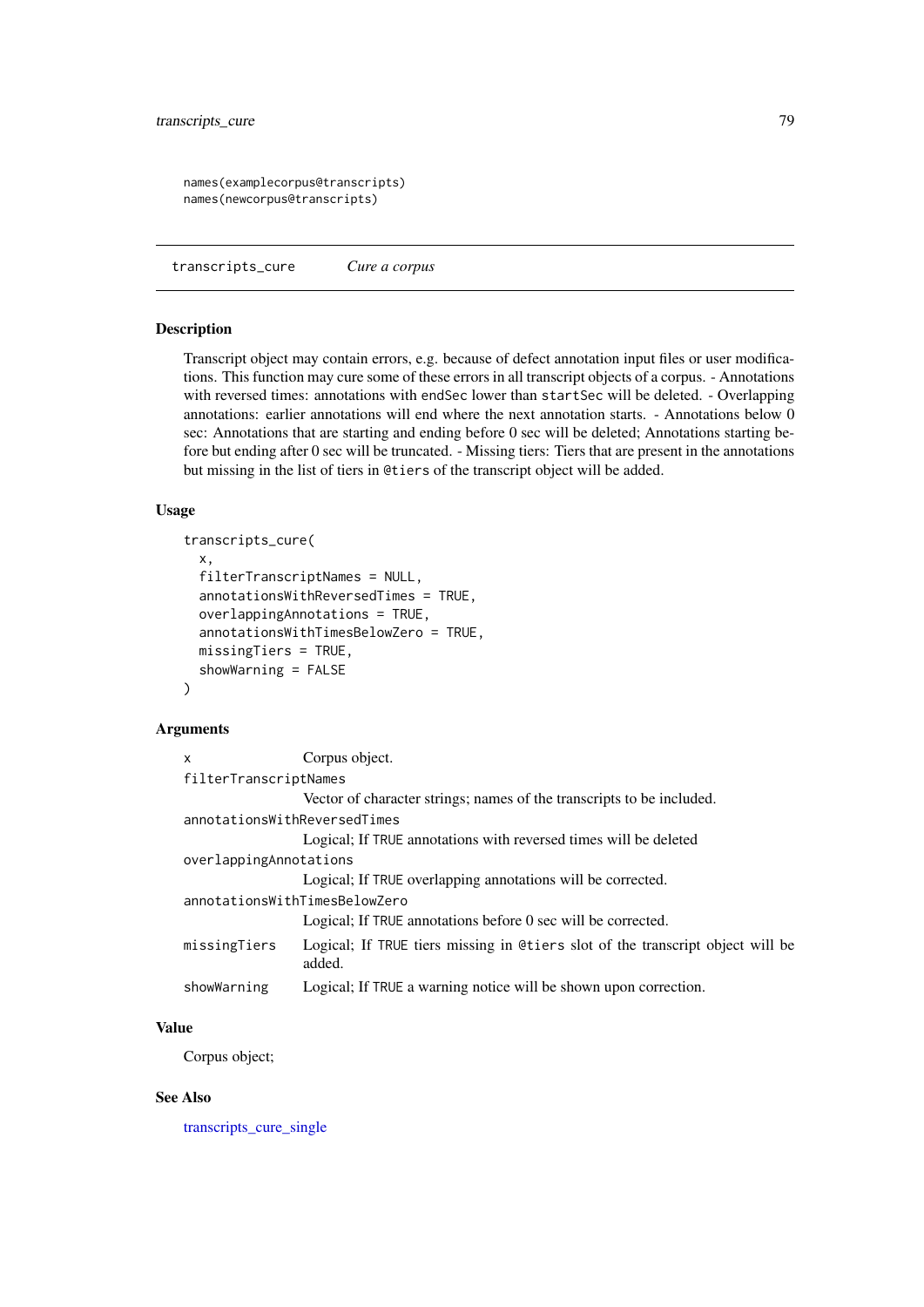```
names(examplecorpus@transcripts)
names(newcorpus@transcripts)
```

---

## transcripts_cure &nbsp;&nbsp;&nbsp; *Cure a corpus*

### Description

Transcript object may contain errors, e.g. because of defect annotation input files or user modifications. This function may cure some of these errors in all transcript objects of a corpus. - Annotations with reversed times: annotations with `endSec` lower than `startSec` will be deleted. - Overlapping annotations: earlier annotations will end where the next annotation starts. - Annotations below 0 sec: Annotations that are starting and ending before 0 sec will be deleted; Annotations starting before but ending after 0 sec will be truncated. - Missing tiers: Tiers that are present in the annotations but missing in the list of tiers in `@tiers` of the transcript object will be added.

### Usage

```
transcripts_cure(
  x,
  filterTranscriptNames = NULL,
  annotationsWithReversedTimes = TRUE,
  overlappingAnnotations = TRUE,
  annotationsWithTimesBelowZero = TRUE,
  missingTiers = TRUE,
  showWarning = FALSE
)
```

### Arguments

- `x` — Corpus object.
- `filterTranscriptNames` — Vector of character strings; names of the transcripts to be included.
- `annotationsWithReversedTimes` — Logical; If `TRUE` annotations with reversed times will be deleted
- `overlappingAnnotations` — Logical; If `TRUE` overlapping annotations will be corrected.
- `annotationsWithTimesBelowZero` — Logical; If `TRUE` annotations before 0 sec will be corrected.
- `missingTiers` — Logical; If `TRUE` tiers missing in `@tiers` slot of the transcript object will be added.
- `showWarning` — Logical; If `TRUE` a warning notice will be shown upon correction.

### Value

Corpus object;

### See Also

transcripts_cure_single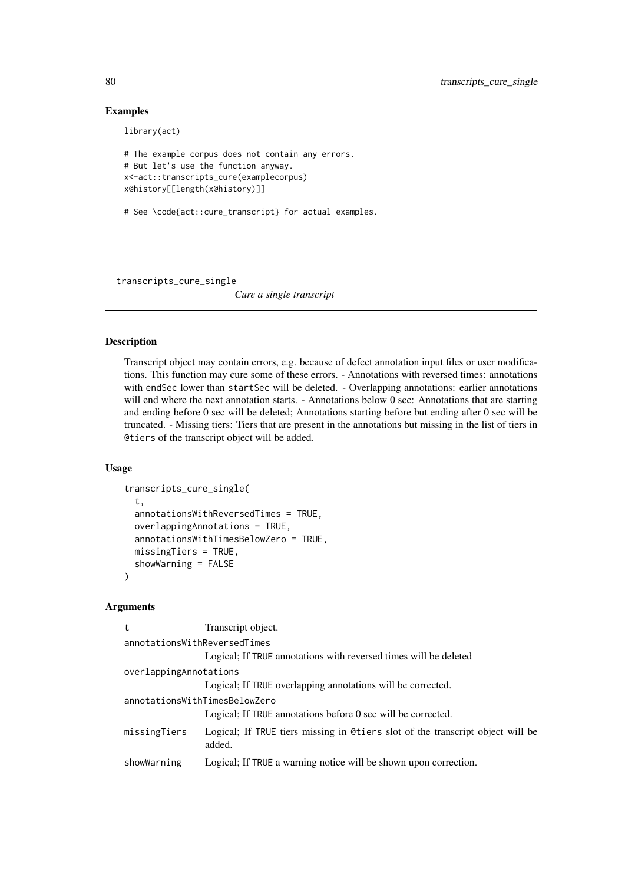### Examples

```
library(act)

# The example corpus does not contain any errors.
# But let's use the function anyway.
x<-act::transcripts_cure(examplecorpus)
x@history[[length(x@history)]]

# See \code{act::cure_transcript} for actual examples.
```

---

## transcripts_cure_single

*Cure a single transcript*

---

### Description

Transcript object may contain errors, e.g. because of defect annotation input files or user modifications. This function may cure some of these errors. - Annotations with reversed times: annotations with `endSec` lower than `startSec` will be deleted. - Overlapping annotations: earlier annotations will end where the next annotation starts. - Annotations below 0 sec: Annotations that are starting and ending before 0 sec will be deleted; Annotations starting before but ending after 0 sec will be truncated. - Missing tiers: Tiers that are present in the annotations but missing in the list of tiers in `@tiers` of the transcript object will be added.

### Usage

```
transcripts_cure_single(
  t,
  annotationsWithReversedTimes = TRUE,
  overlappingAnnotations = TRUE,
  annotationsWithTimesBelowZero = TRUE,
  missingTiers = TRUE,
  showWarning = FALSE
)
```

### Arguments

| | |
|---|---|
| `t` | Transcript object. |
| `annotationsWithReversedTimes` | Logical; If `TRUE` annotations with reversed times will be deleted |
| `overlappingAnnotations` | Logical; If `TRUE` overlapping annotations will be corrected. |
| `annotationsWithTimesBelowZero` | Logical; If `TRUE` annotations before 0 sec will be corrected. |
| `missingTiers` | Logical; If `TRUE` tiers missing in `@tiers` slot of the transcript object will be added. |
| `showWarning` | Logical; If `TRUE` a warning notice will be shown upon correction. |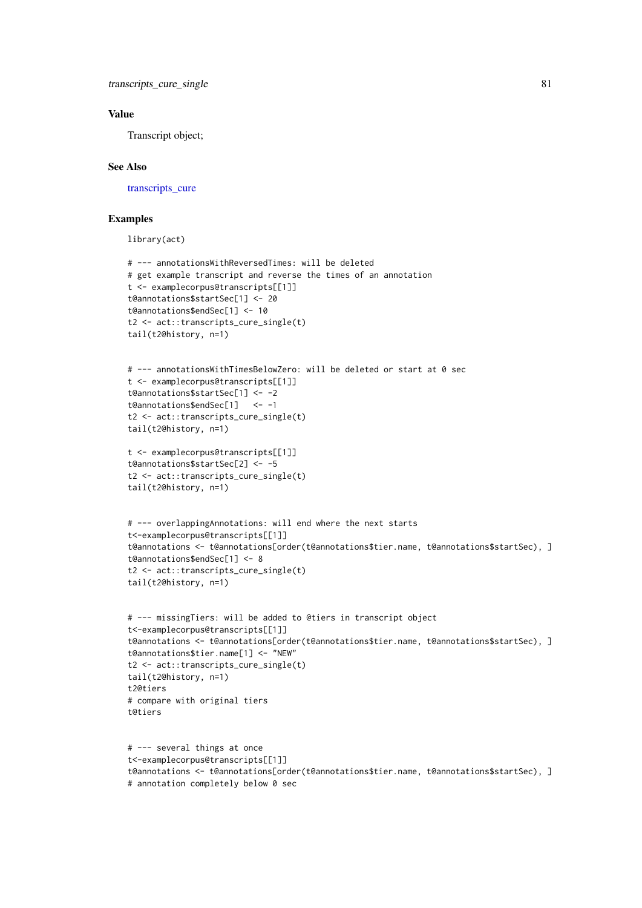### Value

Transcript object;

### See Also

transcripts_cure

### Examples

```
library(act)

# --- annotationsWithReversedTimes: will be deleted
# get example transcript and reverse the times of an annotation
t <- examplecorpus@transcripts[[1]]
t@annotations$startSec[1] <- 20
t@annotations$endSec[1] <- 10
t2 <- act::transcripts_cure_single(t)
tail(t2@history, n=1)


# --- annotationsWithTimesBelowZero: will be deleted or start at 0 sec
t <- examplecorpus@transcripts[[1]]
t@annotations$startSec[1] <- -2
t@annotations$endSec[1]   <- -1
t2 <- act::transcripts_cure_single(t)
tail(t2@history, n=1)

t <- examplecorpus@transcripts[[1]]
t@annotations$startSec[2] <- -5
t2 <- act::transcripts_cure_single(t)
tail(t2@history, n=1)


# --- overlappingAnnotations: will end where the next starts
t<-examplecorpus@transcripts[[1]]
t@annotations <- t@annotations[order(t@annotations$tier.name, t@annotations$startSec), ]
t@annotations$endSec[1] <- 8
t2 <- act::transcripts_cure_single(t)
tail(t2@history, n=1)


# --- missingTiers: will be added to @tiers in transcript object
t<-examplecorpus@transcripts[[1]]
t@annotations <- t@annotations[order(t@annotations$tier.name, t@annotations$startSec), ]
t@annotations$tier.name[1] <- "NEW"
t2 <- act::transcripts_cure_single(t)
tail(t2@history, n=1)
t2@tiers
# compare with original tiers
t@tiers


# --- several things at once
t<-examplecorpus@transcripts[[1]]
t@annotations <- t@annotations[order(t@annotations$tier.name, t@annotations$startSec), ]
# annotation completely below 0 sec
```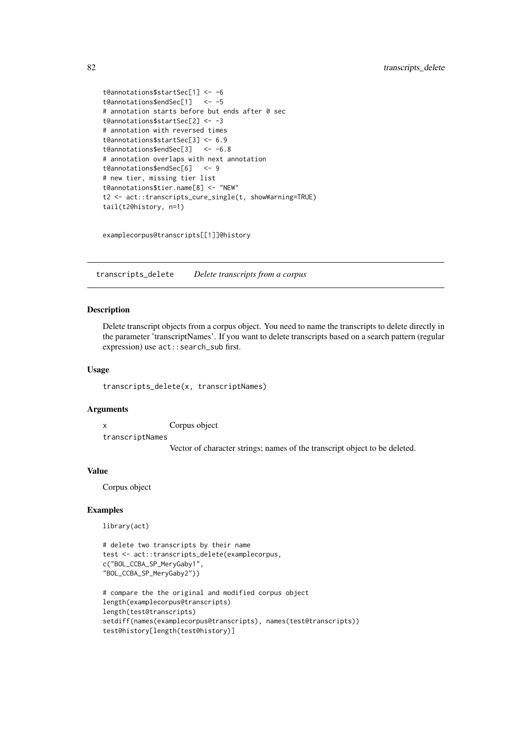```
t@annotations$startSec[1] <- -6
t@annotations$endSec[1]   <- -5
# annotation starts before but ends after 0 sec
t@annotations$startSec[2] <- -3
# annotation with reversed times
t@annotations$startSec[3] <- 6.9
t@annotations$endSec[3]   <- -6.8
# annotation overlaps with next annotation
t@annotations$endSec[6]   <- 9
# new tier, missing tier list
t@annotations$tier.name[8] <- "NEW"
t2 <- act::transcripts_cure_single(t, showWarning=TRUE)
tail(t2@history, n=1)


examplecorpus@transcripts[[1]]@history
```

## transcripts_delete — *Delete transcripts from a corpus*

### Description

Delete transcript objects from a corpus object. You need to name the transcripts to delete directly in the parameter 'transcriptNames'. If you want to delete transcripts based on a search pattern (regular expression) use `act::search_sub` first.

### Usage

```
transcripts_delete(x, transcriptNames)
```

### Arguments

- `x` — Corpus object
- `transcriptNames` — Vector of character strings; names of the transcript object to be deleted.

### Value

Corpus object

### Examples

```
library(act)

# delete two transcripts by their name
test <- act::transcripts_delete(examplecorpus,
c("BOL_CCBA_SP_MeryGaby1",
"BOL_CCBA_SP_MeryGaby2"))

# compare the the original and modified corpus object
length(examplecorpus@transcripts)
length(test@transcripts)
setdiff(names(examplecorpus@transcripts), names(test@transcripts))
test@history[length(test@history)]
```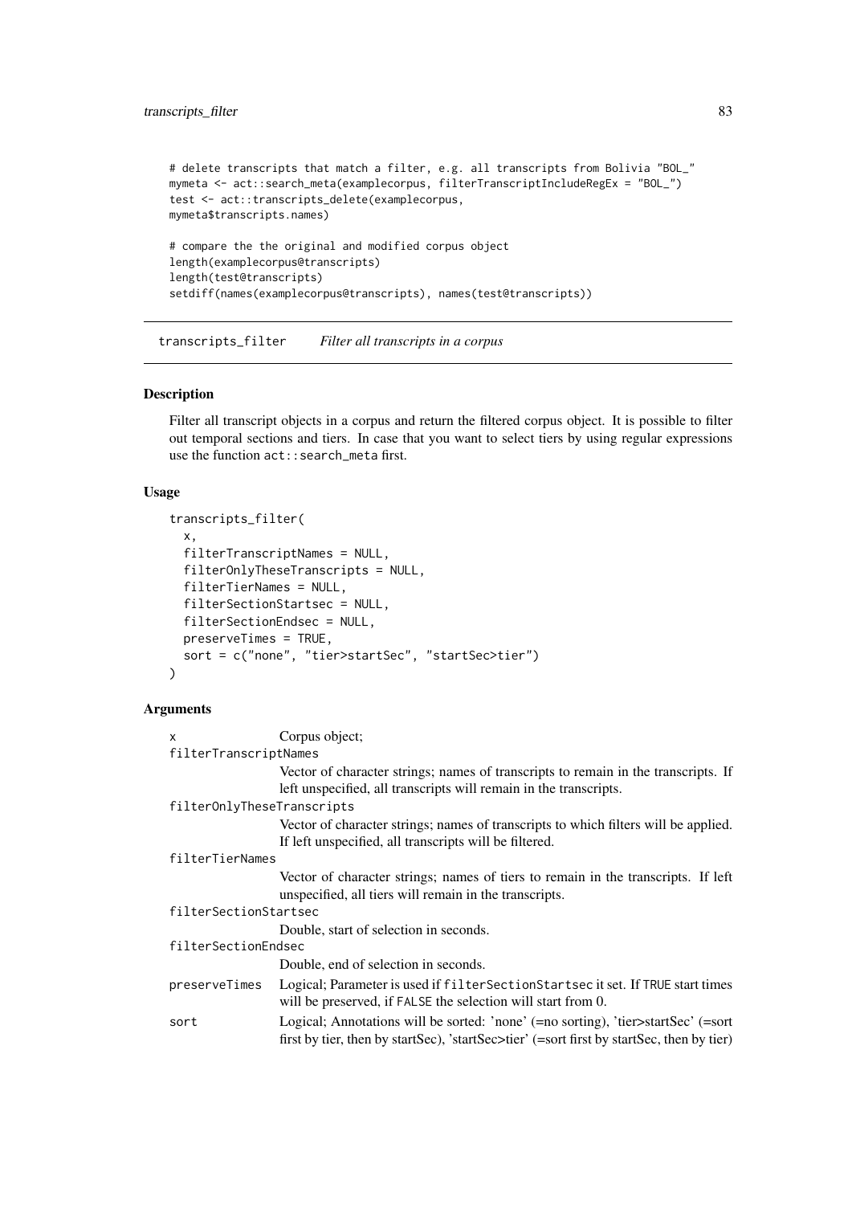```
# delete transcripts that match a filter, e.g. all transcripts from Bolivia "BOL_"
mymeta <- act::search_meta(examplecorpus, filterTranscriptIncludeRegEx = "BOL_")
test <- act::transcripts_delete(examplecorpus,
mymeta$transcripts.names)

# compare the the original and modified corpus object
length(examplecorpus@transcripts)
length(test@transcripts)
setdiff(names(examplecorpus@transcripts), names(test@transcripts))
```

## transcripts_filter    *Filter all transcripts in a corpus*

### Description

Filter all transcript objects in a corpus and return the filtered corpus object. It is possible to filter out temporal sections and tiers. In case that you want to select tiers by using regular expressions use the function `act::search_meta` first.

### Usage

```
transcripts_filter(
  x,
  filterTranscriptNames = NULL,
  filterOnlyTheseTranscripts = NULL,
  filterTierNames = NULL,
  filterSectionStartsec = NULL,
  filterSectionEndsec = NULL,
  preserveTimes = TRUE,
  sort = c("none", "tier>startSec", "startSec>tier")
)
```

### Arguments

| Argument | Description |
|---|---|
| `x` | Corpus object; |
| `filterTranscriptNames` | Vector of character strings; names of transcripts to remain in the transcripts. If left unspecified, all transcripts will remain in the transcripts. |
| `filterOnlyTheseTranscripts` | Vector of character strings; names of transcripts to which filters will be applied. If left unspecified, all transcripts will be filtered. |
| `filterTierNames` | Vector of character strings; names of tiers to remain in the transcripts. If left unspecified, all tiers will remain in the transcripts. |
| `filterSectionStartsec` | Double, start of selection in seconds. |
| `filterSectionEndsec` | Double, end of selection in seconds. |
| `preserveTimes` | Logical; Parameter is used if `filterSectionStartsec` it set. If `TRUE` start times will be preserved, if `FALSE` the selection will start from 0. |
| `sort` | Logical; Annotations will be sorted: 'none' (=no sorting), 'tier>startSec' (=sort first by tier, then by startSec), 'startSec>tier' (=sort first by startSec, then by tier) |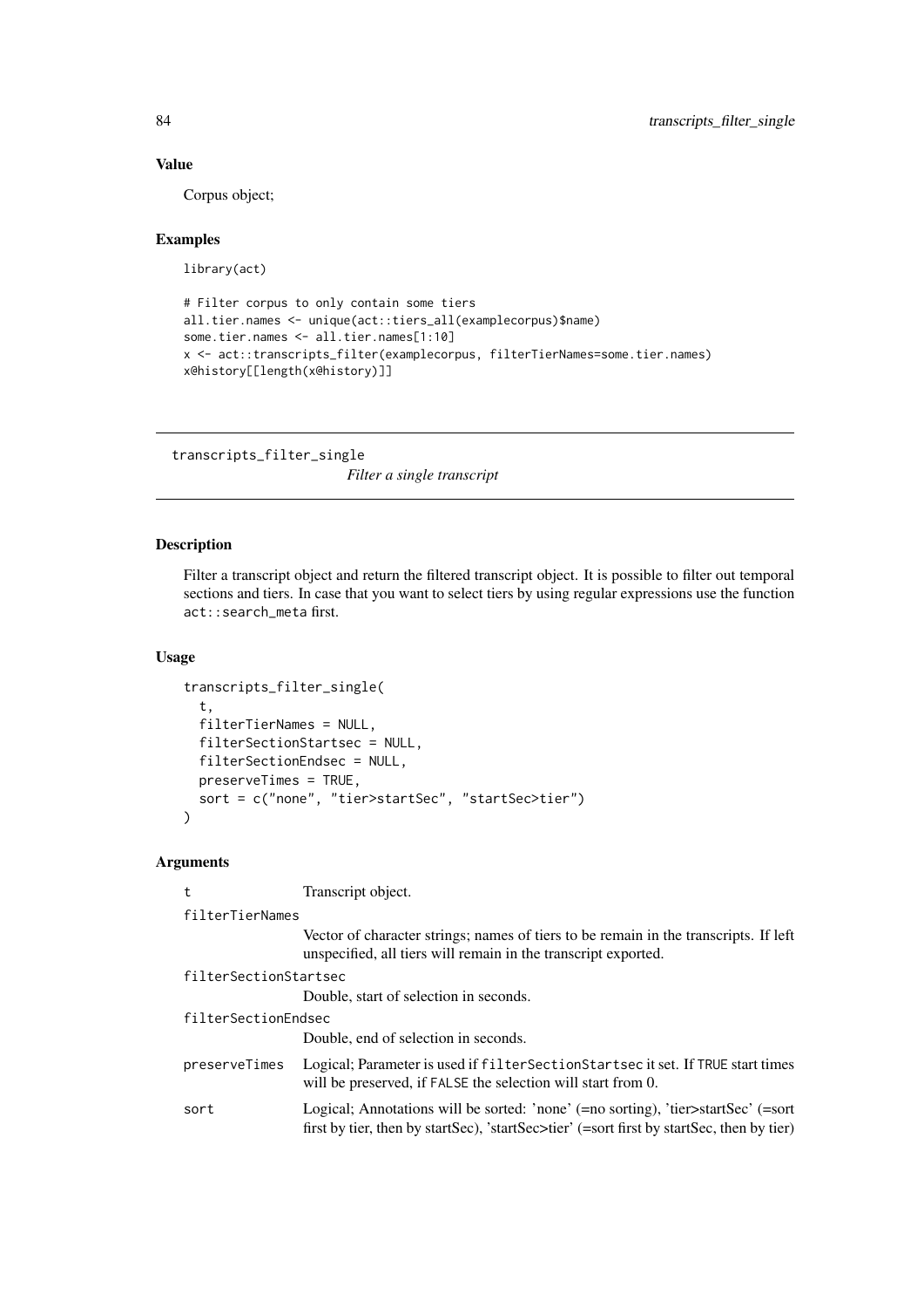## Value

Corpus object;

## Examples

```
library(act)

# Filter corpus to only contain some tiers
all.tier.names <- unique(act::tiers_all(examplecorpus)$name)
some.tier.names <- all.tier.names[1:10]
x <- act::transcripts_filter(examplecorpus, filterTierNames=some.tier.names)
x@history[[length(x@history)]]
```

---

# transcripts_filter_single

*Filter a single transcript*

---

## Description

Filter a transcript object and return the filtered transcript object. It is possible to filter out temporal sections and tiers. In case that you want to select tiers by using regular expressions use the function `act::search_meta` first.

## Usage

```
transcripts_filter_single(
  t,
  filterTierNames = NULL,
  filterSectionStartsec = NULL,
  filterSectionEndsec = NULL,
  preserveTimes = TRUE,
  sort = c("none", "tier>startSec", "startSec>tier")
)
```

## Arguments

| | |
|---|---|
| `t` | Transcript object. |
| `filterTierNames` | Vector of character strings; names of tiers to be remain in the transcripts. If left unspecified, all tiers will remain in the transcript exported. |
| `filterSectionStartsec` | Double, start of selection in seconds. |
| `filterSectionEndsec` | Double, end of selection in seconds. |
| `preserveTimes` | Logical; Parameter is used if `filterSectionStartsec` it set. If `TRUE` start times will be preserved, if `FALSE` the selection will start from 0. |
| `sort` | Logical; Annotations will be sorted: 'none' (=no sorting), 'tier>startSec' (=sort first by tier, then by startSec), 'startSec>tier' (=sort first by startSec, then by tier) |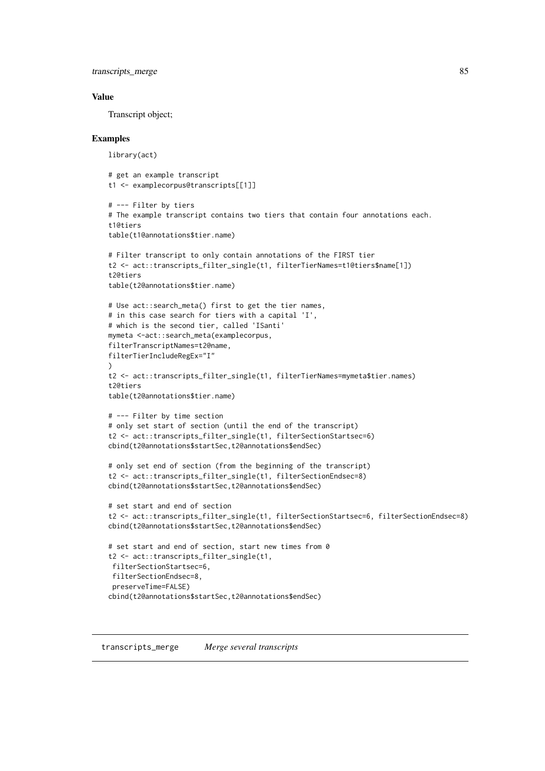## Value

Transcript object;

## Examples

```
library(act)

# get an example transcript
t1 <- examplecorpus@transcripts[[1]]

# --- Filter by tiers
# The example transcript contains two tiers that contain four annotations each.
t1@tiers
table(t1@annotations$tier.name)

# Filter transcript to only contain annotations of the FIRST tier
t2 <- act::transcripts_filter_single(t1, filterTierNames=t1@tiers$name[1])
t2@tiers
table(t2@annotations$tier.name)

# Use act::search_meta() first to get the tier names,
# in this case search for tiers with a capital 'I',
# which is the second tier, called 'ISanti'
mymeta <-act::search_meta(examplecorpus,
filterTranscriptNames=t2@name,
filterTierIncludeRegEx="I"
)
t2 <- act::transcripts_filter_single(t1, filterTierNames=mymeta$tier.names)
t2@tiers
table(t2@annotations$tier.name)

# --- Filter by time section
# only set start of section (until the end of the transcript)
t2 <- act::transcripts_filter_single(t1, filterSectionStartsec=6)
cbind(t2@annotations$startSec,t2@annotations$endSec)

# only set end of section (from the beginning of the transcript)
t2 <- act::transcripts_filter_single(t1, filterSectionEndsec=8)
cbind(t2@annotations$startSec,t2@annotations$endSec)

# set start and end of section
t2 <- act::transcripts_filter_single(t1, filterSectionStartsec=6, filterSectionEndsec=8)
cbind(t2@annotations$startSec,t2@annotations$endSec)

# set start and end of section, start new times from 0
t2 <- act::transcripts_filter_single(t1,
 filterSectionStartsec=6,
 filterSectionEndsec=8,
 preserveTime=FALSE)
cbind(t2@annotations$startSec,t2@annotations$endSec)
```

---

# transcripts_merge *Merge several transcripts*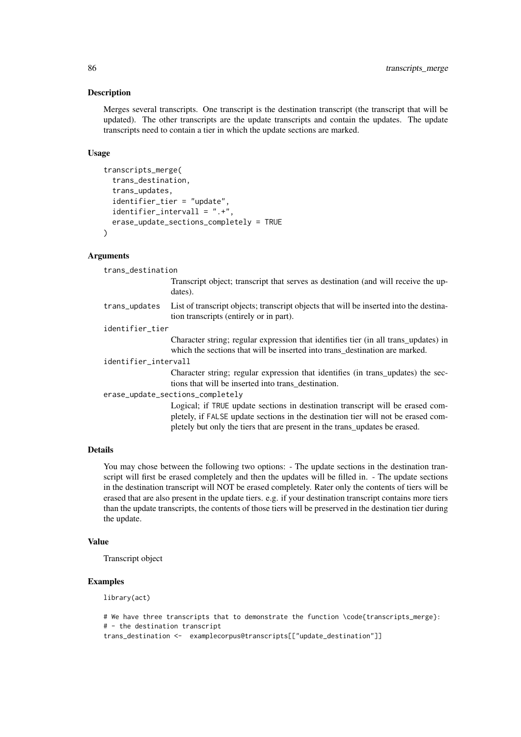## Description

Merges several transcripts. One transcript is the destination transcript (the transcript that will be updated). The other transcripts are the update transcripts and contain the updates. The update transcripts need to contain a tier in which the update sections are marked.

## Usage

```
transcripts_merge(
  trans_destination,
  trans_updates,
  identifier_tier = "update",
  identifier_intervall = ".+",
  erase_update_sections_completely = TRUE
)
```

## Arguments

`trans_destination`
: Transcript object; transcript that serves as destination (and will receive the updates).

`trans_updates`
: List of transcript objects; transcript objects that will be inserted into the destination transcripts (entirely or in part).

`identifier_tier`
: Character string; regular expression that identifies tier (in all trans_updates) in which the sections that will be inserted into trans_destination are marked.

`identifier_intervall`
: Character string; regular expression that identifies (in trans_updates) the sections that will be inserted into trans_destination.

`erase_update_sections_completely`
: Logical; if `TRUE` update sections in destination transcript will be erased completely, if `FALSE` update sections in the destination tier will not be erased completely but only the tiers that are present in the trans_updates be erased.

## Details

You may chose between the following two options: - The update sections in the destination transcript will first be erased completely and then the updates will be filled in. - The update sections in the destination transcript will NOT be erased completely. Rater only the contents of tiers will be erased that are also present in the update tiers. e.g. if your destination transcript contains more tiers than the update transcripts, the contents of those tiers will be preserved in the destination tier during the update.

## Value

Transcript object

## Examples

```
library(act)

# We have three transcripts that to demonstrate the function \code{transcripts_merge}:
# - the destination transcript
trans_destination <-  examplecorpus@transcripts[["update_destination"]]
```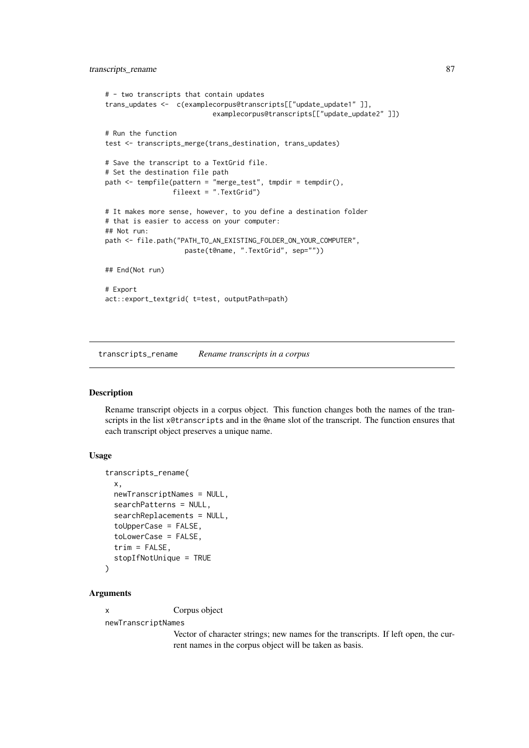```
# - two transcripts that contain updates
trans_updates <-  c(examplecorpus@transcripts[["update_update1" ]],
                         examplecorpus@transcripts[["update_update2" ]])

# Run the function
test <- transcripts_merge(trans_destination, trans_updates)

# Save the transcript to a TextGrid file.
# Set the destination file path
path <- tempfile(pattern = "merge_test", tmpdir = tempdir(),
                 fileext = ".TextGrid")

# It makes more sense, however, to you define a destination folder
# that is easier to access on your computer:
## Not run:
path <- file.path("PATH_TO_AN_EXISTING_FOLDER_ON_YOUR_COMPUTER",
                    paste(t@name, ".TextGrid", sep=""))

## End(Not run)

# Export
act::export_textgrid( t=test, outputPath=path)
```

---

## transcripts_rename *Rename transcripts in a corpus*

### Description

Rename transcript objects in a corpus object. This function changes both the names of the transcripts in the list `x@transcripts` and in the `@name` slot of the transcript. The function ensures that each transcript object preserves a unique name.

### Usage

```
transcripts_rename(
  x,
  newTranscriptNames = NULL,
  searchPatterns = NULL,
  searchReplacements = NULL,
  toUpperCase = FALSE,
  toLowerCase = FALSE,
  trim = FALSE,
  stopIfNotUnique = TRUE
)
```

### Arguments

`x` Corpus object

`newTranscriptNames` Vector of character strings; new names for the transcripts. If left open, the current names in the corpus object will be taken as basis.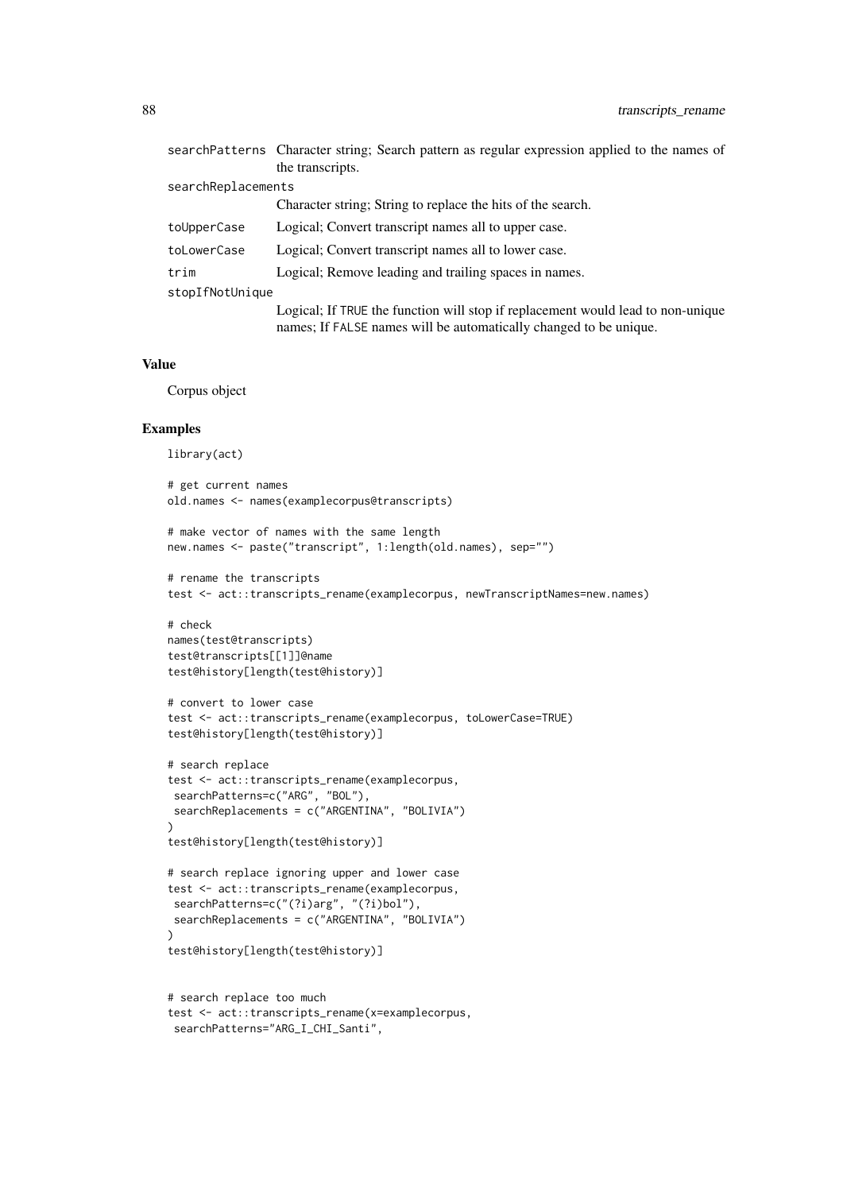| | |
|---|---|
| searchPatterns | Character string; Search pattern as regular expression applied to the names of the transcripts. |
| searchReplacements | Character string; String to replace the hits of the search. |
| toUpperCase | Logical; Convert transcript names all to upper case. |
| toLowerCase | Logical; Convert transcript names all to lower case. |
| trim | Logical; Remove leading and trailing spaces in names. |
| stopIfNotUnique | Logical; If TRUE the function will stop if replacement would lead to non-unique names; If FALSE names will be automatically changed to be unique. |

## Value

Corpus object

## Examples

```
library(act)

# get current names
old.names <- names(examplecorpus@transcripts)

# make vector of names with the same length
new.names <- paste("transcript", 1:length(old.names), sep="")

# rename the transcripts
test <- act::transcripts_rename(examplecorpus, newTranscriptNames=new.names)

# check
names(test@transcripts)
test@transcripts[[1]]@name
test@history[length(test@history)]

# convert to lower case
test <- act::transcripts_rename(examplecorpus, toLowerCase=TRUE)
test@history[length(test@history)]

# search replace
test <- act::transcripts_rename(examplecorpus,
 searchPatterns=c("ARG", "BOL"),
 searchReplacements = c("ARGENTINA", "BOLIVIA")
)
test@history[length(test@history)]

# search replace ignoring upper and lower case
test <- act::transcripts_rename(examplecorpus,
 searchPatterns=c("(?i)arg", "(?i)bol"),
 searchReplacements = c("ARGENTINA", "BOLIVIA")
)
test@history[length(test@history)]


# search replace too much
test <- act::transcripts_rename(x=examplecorpus,
 searchPatterns="ARG_I_CHI_Santi",
```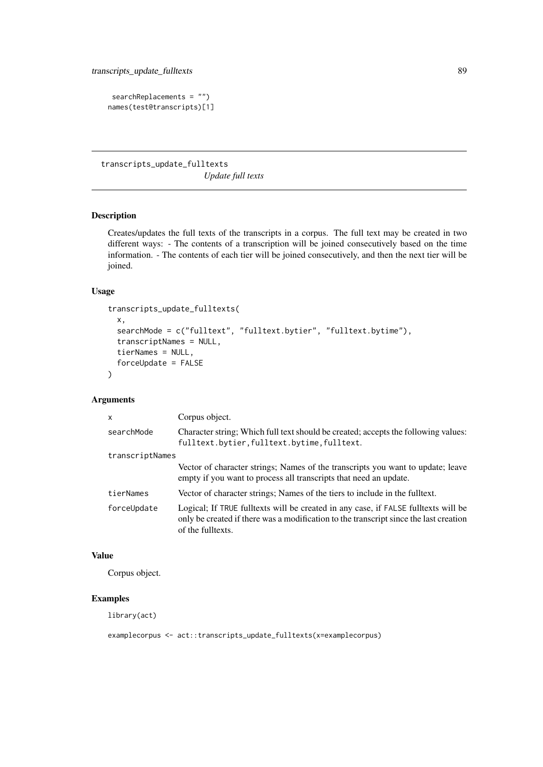```
 searchReplacements = "")
names(test@transcripts)[1]
```

## transcripts_update_fulltexts

*Update full texts*

### Description

Creates/updates the full texts of the transcripts in a corpus. The full text may be created in two different ways: - The contents of a transcription will be joined consecutively based on the time information. - The contents of each tier will be joined consecutively, and then the next tier will be joined.

### Usage

```
transcripts_update_fulltexts(
  x,
  searchMode = c("fulltext", "fulltext.bytier", "fulltext.bytime"),
  transcriptNames = NULL,
  tierNames = NULL,
  forceUpdate = FALSE
)
```

### Arguments

| | |
|---|---|
| `x` | Corpus object. |
| `searchMode` | Character string; Which full text should be created; accepts the following values: `fulltext.bytier,fulltext.bytime,fulltext`. |
| `transcriptNames` | Vector of character strings; Names of the transcripts you want to update; leave empty if you want to process all transcripts that need an update. |
| `tierNames` | Vector of character strings; Names of the tiers to include in the fulltext. |
| `forceUpdate` | Logical; If `TRUE` fulltexts will be created in any case, if `FALSE` fulltexts will be only be created if there was a modification to the transcript since the last creation of the fulltexts. |

### Value

Corpus object.

### Examples

```
library(act)

examplecorpus <- act::transcripts_update_fulltexts(x=examplecorpus)
```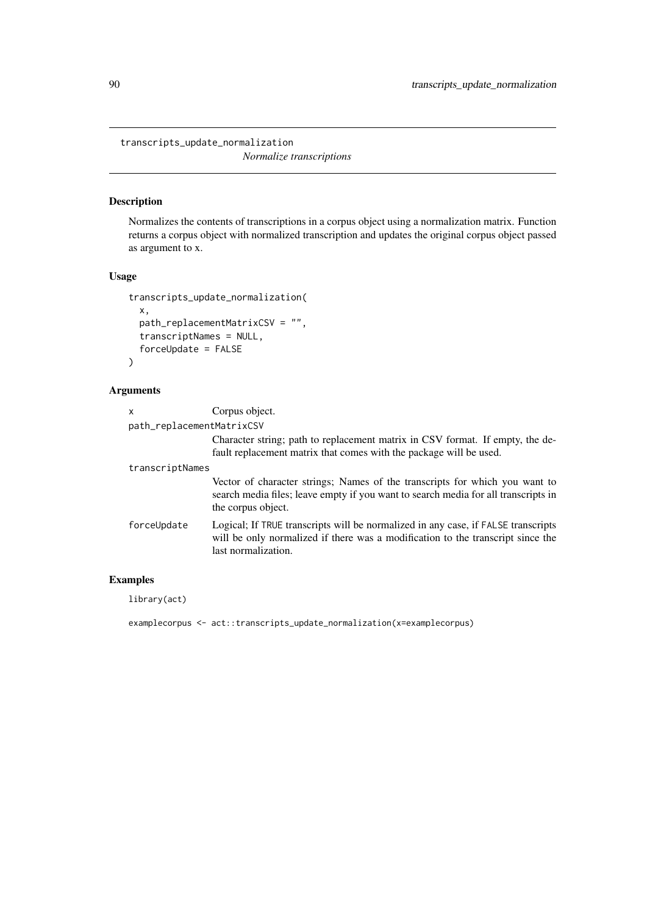## transcripts_update_normalization

*Normalize transcriptions*

### Description

Normalizes the contents of transcriptions in a corpus object using a normalization matrix. Function returns a corpus object with normalized transcription and updates the original corpus object passed as argument to x.

### Usage

```
transcripts_update_normalization(
  x,
  path_replacementMatrixCSV = "",
  transcriptNames = NULL,
  forceUpdate = FALSE
)
```

### Arguments

`x` Corpus object.

`path_replacementMatrixCSV` Character string; path to replacement matrix in CSV format. If empty, the default replacement matrix that comes with the package will be used.

`transcriptNames` Vector of character strings; Names of the transcripts for which you want to search media files; leave empty if you want to search media for all transcripts in the corpus object.

`forceUpdate` Logical; If `TRUE` transcripts will be normalized in any case, if `FALSE` transcripts will be only normalized if there was a modification to the transcript since the last normalization.

### Examples

```
library(act)

examplecorpus <- act::transcripts_update_normalization(x=examplecorpus)
```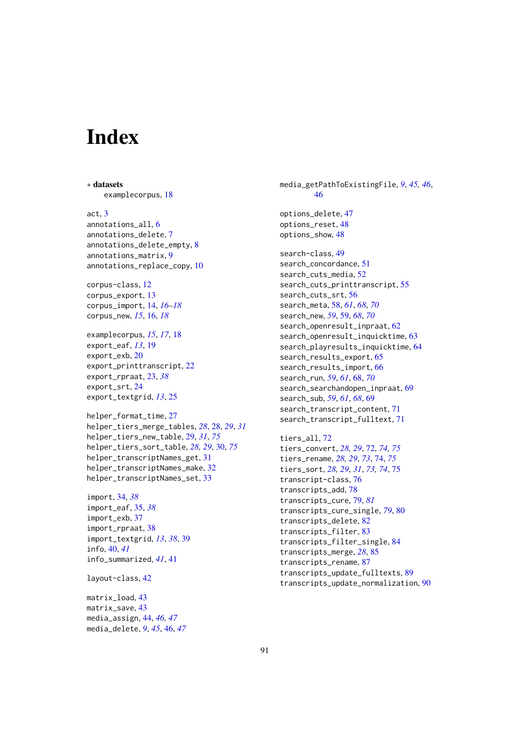# Index

∗ **datasets**
  examplecorpus, 18

act, 3
annotations_all, 6
annotations_delete, 7
annotations_delete_empty, 8
annotations_matrix, 9
annotations_replace_copy, 10

corpus-class, 12
corpus_export, 13
corpus_import, 14, *16–18*
corpus_new, *15*, 16, *18*

examplecorpus, *15*, *17*, 18
export_eaf, *13*, 19
export_exb, 20
export_printtranscript, 22
export_rpraat, 23, *38*
export_srt, 24
export_textgrid, *13*, 25

helper_format_time, 27
helper_tiers_merge_tables, *28*, 28, *29*, *31*
helper_tiers_new_table, 29, *31*, *75*
helper_tiers_sort_table, *28*, *29*, 30, *75*
helper_transcriptNames_get, 31
helper_transcriptNames_make, 32
helper_transcriptNames_set, 33

import, 34, *38*
import_eaf, 35, *38*
import_exb, 37
import_rpraat, 38
import_textgrid, *13*, *38*, 39
info, 40, *41*
info_summarized, *41*, 41

layout-class, 42

matrix_load, 43
matrix_save, 43
media_assign, 44, *46*, *47*
media_delete, *9*, *45*, 46, *47*
media_getPathToExistingFile, *9*, *45*, *46*, 46

options_delete, 47
options_reset, 48
options_show, 48

search-class, 49
search_concordance, 51
search_cuts_media, 52
search_cuts_printtranscript, 55
search_cuts_srt, 56
search_meta, 58, *61*, *68*, *70*
search_new, *59*, 59, *68*, *70*
search_openresult_inpraat, 62
search_openresult_inquicktime, 63
search_playresults_inquicktime, 64
search_results_export, 65
search_results_import, 66
search_run, *59*, *61*, 68, *70*
search_searchandopen_inpraat, 69
search_sub, *59*, *61*, *68*, 69
search_transcript_content, 71
search_transcript_fulltext, 71

tiers_all, 72
tiers_convert, *28*, *29*, 72, *74*, *75*
tiers_rename, *28*, *29*, *73*, 74, *75*
tiers_sort, *28*, *29*, *31*, *73*, *74*, 75
transcript-class, 76
transcripts_add, 78
transcripts_cure, 79, *81*
transcripts_cure_single, *79*, 80
transcripts_delete, 82
transcripts_filter, 83
transcripts_filter_single, 84
transcripts_merge, *28*, 85
transcripts_rename, 87
transcripts_update_fulltexts, 89
transcripts_update_normalization, 90